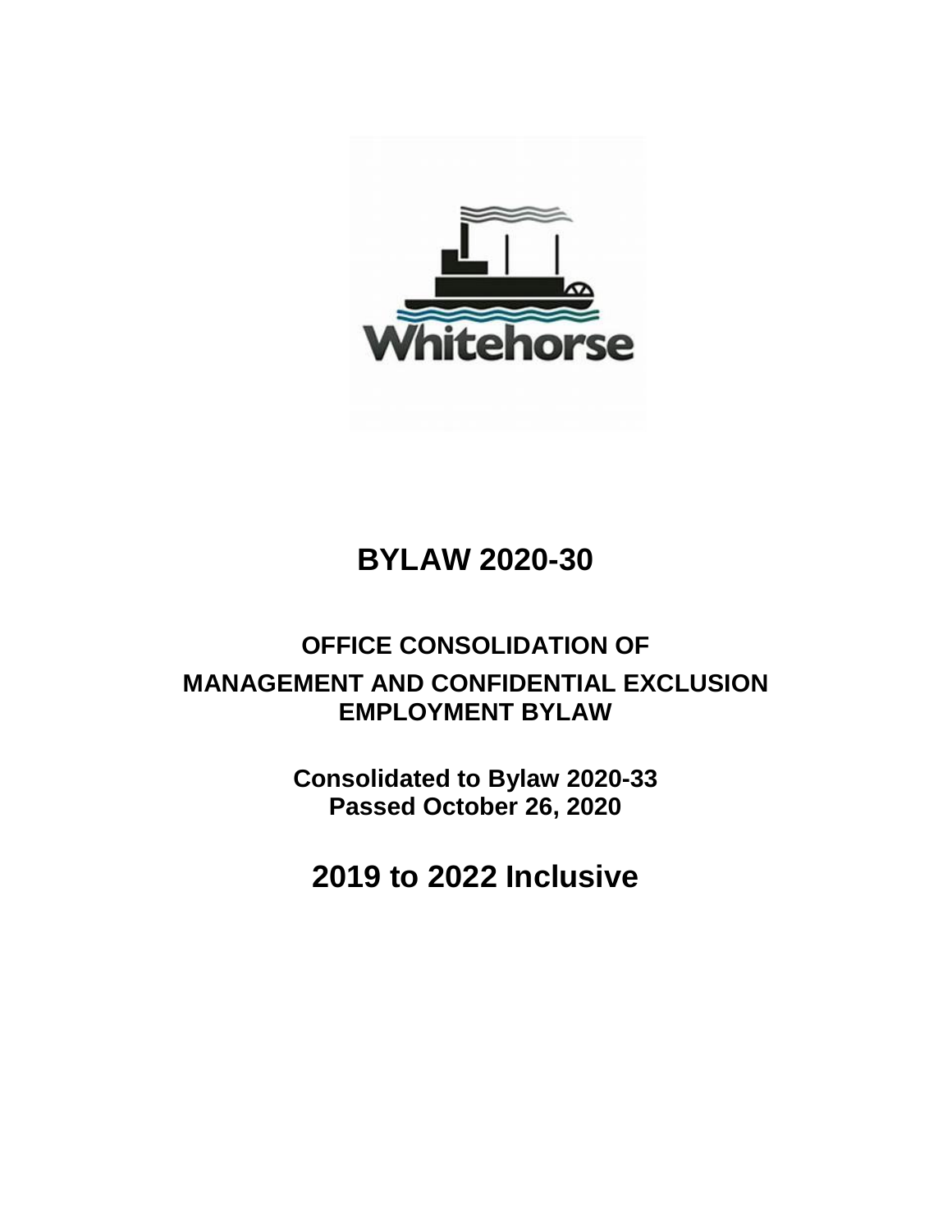Whitehorse

# BYLAW 2020-30

## OFFICE CONSOLIDATION OF MANAGEMENT AND CONFIDENTIAL EXCLUSION EMPLOYMENT BYLAW

**Consolidated to Bylaw 2020-33**
**Passed October 26, 2020**

# 2019 to 2022 Inclusive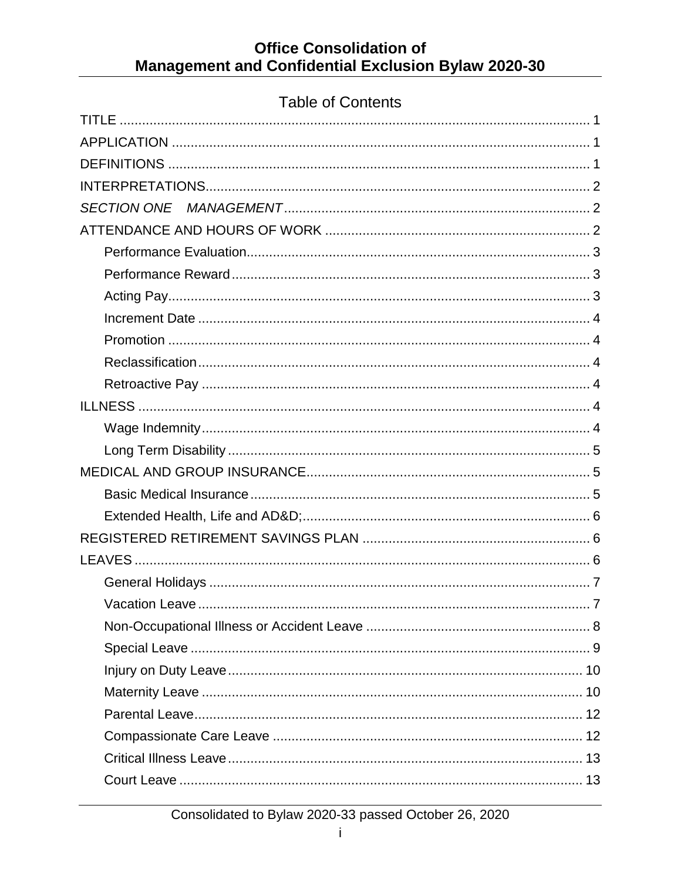# Office Consolidation of Management and Confidential Exclusion Bylaw 2020-30

## Table of Contents

TITLE ........................................................................................................ 1
APPLICATION ........................................................................................... 1
DEFINITIONS ............................................................................................ 1
INTERPRETATIONS.................................................................................. 2
*SECTION ONE MANAGEMENT* ............................................................. 2
ATTENDANCE AND HOURS OF WORK .................................................. 2
- Performance Evaluation........................................................................ 3
- Performance Reward............................................................................ 3
- Acting Pay............................................................................................. 3
- Increment Date ..................................................................................... 4
- Promotion ............................................................................................. 4
- Reclassification..................................................................................... 4
- Retroactive Pay .................................................................................... 4

ILLNESS .................................................................................................... 4
- Wage Indemnity.................................................................................... 4
- Long Term Disability ............................................................................. 5

MEDICAL AND GROUP INSURANCE....................................................... 5
- Basic Medical Insurance....................................................................... 5
- Extended Health, Life and AD&D;......................................................... 6

REGISTERED RETIREMENT SAVINGS PLAN ........................................ 6
LEAVES ..................................................................................................... 6
- General Holidays .................................................................................. 7
- Vacation Leave..................................................................................... 7
- Non-Occupational Illness or Accident Leave ........................................ 8
- Special Leave ....................................................................................... 9
- Injury on Duty Leave........................................................................... 10
- Maternity Leave .................................................................................. 10
- Parental Leave.................................................................................... 12
- Compassionate Care Leave ............................................................... 12
- Critical Illness Leave........................................................................... 13
- Court Leave ........................................................................................ 13

Consolidated to Bylaw 2020-33 passed October 26, 2020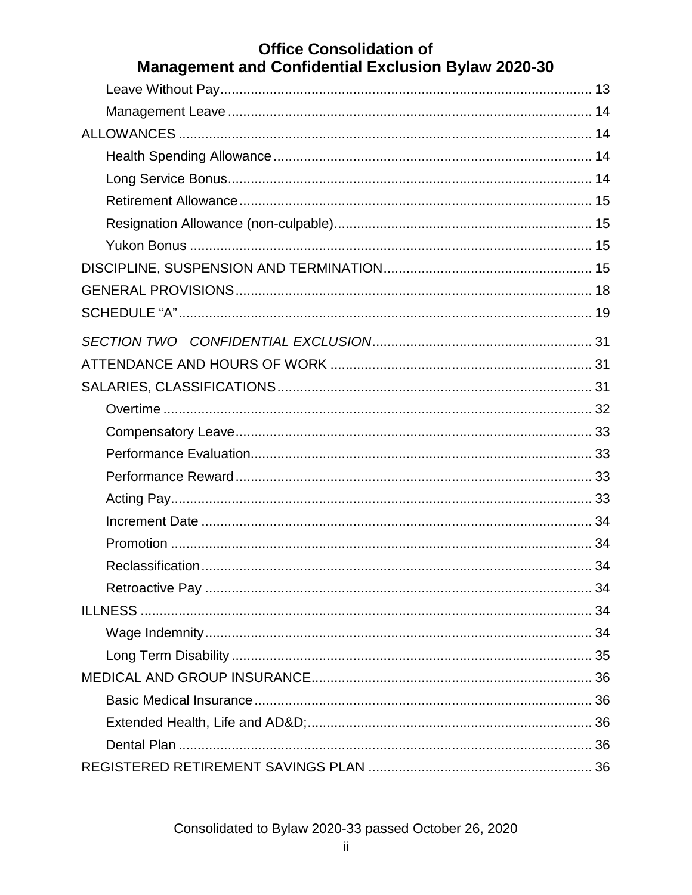Leave Without Pay ..... 13
Management Leave ..... 14
ALLOWANCES ..... 14
Health Spending Allowance ..... 14
Long Service Bonus ..... 14
Retirement Allowance ..... 15
Resignation Allowance (non-culpable) ..... 15
Yukon Bonus ..... 15
DISCIPLINE, SUSPENSION AND TERMINATION ..... 15
GENERAL PROVISIONS ..... 18
SCHEDULE "A" ..... 19

*SECTION TWO CONFIDENTIAL EXCLUSION* ..... 31
ATTENDANCE AND HOURS OF WORK ..... 31
SALARIES, CLASSIFICATIONS ..... 31
Overtime ..... 32
Compensatory Leave ..... 33
Performance Evaluation ..... 33
Performance Reward ..... 33
Acting Pay ..... 33
Increment Date ..... 34
Promotion ..... 34
Reclassification ..... 34
Retroactive Pay ..... 34
ILLNESS ..... 34
Wage Indemnity ..... 34
Long Term Disability ..... 35
MEDICAL AND GROUP INSURANCE ..... 36
Basic Medical Insurance ..... 36
Extended Health, Life and AD&D; ..... 36
Dental Plan ..... 36
REGISTERED RETIREMENT SAVINGS PLAN ..... 36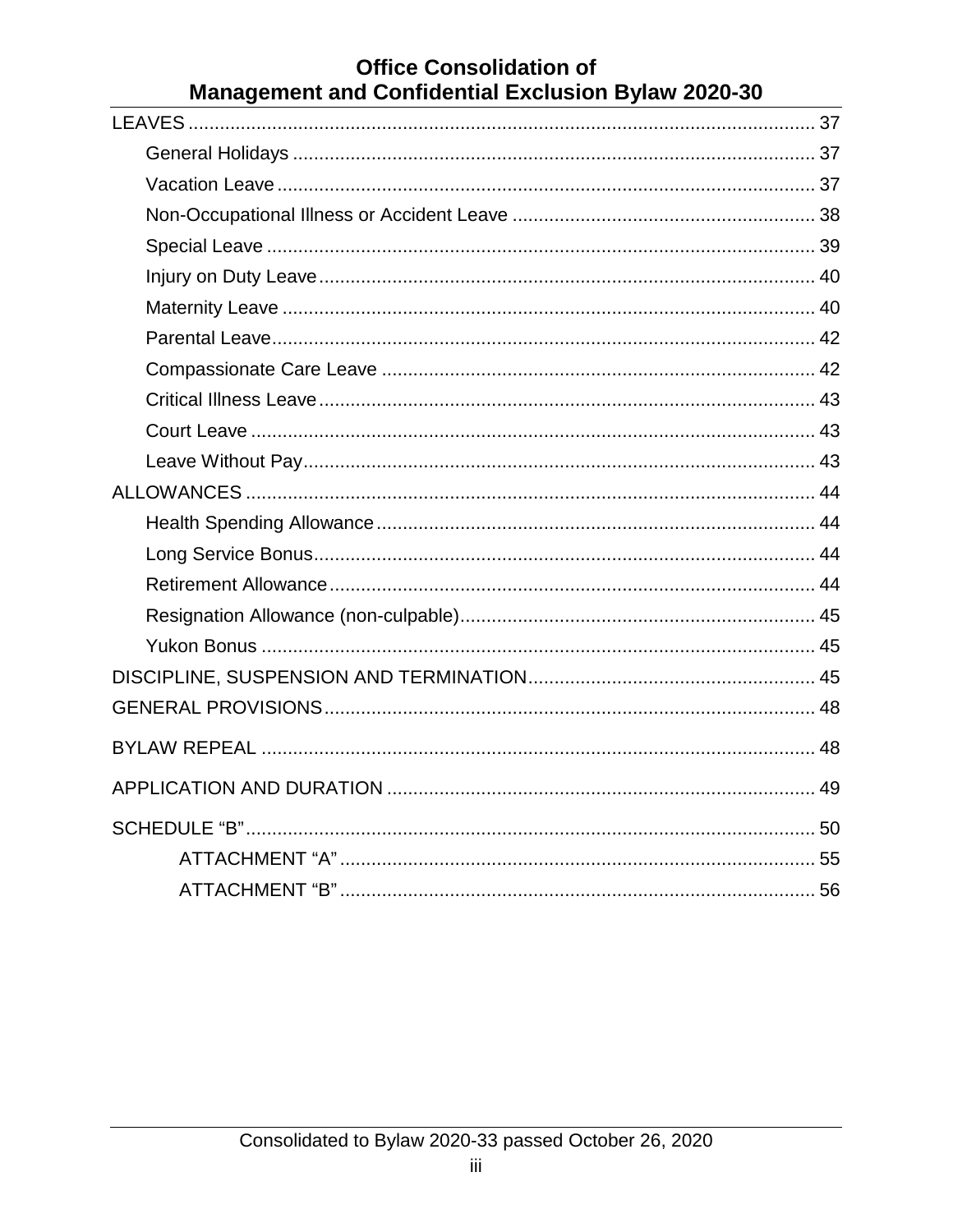LEAVES ........................................................................................................ 37

- General Holidays ................................................................................................... 37
- Vacation Leave ...................................................................................................... 37
- Non-Occupational Illness or Accident Leave ......................................................... 38
- Special Leave ......................................................................................................... 39
- Injury on Duty Leave .............................................................................................. 40
- Maternity Leave ..................................................................................................... 40
- Parental Leave ....................................................................................................... 42
- Compassionate Care Leave ................................................................................... 42
- Critical Illness Leave .............................................................................................. 43
- Court Leave ............................................................................................................ 43
- Leave Without Pay ................................................................................................. 43

ALLOWANCES ............................................................................................................ 44

- Health Spending Allowance .................................................................................... 44
- Long Service Bonus ................................................................................................ 44
- Retirement Allowance ............................................................................................. 44
- Resignation Allowance (non-culpable) .................................................................... 45
- Yukon Bonus .......................................................................................................... 45

DISCIPLINE, SUSPENSION AND TERMINATION ....................................................... 45

GENERAL PROVISIONS ............................................................................................. 48

BYLAW REPEAL .......................................................................................................... 48

APPLICATION AND DURATION .................................................................................. 49

SCHEDULE "B" ............................................................................................................ 50

- ATTACHMENT "A" ........................................................................................... 55
- ATTACHMENT "B" ........................................................................................... 56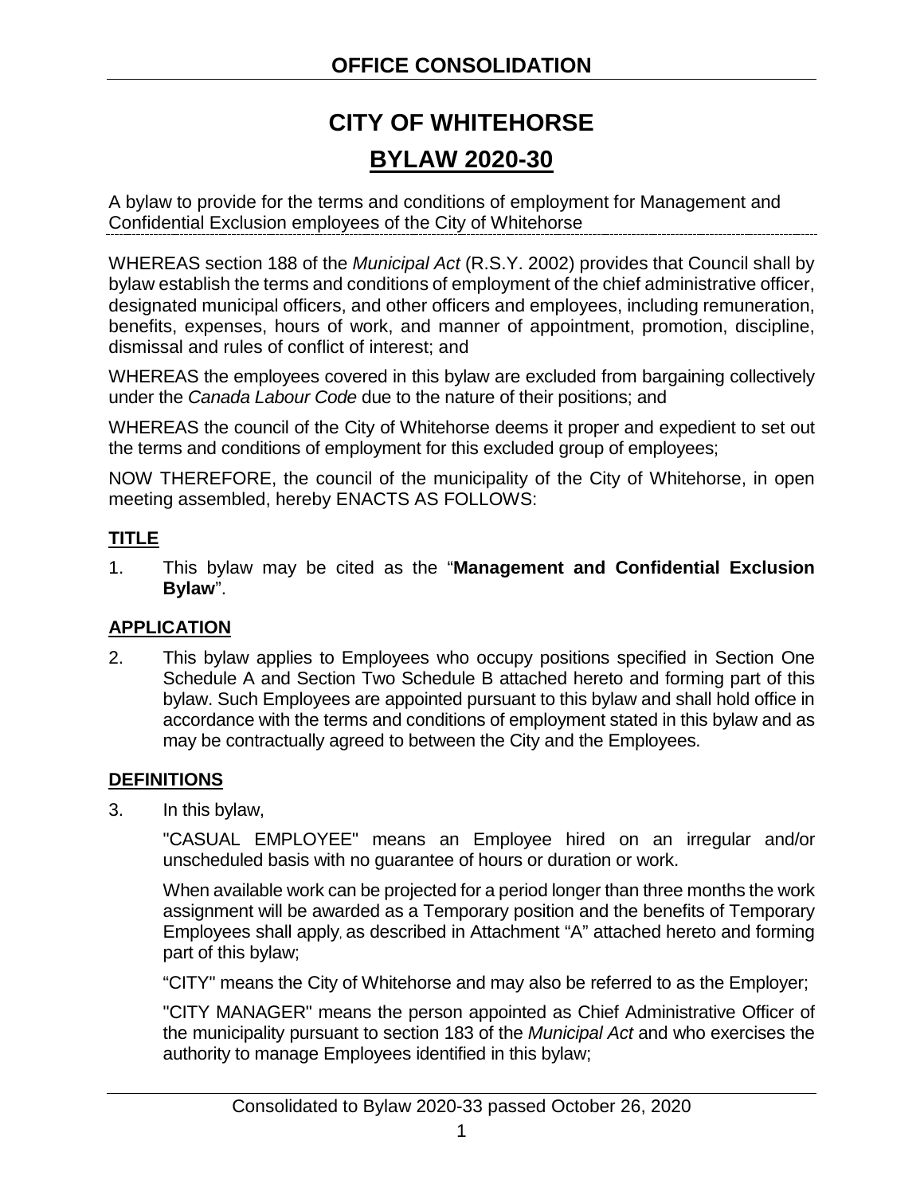# OFFICE CONSOLIDATION

# CITY OF WHITEHORSE

## BYLAW 2020-30

A bylaw to provide for the terms and conditions of employment for Management and Confidential Exclusion employees of the City of Whitehorse

WHEREAS section 188 of the *Municipal Act* (R.S.Y. 2002) provides that Council shall by bylaw establish the terms and conditions of employment of the chief administrative officer, designated municipal officers, and other officers and employees, including remuneration, benefits, expenses, hours of work, and manner of appointment, promotion, discipline, dismissal and rules of conflict of interest; and

WHEREAS the employees covered in this bylaw are excluded from bargaining collectively under the *Canada Labour Code* due to the nature of their positions; and

WHEREAS the council of the City of Whitehorse deems it proper and expedient to set out the terms and conditions of employment for this excluded group of employees;

NOW THEREFORE, the council of the municipality of the City of Whitehorse, in open meeting assembled, hereby ENACTS AS FOLLOWS:

### TITLE

1. This bylaw may be cited as the "**Management and Confidential Exclusion Bylaw**".

### APPLICATION

2. This bylaw applies to Employees who occupy positions specified in Section One Schedule A and Section Two Schedule B attached hereto and forming part of this bylaw. Such Employees are appointed pursuant to this bylaw and shall hold office in accordance with the terms and conditions of employment stated in this bylaw and as may be contractually agreed to between the City and the Employees.

### DEFINITIONS

3. In this bylaw,

   "CASUAL EMPLOYEE" means an Employee hired on an irregular and/or unscheduled basis with no guarantee of hours or duration or work.

   When available work can be projected for a period longer than three months the work assignment will be awarded as a Temporary position and the benefits of Temporary Employees shall apply, as described in Attachment "A" attached hereto and forming part of this bylaw;

   "CITY" means the City of Whitehorse and may also be referred to as the Employer;

   "CITY MANAGER" means the person appointed as Chief Administrative Officer of the municipality pursuant to section 183 of the *Municipal Act* and who exercises the authority to manage Employees identified in this bylaw;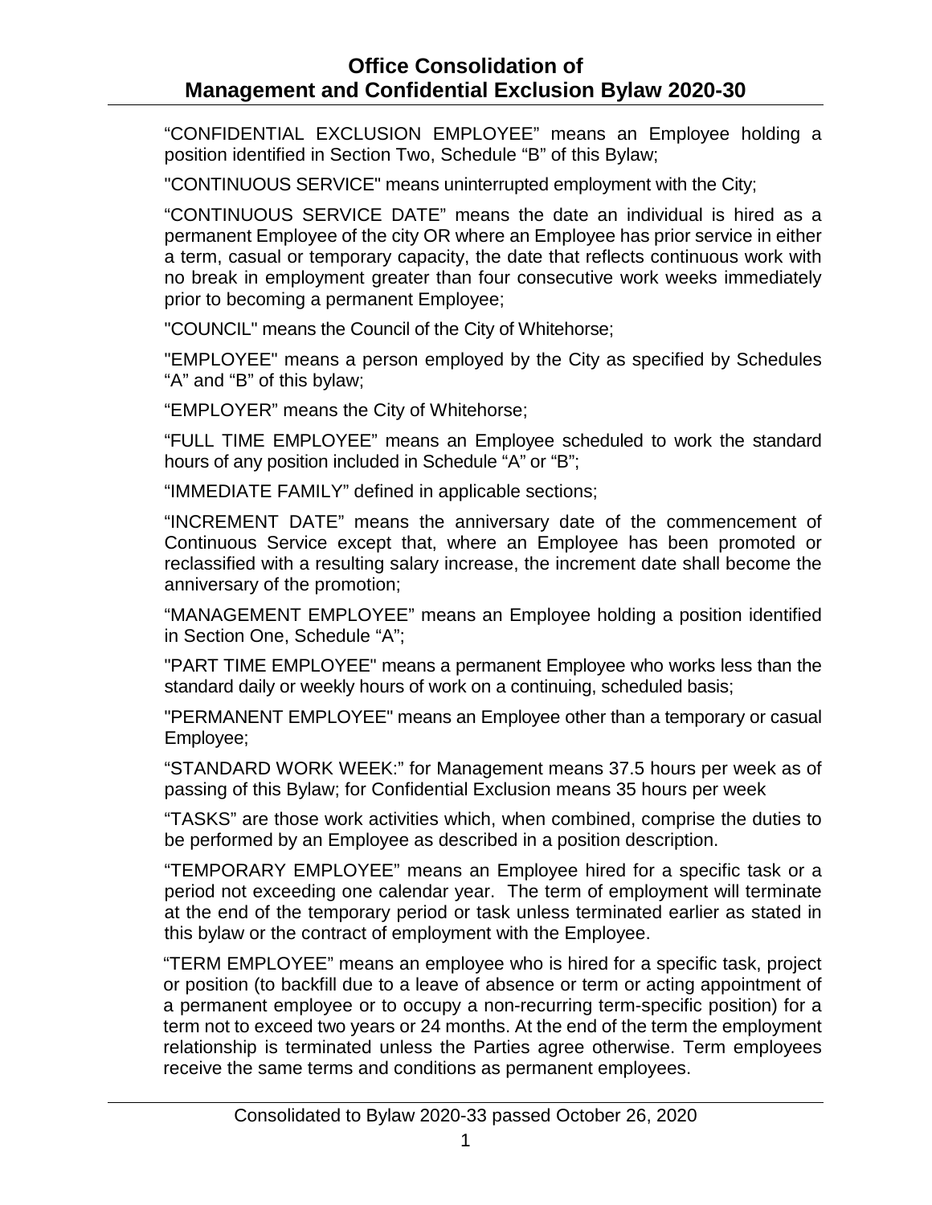"CONFIDENTIAL EXCLUSION EMPLOYEE" means an Employee holding a position identified in Section Two, Schedule "B" of this Bylaw;

"CONTINUOUS SERVICE" means uninterrupted employment with the City;

"CONTINUOUS SERVICE DATE" means the date an individual is hired as a permanent Employee of the city OR where an Employee has prior service in either a term, casual or temporary capacity, the date that reflects continuous work with no break in employment greater than four consecutive work weeks immediately prior to becoming a permanent Employee;

"COUNCIL" means the Council of the City of Whitehorse;

"EMPLOYEE" means a person employed by the City as specified by Schedules "A" and "B" of this bylaw;

"EMPLOYER" means the City of Whitehorse;

"FULL TIME EMPLOYEE" means an Employee scheduled to work the standard hours of any position included in Schedule "A" or "B";

"IMMEDIATE FAMILY" defined in applicable sections;

"INCREMENT DATE" means the anniversary date of the commencement of Continuous Service except that, where an Employee has been promoted or reclassified with a resulting salary increase, the increment date shall become the anniversary of the promotion;

"MANAGEMENT EMPLOYEE" means an Employee holding a position identified in Section One, Schedule "A";

"PART TIME EMPLOYEE" means a permanent Employee who works less than the standard daily or weekly hours of work on a continuing, scheduled basis;

"PERMANENT EMPLOYEE" means an Employee other than a temporary or casual Employee;

"STANDARD WORK WEEK:" for Management means 37.5 hours per week as of passing of this Bylaw; for Confidential Exclusion means 35 hours per week

"TASKS" are those work activities which, when combined, comprise the duties to be performed by an Employee as described in a position description.

"TEMPORARY EMPLOYEE" means an Employee hired for a specific task or a period not exceeding one calendar year. The term of employment will terminate at the end of the temporary period or task unless terminated earlier as stated in this bylaw or the contract of employment with the Employee.

"TERM EMPLOYEE" means an employee who is hired for a specific task, project or position (to backfill due to a leave of absence or term or acting appointment of a permanent employee or to occupy a non-recurring term-specific position) for a term not to exceed two years or 24 months. At the end of the term the employment relationship is terminated unless the Parties agree otherwise. Term employees receive the same terms and conditions as permanent employees.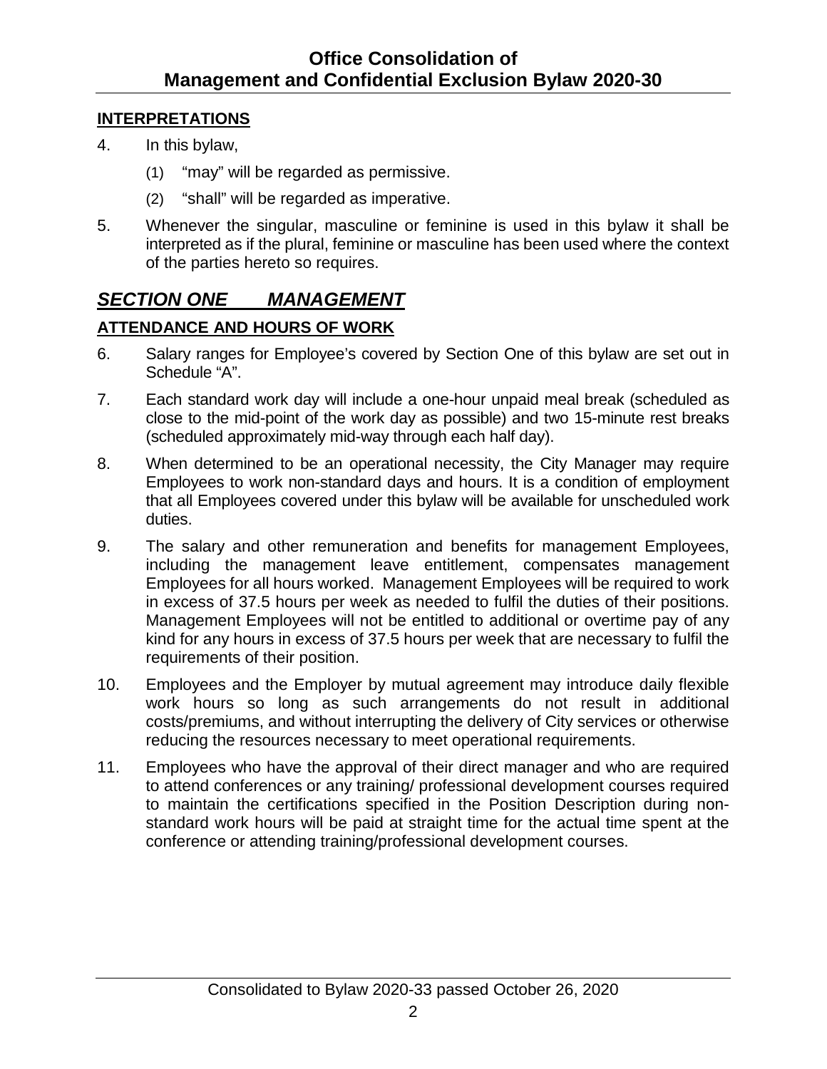## INTERPRETATIONS

4. In this bylaw,

   (1) "may" will be regarded as permissive.

   (2) "shall" will be regarded as imperative.

5. Whenever the singular, masculine or feminine is used in this bylaw it shall be interpreted as if the plural, feminine or masculine has been used where the context of the parties hereto so requires.

# *SECTION ONE MANAGEMENT*

## ATTENDANCE AND HOURS OF WORK

6. Salary ranges for Employee's covered by Section One of this bylaw are set out in Schedule "A".

7. Each standard work day will include a one-hour unpaid meal break (scheduled as close to the mid-point of the work day as possible) and two 15-minute rest breaks (scheduled approximately mid-way through each half day).

8. When determined to be an operational necessity, the City Manager may require Employees to work non-standard days and hours. It is a condition of employment that all Employees covered under this bylaw will be available for unscheduled work duties.

9. The salary and other remuneration and benefits for management Employees, including the management leave entitlement, compensates management Employees for all hours worked. Management Employees will be required to work in excess of 37.5 hours per week as needed to fulfil the duties of their positions. Management Employees will not be entitled to additional or overtime pay of any kind for any hours in excess of 37.5 hours per week that are necessary to fulfil the requirements of their position.

10. Employees and the Employer by mutual agreement may introduce daily flexible work hours so long as such arrangements do not result in additional costs/premiums, and without interrupting the delivery of City services or otherwise reducing the resources necessary to meet operational requirements.

11. Employees who have the approval of their direct manager and who are required to attend conferences or any training/ professional development courses required to maintain the certifications specified in the Position Description during non-standard work hours will be paid at straight time for the actual time spent at the conference or attending training/professional development courses.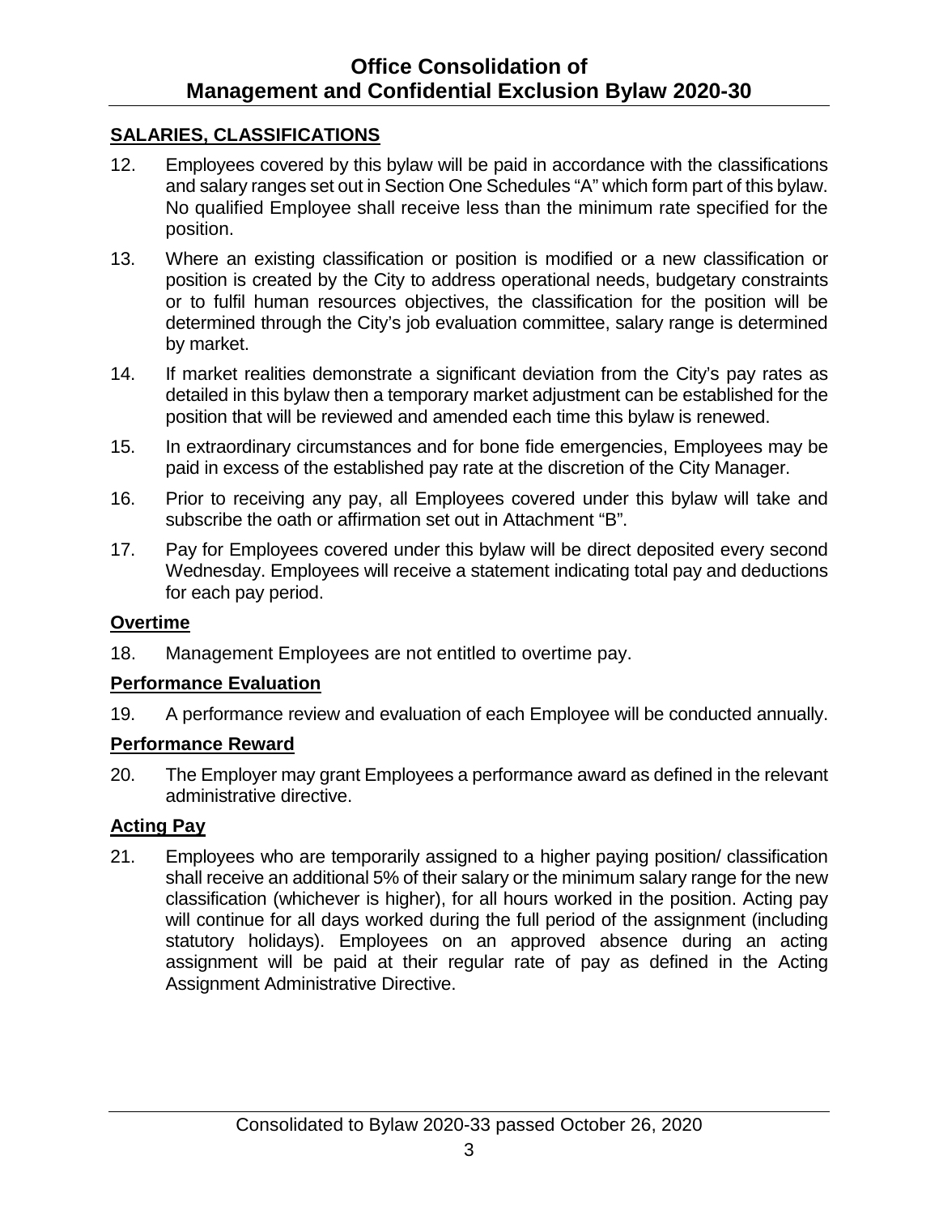## SALARIES, CLASSIFICATIONS

12. Employees covered by this bylaw will be paid in accordance with the classifications and salary ranges set out in Section One Schedules "A" which form part of this bylaw. No qualified Employee shall receive less than the minimum rate specified for the position.

13. Where an existing classification or position is modified or a new classification or position is created by the City to address operational needs, budgetary constraints or to fulfil human resources objectives, the classification for the position will be determined through the City's job evaluation committee, salary range is determined by market.

14. If market realities demonstrate a significant deviation from the City's pay rates as detailed in this bylaw then a temporary market adjustment can be established for the position that will be reviewed and amended each time this bylaw is renewed.

15. In extraordinary circumstances and for bone fide emergencies, Employees may be paid in excess of the established pay rate at the discretion of the City Manager.

16. Prior to receiving any pay, all Employees covered under this bylaw will take and subscribe the oath or affirmation set out in Attachment "B".

17. Pay for Employees covered under this bylaw will be direct deposited every second Wednesday. Employees will receive a statement indicating total pay and deductions for each pay period.

### Overtime

18. Management Employees are not entitled to overtime pay.

### Performance Evaluation

19. A performance review and evaluation of each Employee will be conducted annually.

### Performance Reward

20. The Employer may grant Employees a performance award as defined in the relevant administrative directive.

### Acting Pay

21. Employees who are temporarily assigned to a higher paying position/ classification shall receive an additional 5% of their salary or the minimum salary range for the new classification (whichever is higher), for all hours worked in the position. Acting pay will continue for all days worked during the full period of the assignment (including statutory holidays). Employees on an approved absence during an acting assignment will be paid at their regular rate of pay as defined in the Acting Assignment Administrative Directive.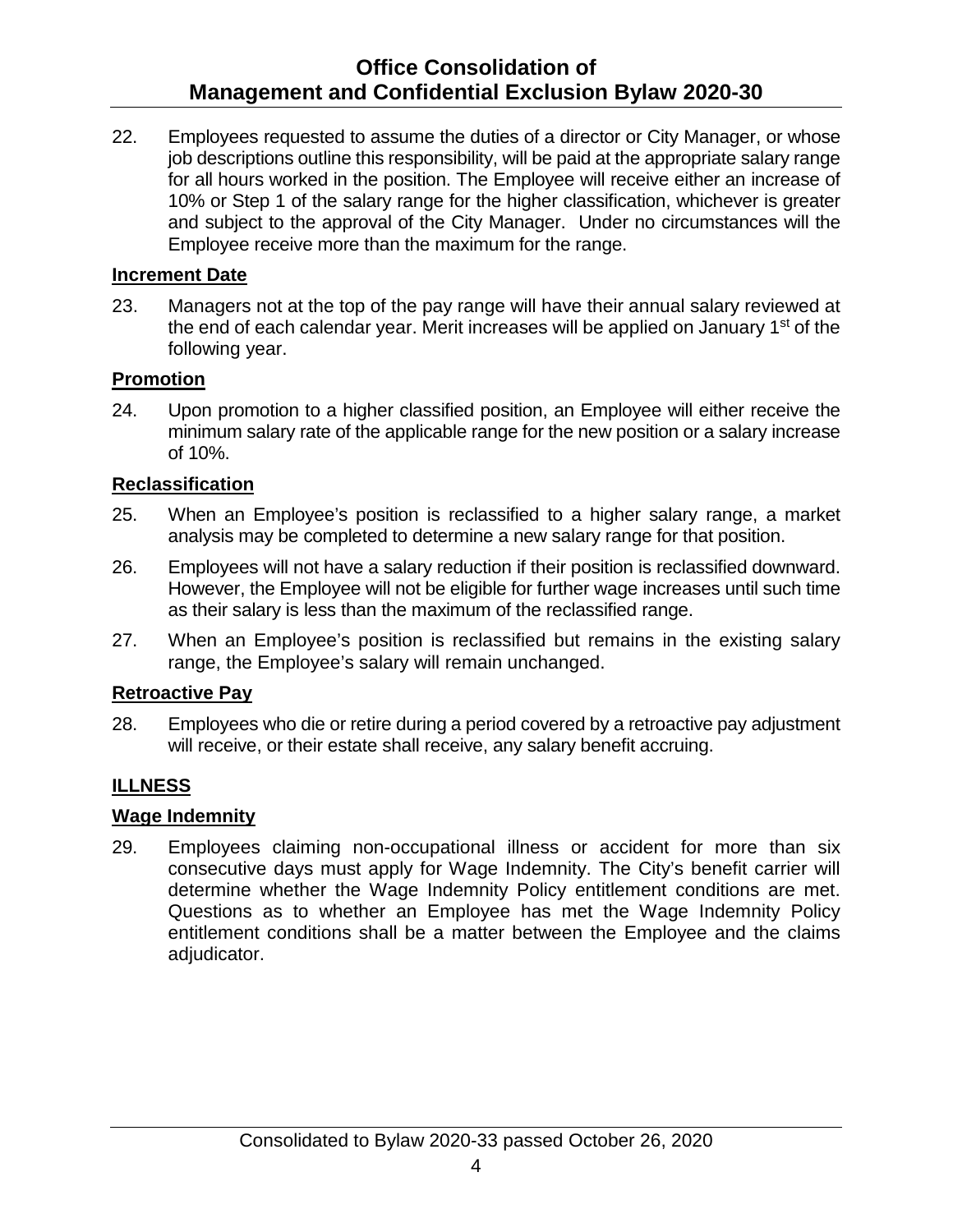22. Employees requested to assume the duties of a director or City Manager, or whose job descriptions outline this responsibility, will be paid at the appropriate salary range for all hours worked in the position. The Employee will receive either an increase of 10% or Step 1 of the salary range for the higher classification, whichever is greater and subject to the approval of the City Manager. Under no circumstances will the Employee receive more than the maximum for the range.

### Increment Date

23. Managers not at the top of the pay range will have their annual salary reviewed at the end of each calendar year. Merit increases will be applied on January 1st of the following year.

### Promotion

24. Upon promotion to a higher classified position, an Employee will either receive the minimum salary rate of the applicable range for the new position or a salary increase of 10%.

### Reclassification

25. When an Employee's position is reclassified to a higher salary range, a market analysis may be completed to determine a new salary range for that position.

26. Employees will not have a salary reduction if their position is reclassified downward. However, the Employee will not be eligible for further wage increases until such time as their salary is less than the maximum of the reclassified range.

27. When an Employee's position is reclassified but remains in the existing salary range, the Employee's salary will remain unchanged.

### Retroactive Pay

28. Employees who die or retire during a period covered by a retroactive pay adjustment will receive, or their estate shall receive, any salary benefit accruing.

## ILLNESS

### Wage Indemnity

29. Employees claiming non-occupational illness or accident for more than six consecutive days must apply for Wage Indemnity. The City's benefit carrier will determine whether the Wage Indemnity Policy entitlement conditions are met. Questions as to whether an Employee has met the Wage Indemnity Policy entitlement conditions shall be a matter between the Employee and the claims adjudicator.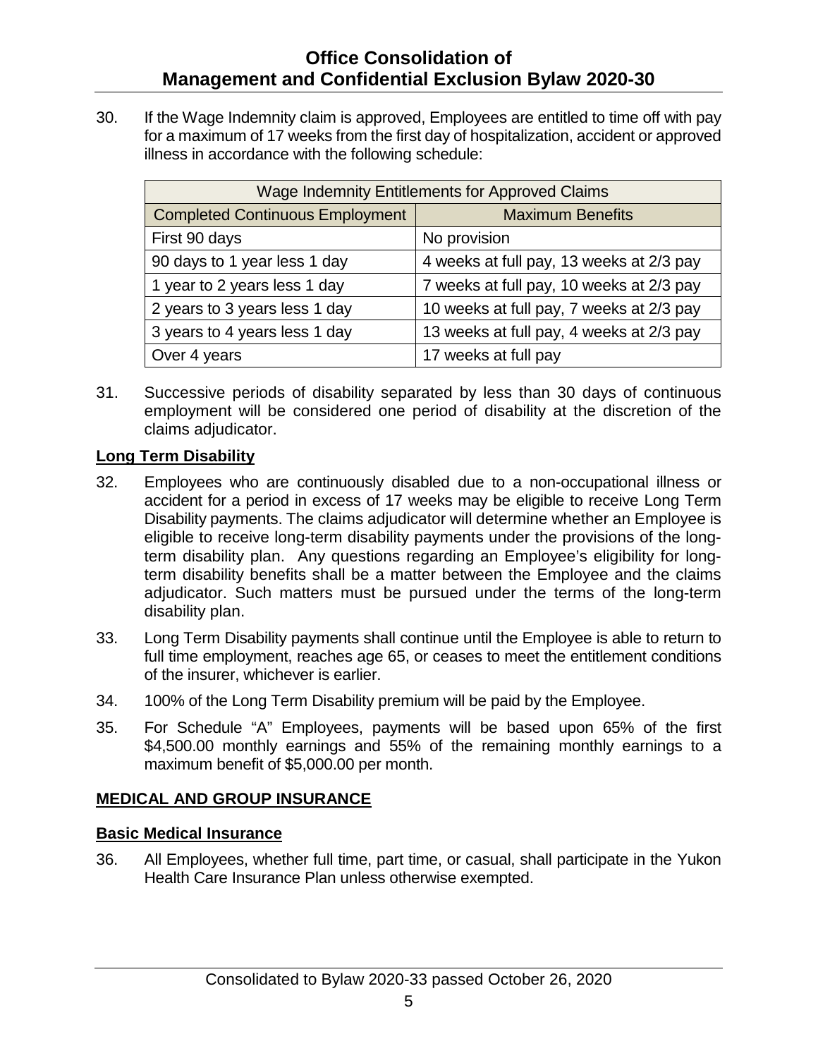30. If the Wage Indemnity claim is approved, Employees are entitled to time off with pay for a maximum of 17 weeks from the first day of hospitalization, accident or approved illness in accordance with the following schedule:

| Wage Indemnity Entitlements for Approved Claims | |
|---|---|
| **Completed Continuous Employment** | **Maximum Benefits** |
| First 90 days | No provision |
| 90 days to 1 year less 1 day | 4 weeks at full pay, 13 weeks at 2/3 pay |
| 1 year to 2 years less 1 day | 7 weeks at full pay, 10 weeks at 2/3 pay |
| 2 years to 3 years less 1 day | 10 weeks at full pay, 7 weeks at 2/3 pay |
| 3 years to 4 years less 1 day | 13 weeks at full pay, 4 weeks at 2/3 pay |
| Over 4 years | 17 weeks at full pay |

31. Successive periods of disability separated by less than 30 days of continuous employment will be considered one period of disability at the discretion of the claims adjudicator.

### Long Term Disability

32. Employees who are continuously disabled due to a non-occupational illness or accident for a period in excess of 17 weeks may be eligible to receive Long Term Disability payments. The claims adjudicator will determine whether an Employee is eligible to receive long-term disability payments under the provisions of the long-term disability plan. Any questions regarding an Employee's eligibility for long-term disability benefits shall be a matter between the Employee and the claims adjudicator. Such matters must be pursued under the terms of the long-term disability plan.

33. Long Term Disability payments shall continue until the Employee is able to return to full time employment, reaches age 65, or ceases to meet the entitlement conditions of the insurer, whichever is earlier.

34. 100% of the Long Term Disability premium will be paid by the Employee.

35. For Schedule "A" Employees, payments will be based upon 65% of the first $4,500.00 monthly earnings and 55% of the remaining monthly earnings to a maximum benefit of $5,000.00 per month.

## MEDICAL AND GROUP INSURANCE

### Basic Medical Insurance

36. All Employees, whether full time, part time, or casual, shall participate in the Yukon Health Care Insurance Plan unless otherwise exempted.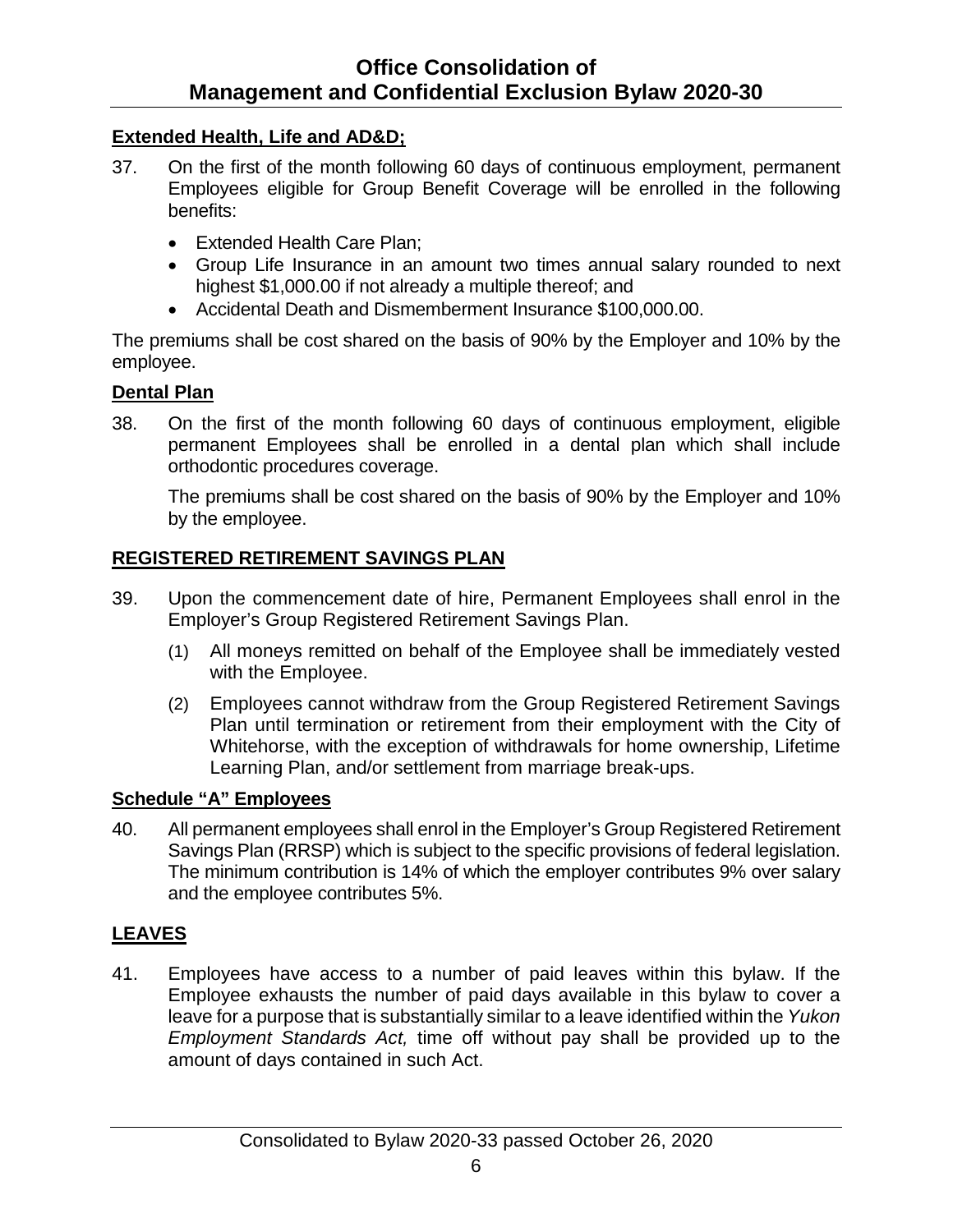**Extended Health, Life and AD&D;**

37. On the first of the month following 60 days of continuous employment, permanent Employees eligible for Group Benefit Coverage will be enrolled in the following benefits:

    - Extended Health Care Plan;
    - Group Life Insurance in an amount two times annual salary rounded to next highest $1,000.00 if not already a multiple thereof; and
    - Accidental Death and Dismemberment Insurance $100,000.00.

The premiums shall be cost shared on the basis of 90% by the Employer and 10% by the employee.

**Dental Plan**

38. On the first of the month following 60 days of continuous employment, eligible permanent Employees shall be enrolled in a dental plan which shall include orthodontic procedures coverage.

    The premiums shall be cost shared on the basis of 90% by the Employer and 10% by the employee.

## REGISTERED RETIREMENT SAVINGS PLAN

39. Upon the commencement date of hire, Permanent Employees shall enrol in the Employer's Group Registered Retirement Savings Plan.

    (1) All moneys remitted on behalf of the Employee shall be immediately vested with the Employee.

    (2) Employees cannot withdraw from the Group Registered Retirement Savings Plan until termination or retirement from their employment with the City of Whitehorse, with the exception of withdrawals for home ownership, Lifetime Learning Plan, and/or settlement from marriage break-ups.

**Schedule "A" Employees**

40. All permanent employees shall enrol in the Employer's Group Registered Retirement Savings Plan (RRSP) which is subject to the specific provisions of federal legislation. The minimum contribution is 14% of which the employer contributes 9% over salary and the employee contributes 5%.

## LEAVES

41. Employees have access to a number of paid leaves within this bylaw. If the Employee exhausts the number of paid days available in this bylaw to cover a leave for a purpose that is substantially similar to a leave identified within the *Yukon Employment Standards Act,* time off without pay shall be provided up to the amount of days contained in such Act.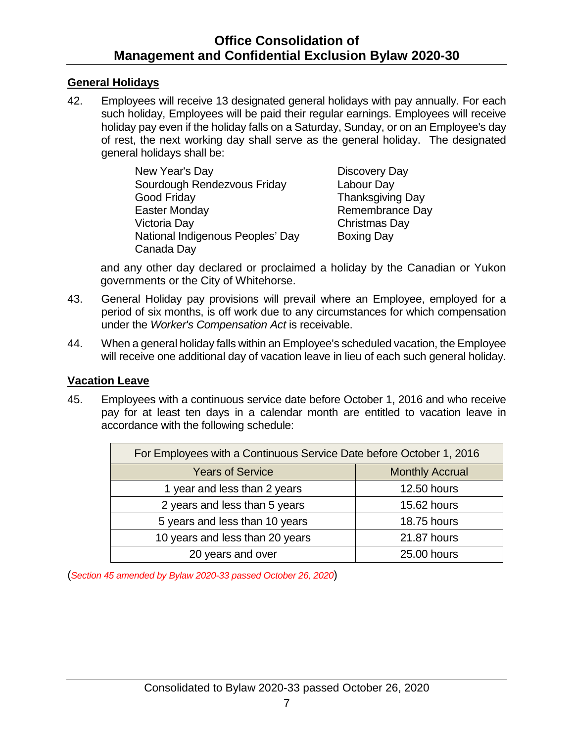## General Holidays

42. Employees will receive 13 designated general holidays with pay annually. For each such holiday, Employees will be paid their regular earnings. Employees will receive holiday pay even if the holiday falls on a Saturday, Sunday, or on an Employee's day of rest, the next working day shall serve as the general holiday. The designated general holidays shall be:

    New Year's Day
    Sourdough Rendezvous Friday
    Good Friday
    Easter Monday
    Victoria Day
    National Indigenous Peoples' Day
    Canada Day
    Discovery Day
    Labour Day
    Thanksgiving Day
    Remembrance Day
    Christmas Day
    Boxing Day

    and any other day declared or proclaimed a holiday by the Canadian or Yukon governments or the City of Whitehorse.

43. General Holiday pay provisions will prevail where an Employee, employed for a period of six months, is off work due to any circumstances for which compensation under the *Worker's Compensation Act* is receivable.

44. When a general holiday falls within an Employee's scheduled vacation, the Employee will receive one additional day of vacation leave in lieu of each such general holiday.

## Vacation Leave

45. Employees with a continuous service date before October 1, 2016 and who receive pay for at least ten days in a calendar month are entitled to vacation leave in accordance with the following schedule:

| For Employees with a Continuous Service Date before October 1, 2016 | |
|---|---|
| Years of Service | Monthly Accrual |
| 1 year and less than 2 years | 12.50 hours |
| 2 years and less than 5 years | 15.62 hours |
| 5 years and less than 10 years | 18.75 hours |
| 10 years and less than 20 years | 21.87 hours |
| 20 years and over | 25.00 hours |

(*Section 45 amended by Bylaw 2020-33 passed October 26, 2020*)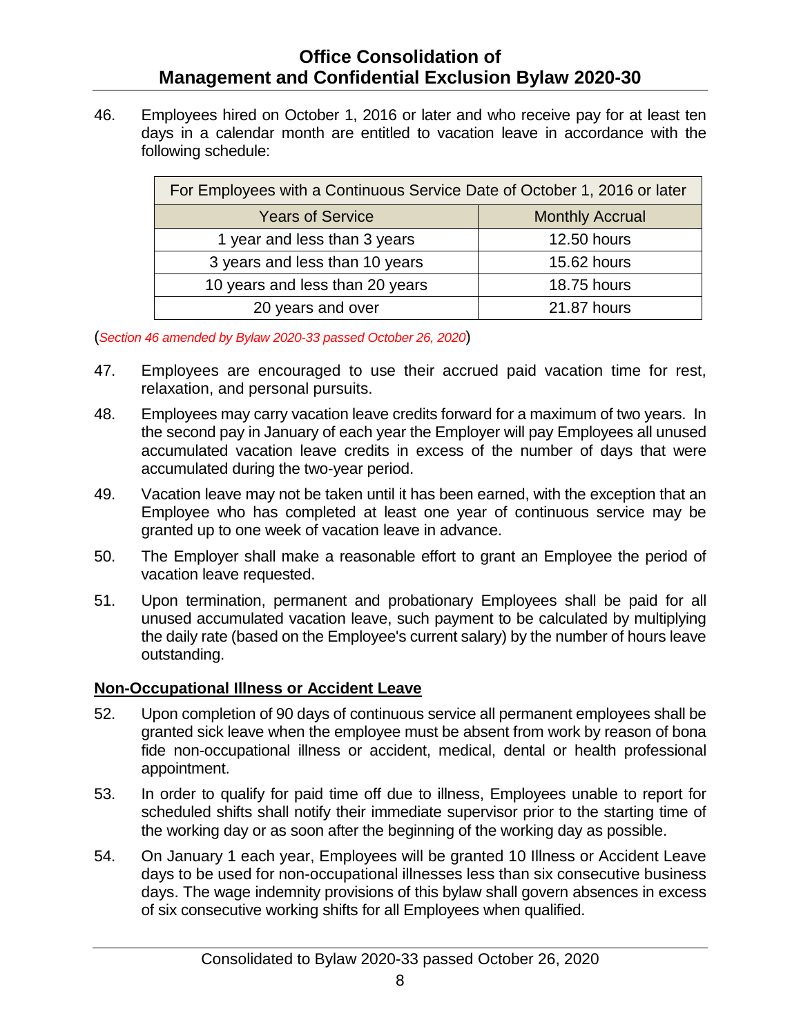46. Employees hired on October 1, 2016 or later and who receive pay for at least ten days in a calendar month are entitled to vacation leave in accordance with the following schedule:

| For Employees with a Continuous Service Date of October 1, 2016 or later | |
|---|---|
| Years of Service | Monthly Accrual |
| 1 year and less than 3 years | 12.50 hours |
| 3 years and less than 10 years | 15.62 hours |
| 10 years and less than 20 years | 18.75 hours |
| 20 years and over | 21.87 hours |

(*Section 46 amended by Bylaw 2020-33 passed October 26, 2020*)

47. Employees are encouraged to use their accrued paid vacation time for rest, relaxation, and personal pursuits.

48. Employees may carry vacation leave credits forward for a maximum of two years. In the second pay in January of each year the Employer will pay Employees all unused accumulated vacation leave credits in excess of the number of days that were accumulated during the two-year period.

49. Vacation leave may not be taken until it has been earned, with the exception that an Employee who has completed at least one year of continuous service may be granted up to one week of vacation leave in advance.

50. The Employer shall make a reasonable effort to grant an Employee the period of vacation leave requested.

51. Upon termination, permanent and probationary Employees shall be paid for all unused accumulated vacation leave, such payment to be calculated by multiplying the daily rate (based on the Employee's current salary) by the number of hours leave outstanding.

## Non-Occupational Illness or Accident Leave

52. Upon completion of 90 days of continuous service all permanent employees shall be granted sick leave when the employee must be absent from work by reason of bona fide non-occupational illness or accident, medical, dental or health professional appointment.

53. In order to qualify for paid time off due to illness, Employees unable to report for scheduled shifts shall notify their immediate supervisor prior to the starting time of the working day or as soon after the beginning of the working day as possible.

54. On January 1 each year, Employees will be granted 10 Illness or Accident Leave days to be used for non-occupational illnesses less than six consecutive business days. The wage indemnity provisions of this bylaw shall govern absences in excess of six consecutive working shifts for all Employees when qualified.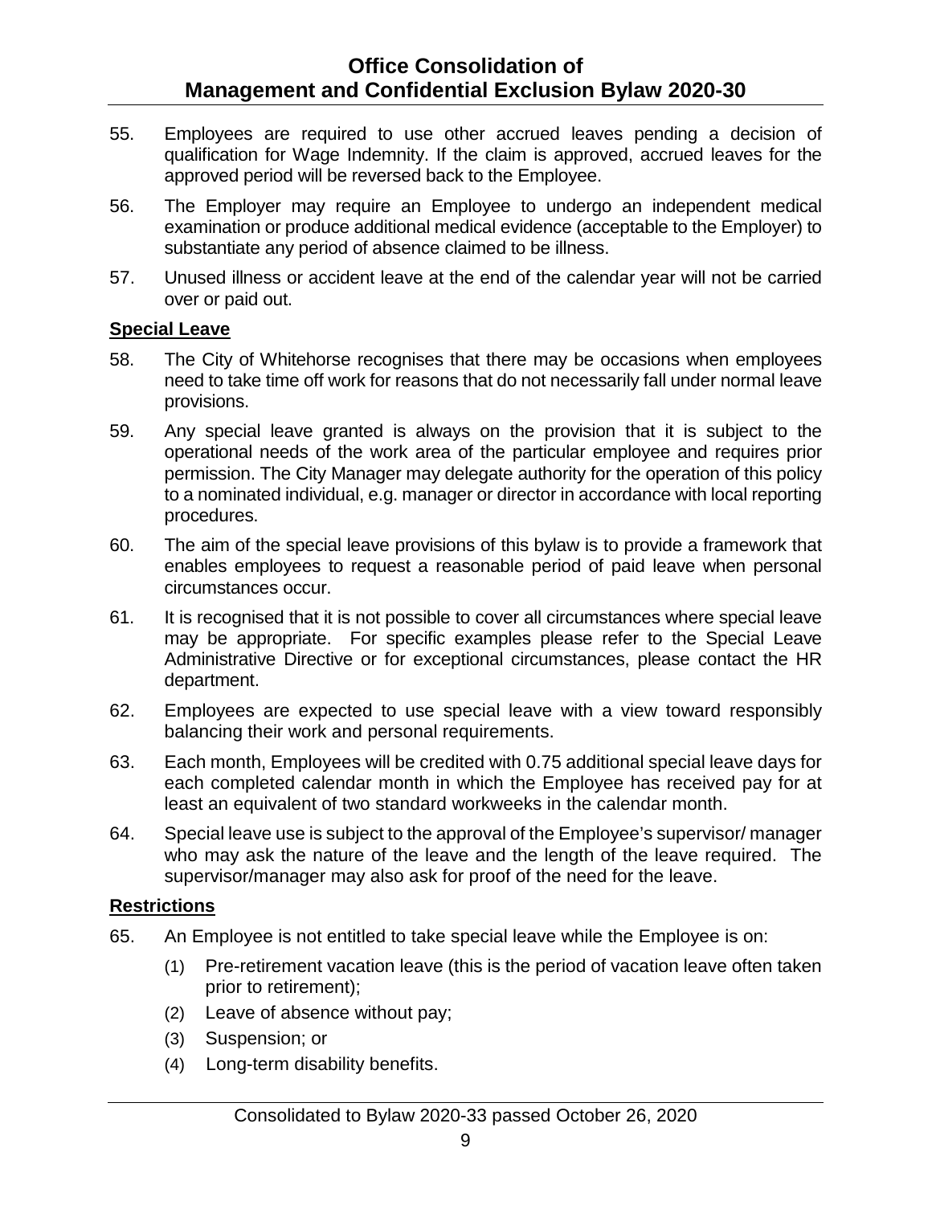55. Employees are required to use other accrued leaves pending a decision of qualification for Wage Indemnity. If the claim is approved, accrued leaves for the approved period will be reversed back to the Employee.

56. The Employer may require an Employee to undergo an independent medical examination or produce additional medical evidence (acceptable to the Employer) to substantiate any period of absence claimed to be illness.

57. Unused illness or accident leave at the end of the calendar year will not be carried over or paid out.

**Special Leave**

58. The City of Whitehorse recognises that there may be occasions when employees need to take time off work for reasons that do not necessarily fall under normal leave provisions.

59. Any special leave granted is always on the provision that it is subject to the operational needs of the work area of the particular employee and requires prior permission. The City Manager may delegate authority for the operation of this policy to a nominated individual, e.g. manager or director in accordance with local reporting procedures.

60. The aim of the special leave provisions of this bylaw is to provide a framework that enables employees to request a reasonable period of paid leave when personal circumstances occur.

61. It is recognised that it is not possible to cover all circumstances where special leave may be appropriate. For specific examples please refer to the Special Leave Administrative Directive or for exceptional circumstances, please contact the HR department.

62. Employees are expected to use special leave with a view toward responsibly balancing their work and personal requirements.

63. Each month, Employees will be credited with 0.75 additional special leave days for each completed calendar month in which the Employee has received pay for at least an equivalent of two standard workweeks in the calendar month.

64. Special leave use is subject to the approval of the Employee's supervisor/ manager who may ask the nature of the leave and the length of the leave required. The supervisor/manager may also ask for proof of the need for the leave.

**Restrictions**

65. An Employee is not entitled to take special leave while the Employee is on:

    (1) Pre-retirement vacation leave (this is the period of vacation leave often taken prior to retirement);
    (2) Leave of absence without pay;
    (3) Suspension; or
    (4) Long-term disability benefits.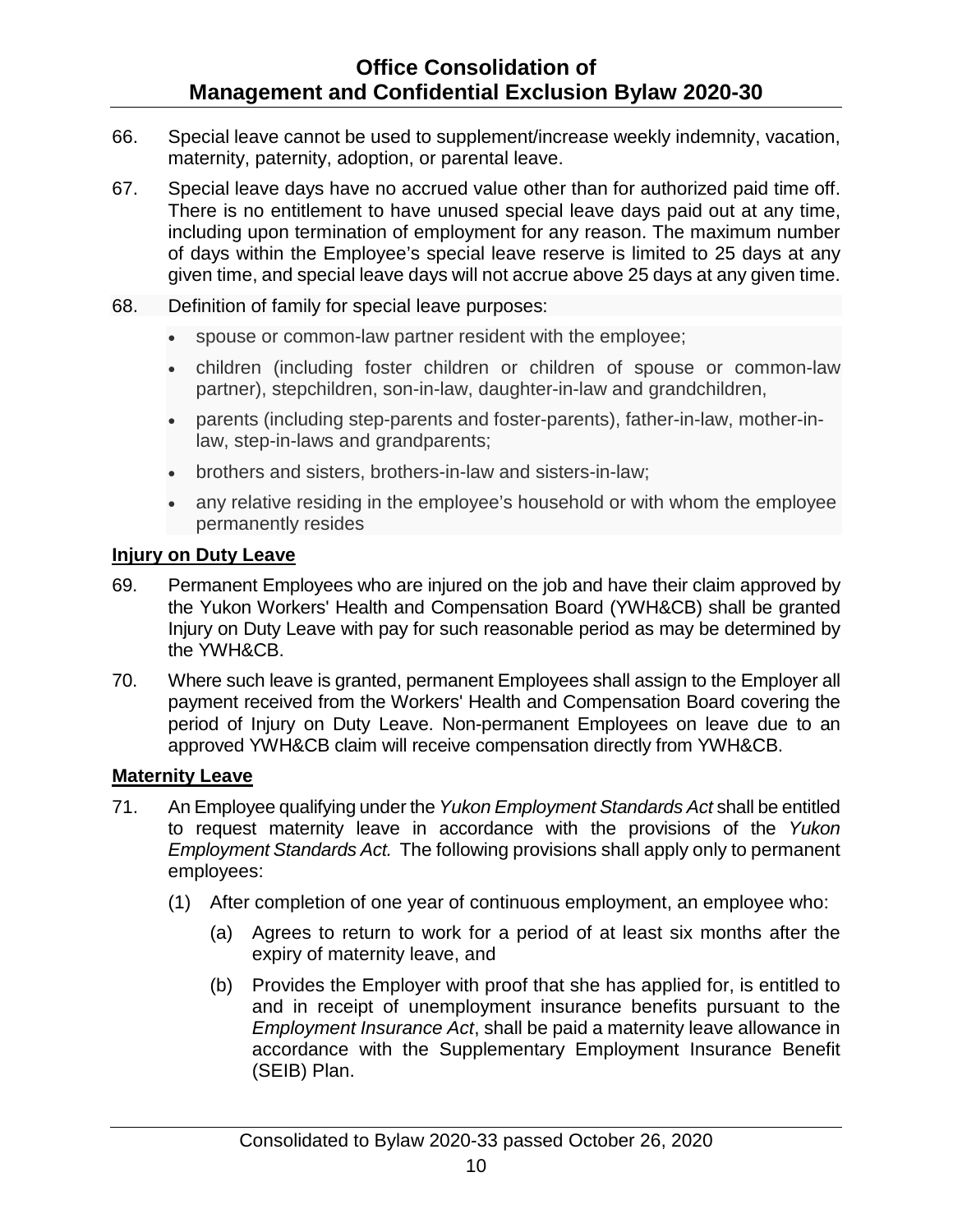66. Special leave cannot be used to supplement/increase weekly indemnity, vacation, maternity, paternity, adoption, or parental leave.

67. Special leave days have no accrued value other than for authorized paid time off. There is no entitlement to have unused special leave days paid out at any time, including upon termination of employment for any reason. The maximum number of days within the Employee's special leave reserve is limited to 25 days at any given time, and special leave days will not accrue above 25 days at any given time.

68. Definition of family for special leave purposes:

- spouse or common-law partner resident with the employee;
- children (including foster children or children of spouse or common-law partner), stepchildren, son-in-law, daughter-in-law and grandchildren,
- parents (including step-parents and foster-parents), father-in-law, mother-in-law, step-in-laws and grandparents;
- brothers and sisters, brothers-in-law and sisters-in-law;
- any relative residing in the employee's household or with whom the employee permanently resides

**Injury on Duty Leave**

69. Permanent Employees who are injured on the job and have their claim approved by the Yukon Workers' Health and Compensation Board (YWH&CB) shall be granted Injury on Duty Leave with pay for such reasonable period as may be determined by the YWH&CB.

70. Where such leave is granted, permanent Employees shall assign to the Employer all payment received from the Workers' Health and Compensation Board covering the period of Injury on Duty Leave. Non-permanent Employees on leave due to an approved YWH&CB claim will receive compensation directly from YWH&CB.

**Maternity Leave**

71. An Employee qualifying under the *Yukon Employment Standards Act* shall be entitled to request maternity leave in accordance with the provisions of the *Yukon Employment Standards Act.* The following provisions shall apply only to permanent employees:

   (1) After completion of one year of continuous employment, an employee who:

      (a) Agrees to return to work for a period of at least six months after the expiry of maternity leave, and

      (b) Provides the Employer with proof that she has applied for, is entitled to and in receipt of unemployment insurance benefits pursuant to the *Employment Insurance Act*, shall be paid a maternity leave allowance in accordance with the Supplementary Employment Insurance Benefit (SEIB) Plan.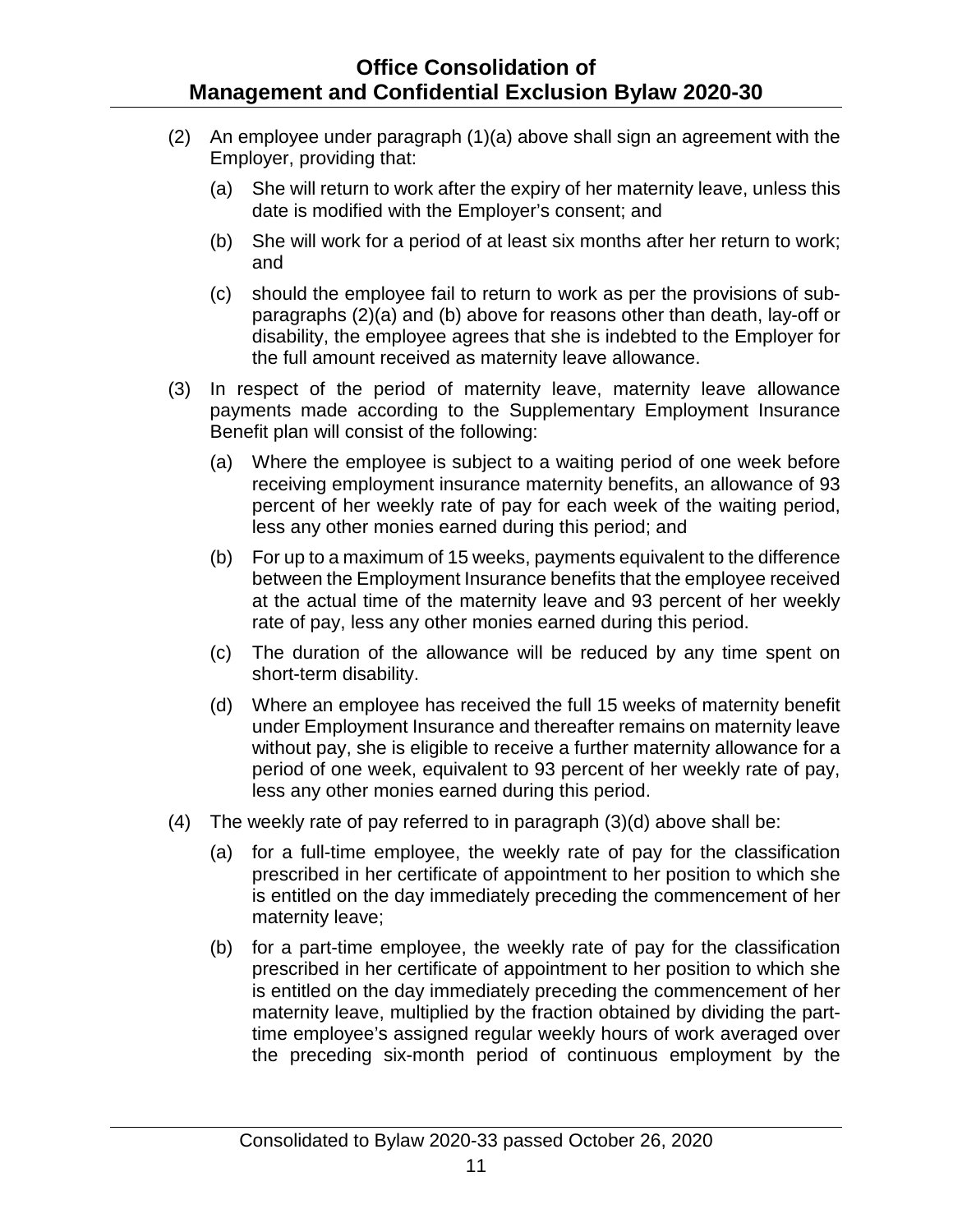(2) An employee under paragraph (1)(a) above shall sign an agreement with the Employer, providing that:

   (a) She will return to work after the expiry of her maternity leave, unless this date is modified with the Employer's consent; and

   (b) She will work for a period of at least six months after her return to work; and

   (c) should the employee fail to return to work as per the provisions of sub-paragraphs (2)(a) and (b) above for reasons other than death, lay-off or disability, the employee agrees that she is indebted to the Employer for the full amount received as maternity leave allowance.

(3) In respect of the period of maternity leave, maternity leave allowance payments made according to the Supplementary Employment Insurance Benefit plan will consist of the following:

   (a) Where the employee is subject to a waiting period of one week before receiving employment insurance maternity benefits, an allowance of 93 percent of her weekly rate of pay for each week of the waiting period, less any other monies earned during this period; and

   (b) For up to a maximum of 15 weeks, payments equivalent to the difference between the Employment Insurance benefits that the employee received at the actual time of the maternity leave and 93 percent of her weekly rate of pay, less any other monies earned during this period.

   (c) The duration of the allowance will be reduced by any time spent on short-term disability.

   (d) Where an employee has received the full 15 weeks of maternity benefit under Employment Insurance and thereafter remains on maternity leave without pay, she is eligible to receive a further maternity allowance for a period of one week, equivalent to 93 percent of her weekly rate of pay, less any other monies earned during this period.

(4) The weekly rate of pay referred to in paragraph (3)(d) above shall be:

   (a) for a full-time employee, the weekly rate of pay for the classification prescribed in her certificate of appointment to her position to which she is entitled on the day immediately preceding the commencement of her maternity leave;

   (b) for a part-time employee, the weekly rate of pay for the classification prescribed in her certificate of appointment to her position to which she is entitled on the day immediately preceding the commencement of her maternity leave, multiplied by the fraction obtained by dividing the part-time employee's assigned regular weekly hours of work averaged over the preceding six-month period of continuous employment by the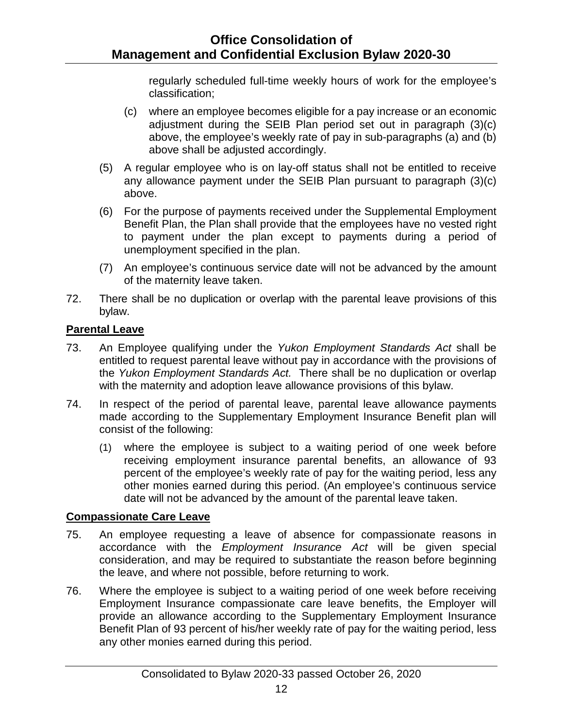regularly scheduled full-time weekly hours of work for the employee's classification;

(c) where an employee becomes eligible for a pay increase or an economic adjustment during the SEIB Plan period set out in paragraph (3)(c) above, the employee's weekly rate of pay in sub-paragraphs (a) and (b) above shall be adjusted accordingly.

(5) A regular employee who is on lay-off status shall not be entitled to receive any allowance payment under the SEIB Plan pursuant to paragraph (3)(c) above.

(6) For the purpose of payments received under the Supplemental Employment Benefit Plan, the Plan shall provide that the employees have no vested right to payment under the plan except to payments during a period of unemployment specified in the plan.

(7) An employee's continuous service date will not be advanced by the amount of the maternity leave taken.

72. There shall be no duplication or overlap with the parental leave provisions of this bylaw.

## Parental Leave

73. An Employee qualifying under the *Yukon Employment Standards Act* shall be entitled to request parental leave without pay in accordance with the provisions of the *Yukon Employment Standards Act.* There shall be no duplication or overlap with the maternity and adoption leave allowance provisions of this bylaw.

74. In respect of the period of parental leave, parental leave allowance payments made according to the Supplementary Employment Insurance Benefit plan will consist of the following:

(1) where the employee is subject to a waiting period of one week before receiving employment insurance parental benefits, an allowance of 93 percent of the employee's weekly rate of pay for the waiting period, less any other monies earned during this period. (An employee's continuous service date will not be advanced by the amount of the parental leave taken.

## Compassionate Care Leave

75. An employee requesting a leave of absence for compassionate reasons in accordance with the *Employment Insurance Act* will be given special consideration, and may be required to substantiate the reason before beginning the leave, and where not possible, before returning to work.

76. Where the employee is subject to a waiting period of one week before receiving Employment Insurance compassionate care leave benefits, the Employer will provide an allowance according to the Supplementary Employment Insurance Benefit Plan of 93 percent of his/her weekly rate of pay for the waiting period, less any other monies earned during this period.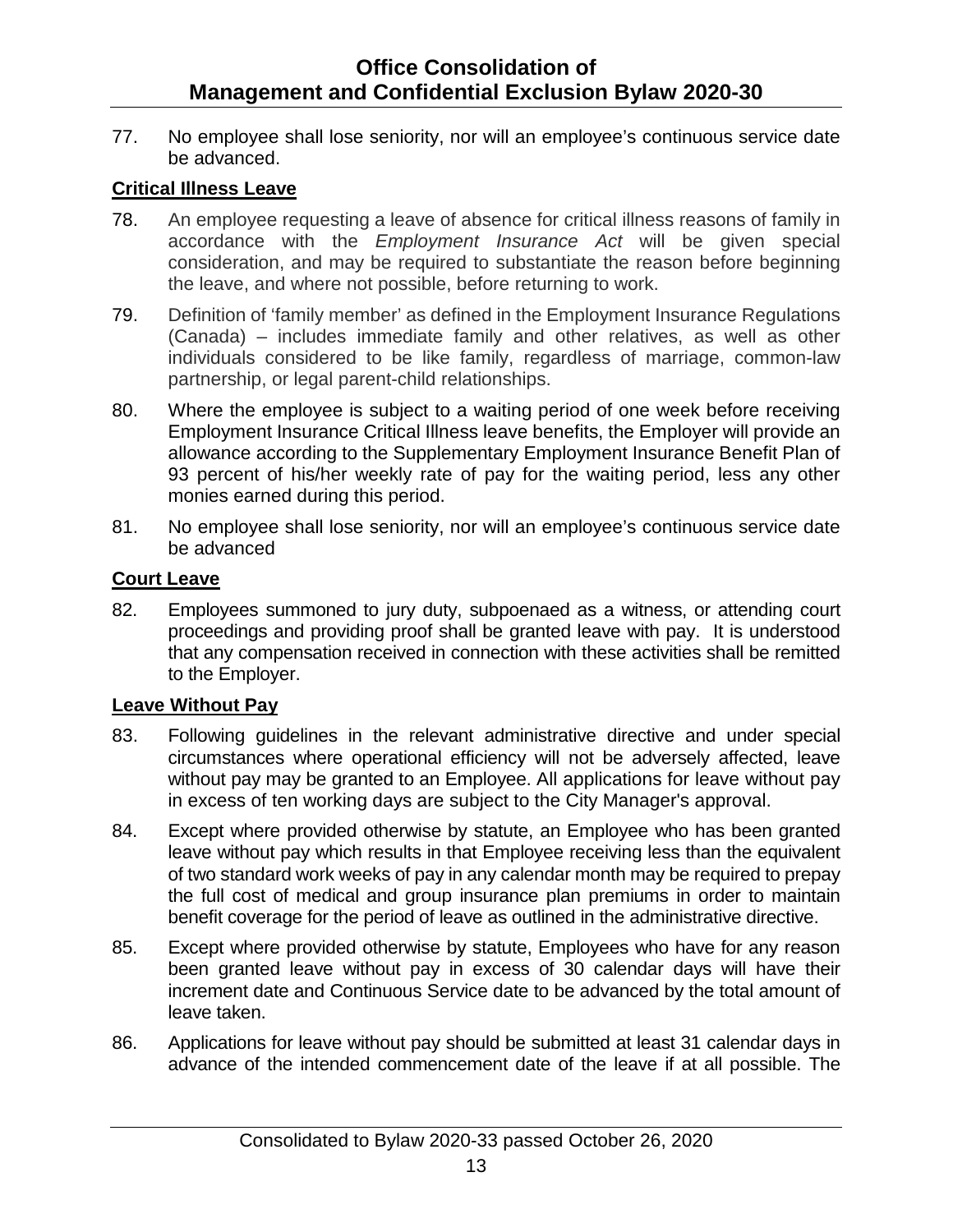77. No employee shall lose seniority, nor will an employee's continuous service date be advanced.

**Critical Illness Leave**

78. An employee requesting a leave of absence for critical illness reasons of family in accordance with the *Employment Insurance Act* will be given special consideration, and may be required to substantiate the reason before beginning the leave, and where not possible, before returning to work.

79. Definition of 'family member' as defined in the Employment Insurance Regulations (Canada) – includes immediate family and other relatives, as well as other individuals considered to be like family, regardless of marriage, common-law partnership, or legal parent-child relationships.

80. Where the employee is subject to a waiting period of one week before receiving Employment Insurance Critical Illness leave benefits, the Employer will provide an allowance according to the Supplementary Employment Insurance Benefit Plan of 93 percent of his/her weekly rate of pay for the waiting period, less any other monies earned during this period.

81. No employee shall lose seniority, nor will an employee's continuous service date be advanced

**Court Leave**

82. Employees summoned to jury duty, subpoenaed as a witness, or attending court proceedings and providing proof shall be granted leave with pay. It is understood that any compensation received in connection with these activities shall be remitted to the Employer.

**Leave Without Pay**

83. Following guidelines in the relevant administrative directive and under special circumstances where operational efficiency will not be adversely affected, leave without pay may be granted to an Employee. All applications for leave without pay in excess of ten working days are subject to the City Manager's approval.

84. Except where provided otherwise by statute, an Employee who has been granted leave without pay which results in that Employee receiving less than the equivalent of two standard work weeks of pay in any calendar month may be required to prepay the full cost of medical and group insurance plan premiums in order to maintain benefit coverage for the period of leave as outlined in the administrative directive.

85. Except where provided otherwise by statute, Employees who have for any reason been granted leave without pay in excess of 30 calendar days will have their increment date and Continuous Service date to be advanced by the total amount of leave taken.

86. Applications for leave without pay should be submitted at least 31 calendar days in advance of the intended commencement date of the leave if at all possible. The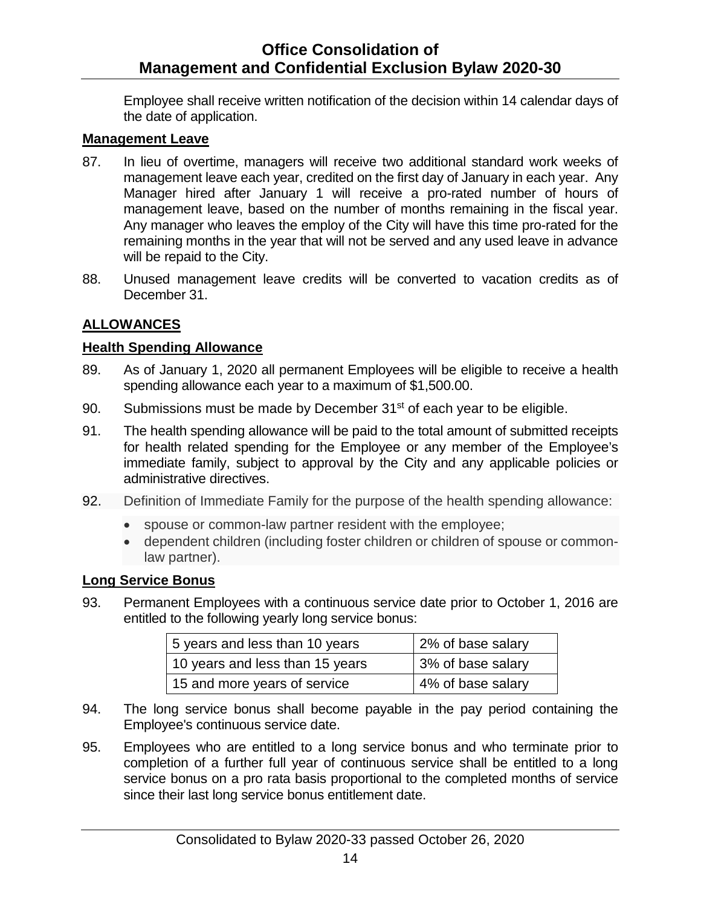Employee shall receive written notification of the decision within 14 calendar days of the date of application.

**Management Leave**

87. In lieu of overtime, managers will receive two additional standard work weeks of management leave each year, credited on the first day of January in each year. Any Manager hired after January 1 will receive a pro-rated number of hours of management leave, based on the number of months remaining in the fiscal year. Any manager who leaves the employ of the City will have this time pro-rated for the remaining months in the year that will not be served and any used leave in advance will be repaid to the City.

88. Unused management leave credits will be converted to vacation credits as of December 31.

## ALLOWANCES

**Health Spending Allowance**

89. As of January 1, 2020 all permanent Employees will be eligible to receive a health spending allowance each year to a maximum of $1,500.00.

90. Submissions must be made by December 31st of each year to be eligible.

91. The health spending allowance will be paid to the total amount of submitted receipts for health related spending for the Employee or any member of the Employee's immediate family, subject to approval by the City and any applicable policies or administrative directives.

92. Definition of Immediate Family for the purpose of the health spending allowance:

- spouse or common-law partner resident with the employee;
- dependent children (including foster children or children of spouse or common-law partner).

**Long Service Bonus**

93. Permanent Employees with a continuous service date prior to October 1, 2016 are entitled to the following yearly long service bonus:

| | |
|---|---|
| 5 years and less than 10 years | 2% of base salary |
| 10 years and less than 15 years | 3% of base salary |
| 15 and more years of service | 4% of base salary |

94. The long service bonus shall become payable in the pay period containing the Employee's continuous service date.

95. Employees who are entitled to a long service bonus and who terminate prior to completion of a further full year of continuous service shall be entitled to a long service bonus on a pro rata basis proportional to the completed months of service since their last long service bonus entitlement date.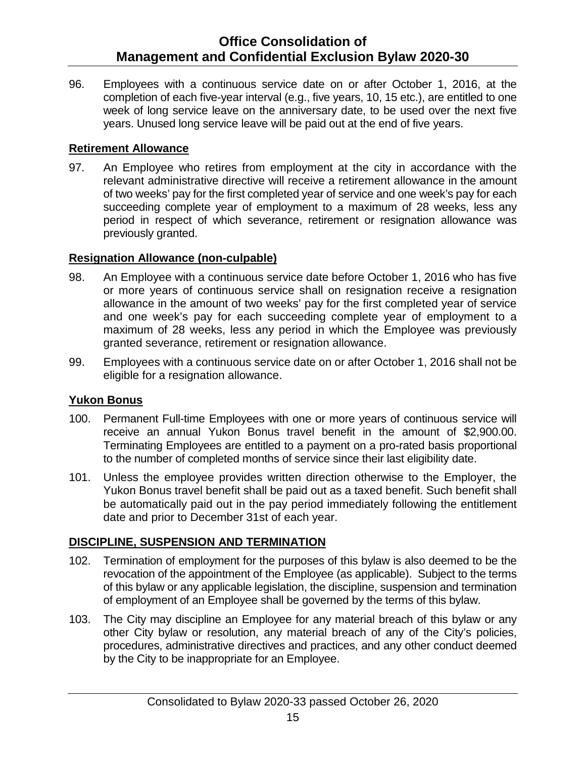96. Employees with a continuous service date on or after October 1, 2016, at the completion of each five-year interval (e.g., five years, 10, 15 etc.), are entitled to one week of long service leave on the anniversary date, to be used over the next five years. Unused long service leave will be paid out at the end of five years.

**Retirement Allowance**

97. An Employee who retires from employment at the city in accordance with the relevant administrative directive will receive a retirement allowance in the amount of two weeks' pay for the first completed year of service and one week's pay for each succeeding complete year of employment to a maximum of 28 weeks, less any period in respect of which severance, retirement or resignation allowance was previously granted.

**Resignation Allowance (non-culpable)**

98. An Employee with a continuous service date before October 1, 2016 who has five or more years of continuous service shall on resignation receive a resignation allowance in the amount of two weeks' pay for the first completed year of service and one week's pay for each succeeding complete year of employment to a maximum of 28 weeks, less any period in which the Employee was previously granted severance, retirement or resignation allowance.

99. Employees with a continuous service date on or after October 1, 2016 shall not be eligible for a resignation allowance.

**Yukon Bonus**

100. Permanent Full-time Employees with one or more years of continuous service will receive an annual Yukon Bonus travel benefit in the amount of $2,900.00. Terminating Employees are entitled to a payment on a pro-rated basis proportional to the number of completed months of service since their last eligibility date.

101. Unless the employee provides written direction otherwise to the Employer, the Yukon Bonus travel benefit shall be paid out as a taxed benefit. Such benefit shall be automatically paid out in the pay period immediately following the entitlement date and prior to December 31st of each year.

**DISCIPLINE, SUSPENSION AND TERMINATION**

102. Termination of employment for the purposes of this bylaw is also deemed to be the revocation of the appointment of the Employee (as applicable). Subject to the terms of this bylaw or any applicable legislation, the discipline, suspension and termination of employment of an Employee shall be governed by the terms of this bylaw.

103. The City may discipline an Employee for any material breach of this bylaw or any other City bylaw or resolution, any material breach of any of the City's policies, procedures, administrative directives and practices, and any other conduct deemed by the City to be inappropriate for an Employee.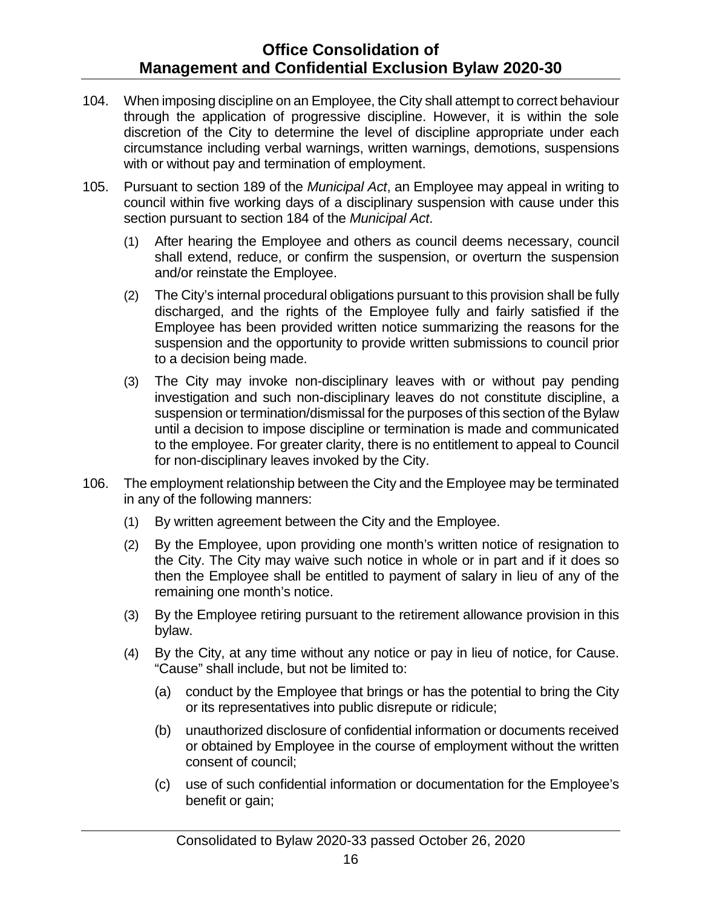104. When imposing discipline on an Employee, the City shall attempt to correct behaviour through the application of progressive discipline. However, it is within the sole discretion of the City to determine the level of discipline appropriate under each circumstance including verbal warnings, written warnings, demotions, suspensions with or without pay and termination of employment.

105. Pursuant to section 189 of the *Municipal Act*, an Employee may appeal in writing to council within five working days of a disciplinary suspension with cause under this section pursuant to section 184 of the *Municipal Act*.

    (1) After hearing the Employee and others as council deems necessary, council shall extend, reduce, or confirm the suspension, or overturn the suspension and/or reinstate the Employee.

    (2) The City's internal procedural obligations pursuant to this provision shall be fully discharged, and the rights of the Employee fully and fairly satisfied if the Employee has been provided written notice summarizing the reasons for the suspension and the opportunity to provide written submissions to council prior to a decision being made.

    (3) The City may invoke non-disciplinary leaves with or without pay pending investigation and such non-disciplinary leaves do not constitute discipline, a suspension or termination/dismissal for the purposes of this section of the Bylaw until a decision to impose discipline or termination is made and communicated to the employee. For greater clarity, there is no entitlement to appeal to Council for non-disciplinary leaves invoked by the City.

106. The employment relationship between the City and the Employee may be terminated in any of the following manners:

    (1) By written agreement between the City and the Employee.

    (2) By the Employee, upon providing one month's written notice of resignation to the City. The City may waive such notice in whole or in part and if it does so then the Employee shall be entitled to payment of salary in lieu of any of the remaining one month's notice.

    (3) By the Employee retiring pursuant to the retirement allowance provision in this bylaw.

    (4) By the City, at any time without any notice or pay in lieu of notice, for Cause. "Cause" shall include, but not be limited to:

        (a) conduct by the Employee that brings or has the potential to bring the City or its representatives into public disrepute or ridicule;

        (b) unauthorized disclosure of confidential information or documents received or obtained by Employee in the course of employment without the written consent of council;

        (c) use of such confidential information or documentation for the Employee's benefit or gain;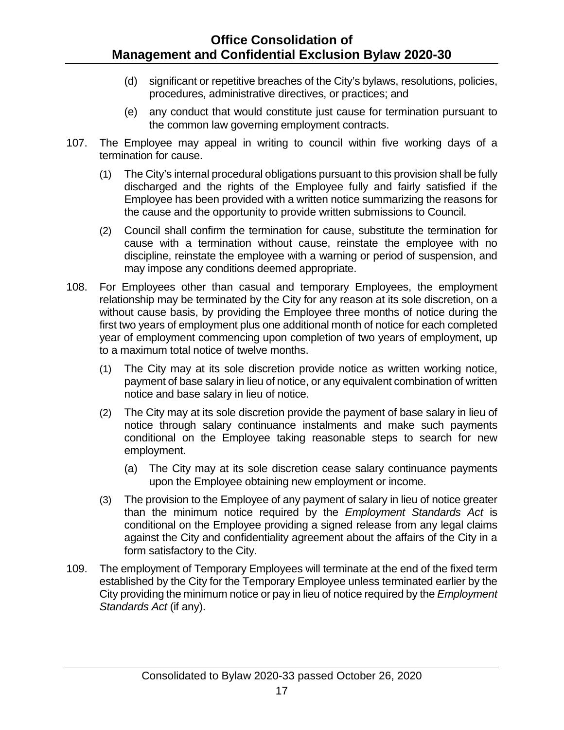(d) significant or repetitive breaches of the City's bylaws, resolutions, policies, procedures, administrative directives, or practices; and

(e) any conduct that would constitute just cause for termination pursuant to the common law governing employment contracts.

107. The Employee may appeal in writing to council within five working days of a termination for cause.

(1) The City's internal procedural obligations pursuant to this provision shall be fully discharged and the rights of the Employee fully and fairly satisfied if the Employee has been provided with a written notice summarizing the reasons for the cause and the opportunity to provide written submissions to Council.

(2) Council shall confirm the termination for cause, substitute the termination for cause with a termination without cause, reinstate the employee with no discipline, reinstate the employee with a warning or period of suspension, and may impose any conditions deemed appropriate.

108. For Employees other than casual and temporary Employees, the employment relationship may be terminated by the City for any reason at its sole discretion, on a without cause basis, by providing the Employee three months of notice during the first two years of employment plus one additional month of notice for each completed year of employment commencing upon completion of two years of employment, up to a maximum total notice of twelve months.

(1) The City may at its sole discretion provide notice as written working notice, payment of base salary in lieu of notice, or any equivalent combination of written notice and base salary in lieu of notice.

(2) The City may at its sole discretion provide the payment of base salary in lieu of notice through salary continuance instalments and make such payments conditional on the Employee taking reasonable steps to search for new employment.

(a) The City may at its sole discretion cease salary continuance payments upon the Employee obtaining new employment or income.

(3) The provision to the Employee of any payment of salary in lieu of notice greater than the minimum notice required by the *Employment Standards Act* is conditional on the Employee providing a signed release from any legal claims against the City and confidentiality agreement about the affairs of the City in a form satisfactory to the City.

109. The employment of Temporary Employees will terminate at the end of the fixed term established by the City for the Temporary Employee unless terminated earlier by the City providing the minimum notice or pay in lieu of notice required by the *Employment Standards Act* (if any).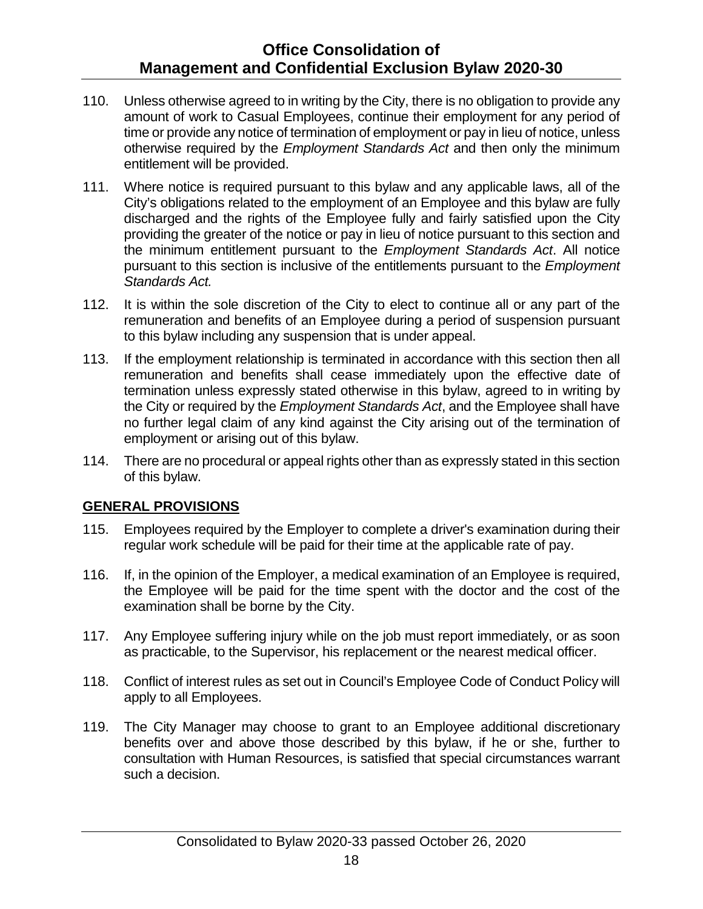110. Unless otherwise agreed to in writing by the City, there is no obligation to provide any amount of work to Casual Employees, continue their employment for any period of time or provide any notice of termination of employment or pay in lieu of notice, unless otherwise required by the *Employment Standards Act* and then only the minimum entitlement will be provided.

111. Where notice is required pursuant to this bylaw and any applicable laws, all of the City's obligations related to the employment of an Employee and this bylaw are fully discharged and the rights of the Employee fully and fairly satisfied upon the City providing the greater of the notice or pay in lieu of notice pursuant to this section and the minimum entitlement pursuant to the *Employment Standards Act*. All notice pursuant to this section is inclusive of the entitlements pursuant to the *Employment Standards Act.*

112. It is within the sole discretion of the City to elect to continue all or any part of the remuneration and benefits of an Employee during a period of suspension pursuant to this bylaw including any suspension that is under appeal.

113. If the employment relationship is terminated in accordance with this section then all remuneration and benefits shall cease immediately upon the effective date of termination unless expressly stated otherwise in this bylaw, agreed to in writing by the City or required by the *Employment Standards Act*, and the Employee shall have no further legal claim of any kind against the City arising out of the termination of employment or arising out of this bylaw.

114. There are no procedural or appeal rights other than as expressly stated in this section of this bylaw.

## GENERAL PROVISIONS

115. Employees required by the Employer to complete a driver's examination during their regular work schedule will be paid for their time at the applicable rate of pay.

116. If, in the opinion of the Employer, a medical examination of an Employee is required, the Employee will be paid for the time spent with the doctor and the cost of the examination shall be borne by the City.

117. Any Employee suffering injury while on the job must report immediately, or as soon as practicable, to the Supervisor, his replacement or the nearest medical officer.

118. Conflict of interest rules as set out in Council's Employee Code of Conduct Policy will apply to all Employees.

119. The City Manager may choose to grant to an Employee additional discretionary benefits over and above those described by this bylaw, if he or she, further to consultation with Human Resources, is satisfied that special circumstances warrant such a decision.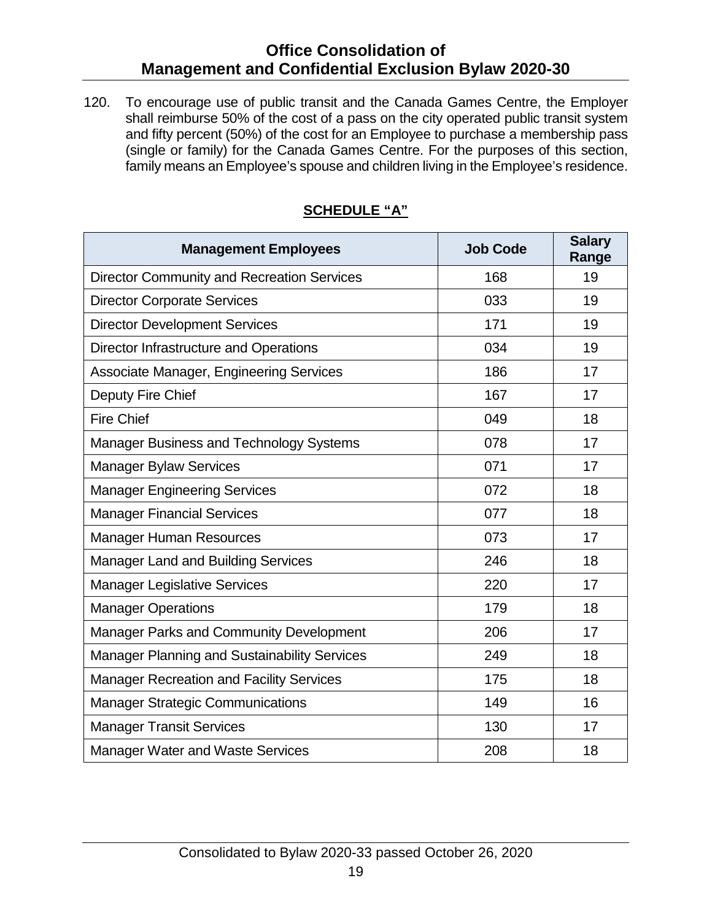120. To encourage use of public transit and the Canada Games Centre, the Employer shall reimburse 50% of the cost of a pass on the city operated public transit system and fifty percent (50%) of the cost for an Employee to purchase a membership pass (single or family) for the Canada Games Centre. For the purposes of this section, family means an Employee's spouse and children living in the Employee's residence.

## SCHEDULE "A"

| Management Employees | Job Code | Salary Range |
|---|---|---|
| Director Community and Recreation Services | 168 | 19 |
| Director Corporate Services | 033 | 19 |
| Director Development Services | 171 | 19 |
| Director Infrastructure and Operations | 034 | 19 |
| Associate Manager, Engineering Services | 186 | 17 |
| Deputy Fire Chief | 167 | 17 |
| Fire Chief | 049 | 18 |
| Manager Business and Technology Systems | 078 | 17 |
| Manager Bylaw Services | 071 | 17 |
| Manager Engineering Services | 072 | 18 |
| Manager Financial Services | 077 | 18 |
| Manager Human Resources | 073 | 17 |
| Manager Land and Building Services | 246 | 18 |
| Manager Legislative Services | 220 | 17 |
| Manager Operations | 179 | 18 |
| Manager Parks and Community Development | 206 | 17 |
| Manager Planning and Sustainability Services | 249 | 18 |
| Manager Recreation and Facility Services | 175 | 18 |
| Manager Strategic Communications | 149 | 16 |
| Manager Transit Services | 130 | 17 |
| Manager Water and Waste Services | 208 | 18 |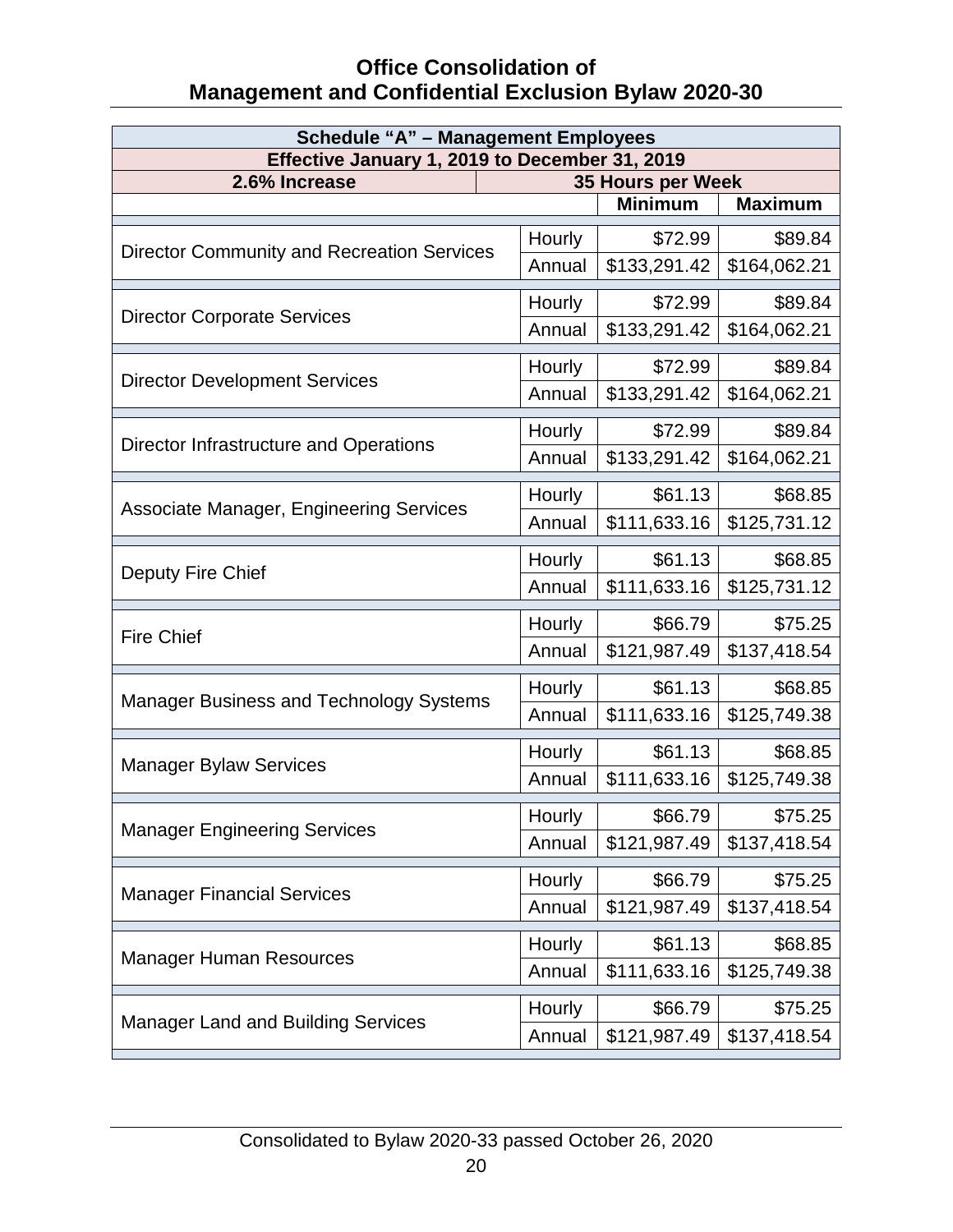# Office Consolidation of Management and Confidential Exclusion Bylaw 2020-30

| Schedule "A" – Management Employees | | | |
|---|---|---|---|
| Effective January 1, 2019 to December 31, 2019 | | | |
| 2.6% Increase | 35 Hours per Week | | |
| | | Minimum | Maximum |
| Director Community and Recreation Services | Hourly | $72.99 | $89.84 |
| | Annual | $133,291.42 | $164,062.21 |
| Director Corporate Services | Hourly | $72.99 | $89.84 |
| | Annual | $133,291.42 | $164,062.21 |
| Director Development Services | Hourly | $72.99 | $89.84 |
| | Annual | $133,291.42 | $164,062.21 |
| Director Infrastructure and Operations | Hourly | $72.99 | $89.84 |
| | Annual | $133,291.42 | $164,062.21 |
| Associate Manager, Engineering Services | Hourly | $61.13 | $68.85 |
| | Annual | $111,633.16 | $125,731.12 |
| Deputy Fire Chief | Hourly | $61.13 | $68.85 |
| | Annual | $111,633.16 | $125,731.12 |
| Fire Chief | Hourly | $66.79 | $75.25 |
| | Annual | $121,987.49 | $137,418.54 |
| Manager Business and Technology Systems | Hourly | $61.13 | $68.85 |
| | Annual | $111,633.16 | $125,749.38 |
| Manager Bylaw Services | Hourly | $61.13 | $68.85 |
| | Annual | $111,633.16 | $125,749.38 |
| Manager Engineering Services | Hourly | $66.79 | $75.25 |
| | Annual | $121,987.49 | $137,418.54 |
| Manager Financial Services | Hourly | $66.79 | $75.25 |
| | Annual | $121,987.49 | $137,418.54 |
| Manager Human Resources | Hourly | $61.13 | $68.85 |
| | Annual | $111,633.16 | $125,749.38 |
| Manager Land and Building Services | Hourly | $66.79 | $75.25 |
| | Annual | $121,987.49 | $137,418.54 |

Consolidated to Bylaw 2020-33 passed October 26, 2020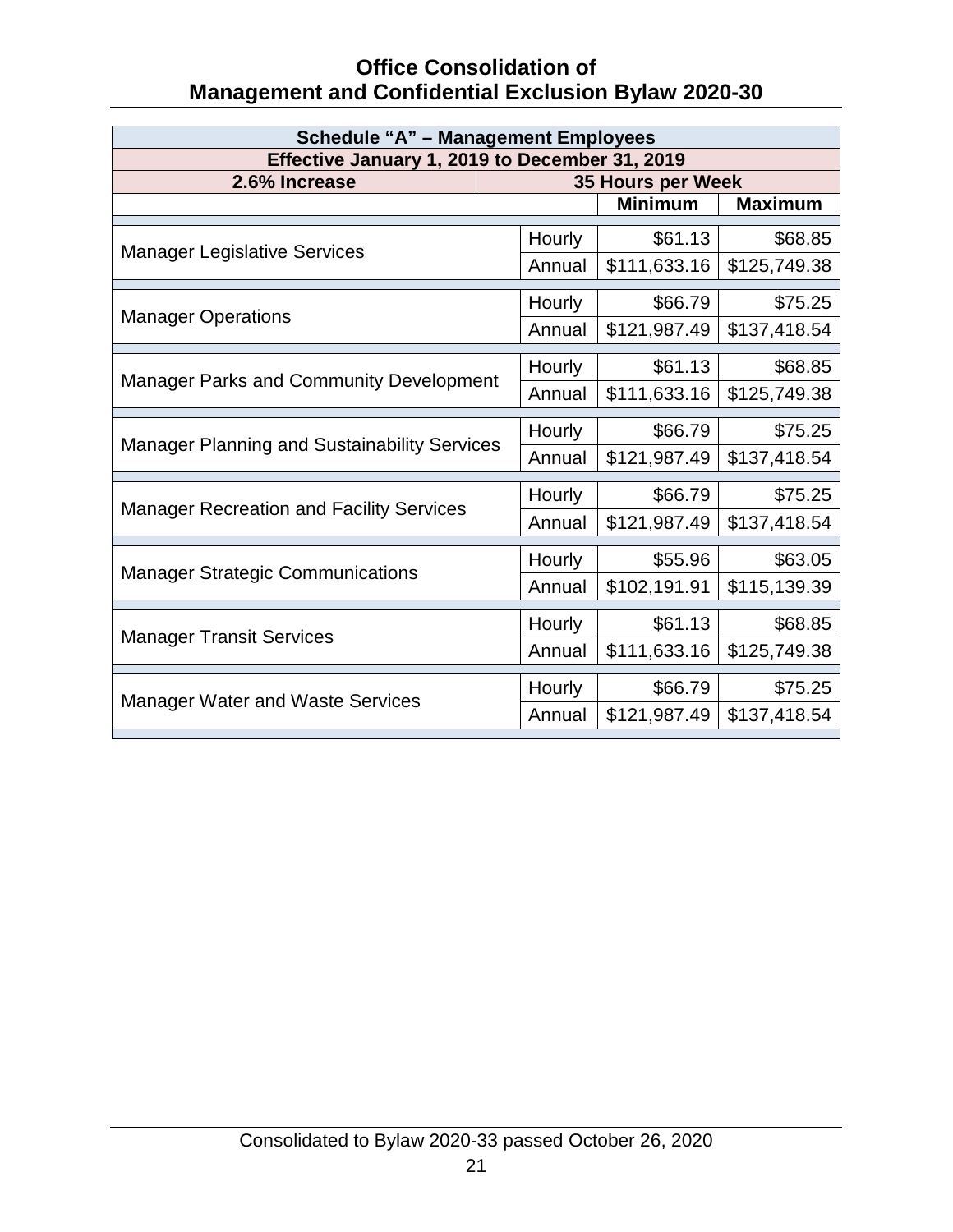| Schedule "A" – Management Employees | | | |
|---|---|---|---|
| Effective January 1, 2019 to December 31, 2019 | | | |
| 2.6% Increase | 35 Hours per Week | | |
| | | Minimum | Maximum |
| Manager Legislative Services | Hourly | $61.13 | $68.85 |
| | Annual | $111,633.16 | $125,749.38 |
| Manager Operations | Hourly | $66.79 | $75.25 |
| | Annual | $121,987.49 | $137,418.54 |
| Manager Parks and Community Development | Hourly | $61.13 | $68.85 |
| | Annual | $111,633.16 | $125,749.38 |
| Manager Planning and Sustainability Services | Hourly | $66.79 | $75.25 |
| | Annual | $121,987.49 | $137,418.54 |
| Manager Recreation and Facility Services | Hourly | $66.79 | $75.25 |
| | Annual | $121,987.49 | $137,418.54 |
| Manager Strategic Communications | Hourly | $55.96 | $63.05 |
| | Annual | $102,191.91 | $115,139.39 |
| Manager Transit Services | Hourly | $61.13 | $68.85 |
| | Annual | $111,633.16 | $125,749.38 |
| Manager Water and Waste Services | Hourly | $66.79 | $75.25 |
| | Annual | $121,987.49 | $137,418.54 |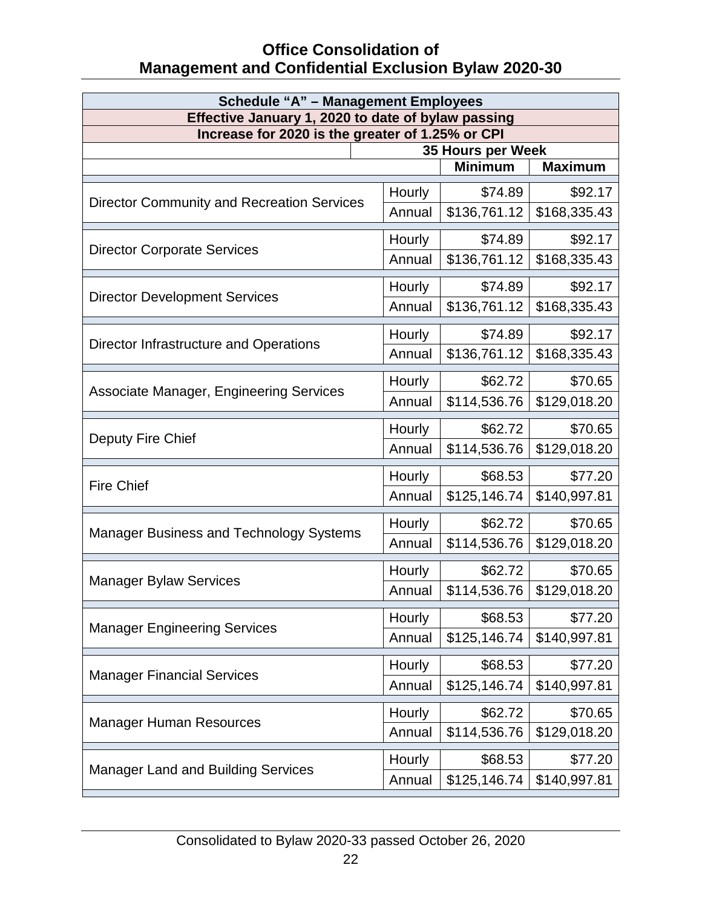| Schedule "A" – Management Employees | | | |
|---|---|---|---|
| Effective January 1, 2020 to date of bylaw passing | | | |
| Increase for 2020 is the greater of 1.25% or CPI | | | |
| | 35 Hours per Week | | |
| | | Minimum | Maximum |
| Director Community and Recreation Services | Hourly | $74.89 | $92.17 |
| | Annual | $136,761.12 | $168,335.43 |
| Director Corporate Services | Hourly | $74.89 | $92.17 |
| | Annual | $136,761.12 | $168,335.43 |
| Director Development Services | Hourly | $74.89 | $92.17 |
| | Annual | $136,761.12 | $168,335.43 |
| Director Infrastructure and Operations | Hourly | $74.89 | $92.17 |
| | Annual | $136,761.12 | $168,335.43 |
| Associate Manager, Engineering Services | Hourly | $62.72 | $70.65 |
| | Annual | $114,536.76 | $129,018.20 |
| Deputy Fire Chief | Hourly | $62.72 | $70.65 |
| | Annual | $114,536.76 | $129,018.20 |
| Fire Chief | Hourly | $68.53 | $77.20 |
| | Annual | $125,146.74 | $140,997.81 |
| Manager Business and Technology Systems | Hourly | $62.72 | $70.65 |
| | Annual | $114,536.76 | $129,018.20 |
| Manager Bylaw Services | Hourly | $62.72 | $70.65 |
| | Annual | $114,536.76 | $129,018.20 |
| Manager Engineering Services | Hourly | $68.53 | $77.20 |
| | Annual | $125,146.74 | $140,997.81 |
| Manager Financial Services | Hourly | $68.53 | $77.20 |
| | Annual | $125,146.74 | $140,997.81 |
| Manager Human Resources | Hourly | $62.72 | $70.65 |
| | Annual | $114,536.76 | $129,018.20 |
| Manager Land and Building Services | Hourly | $68.53 | $77.20 |
| | Annual | $125,146.74 | $140,997.81 |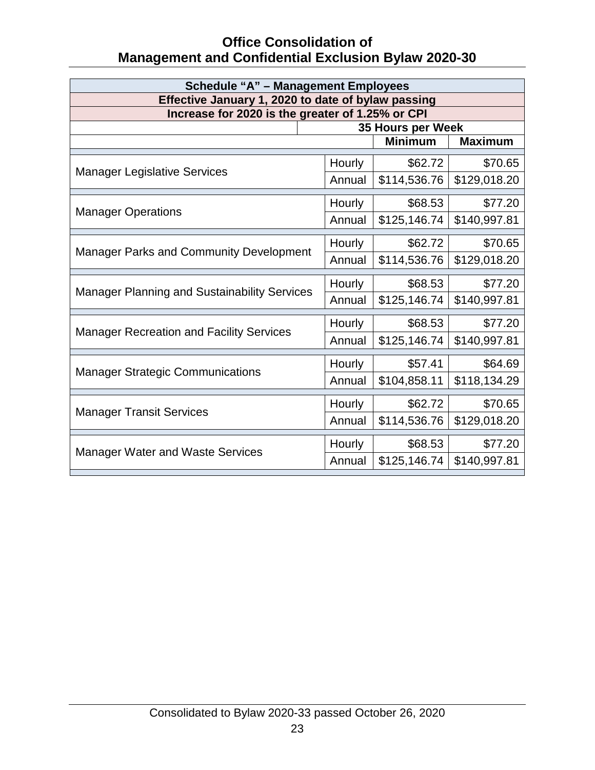# Office Consolidation of Management and Confidential Exclusion Bylaw 2020-30

| Schedule "A" – Management Employees | | | |
|---|---|---|---|
| **Effective January 1, 2020 to date of bylaw passing** | | | |
| **Increase for 2020 is the greater of 1.25% or CPI** | | | |
| | **35 Hours per Week** | | |
| | | **Minimum** | **Maximum** |
| Manager Legislative Services | Hourly | $62.72 | $70.65 |
| | Annual | $114,536.76 | $129,018.20 |
| Manager Operations | Hourly | $68.53 | $77.20 |
| | Annual | $125,146.74 | $140,997.81 |
| Manager Parks and Community Development | Hourly | $62.72 | $70.65 |
| | Annual | $114,536.76 | $129,018.20 |
| Manager Planning and Sustainability Services | Hourly | $68.53 | $77.20 |
| | Annual | $125,146.74 | $140,997.81 |
| Manager Recreation and Facility Services | Hourly | $68.53 | $77.20 |
| | Annual | $125,146.74 | $140,997.81 |
| Manager Strategic Communications | Hourly | $57.41 | $64.69 |
| | Annual | $104,858.11 | $118,134.29 |
| Manager Transit Services | Hourly | $62.72 | $70.65 |
| | Annual | $114,536.76 | $129,018.20 |
| Manager Water and Waste Services | Hourly | $68.53 | $77.20 |
| | Annual | $125,146.74 | $140,997.81 |

Consolidated to Bylaw 2020-33 passed October 26, 2020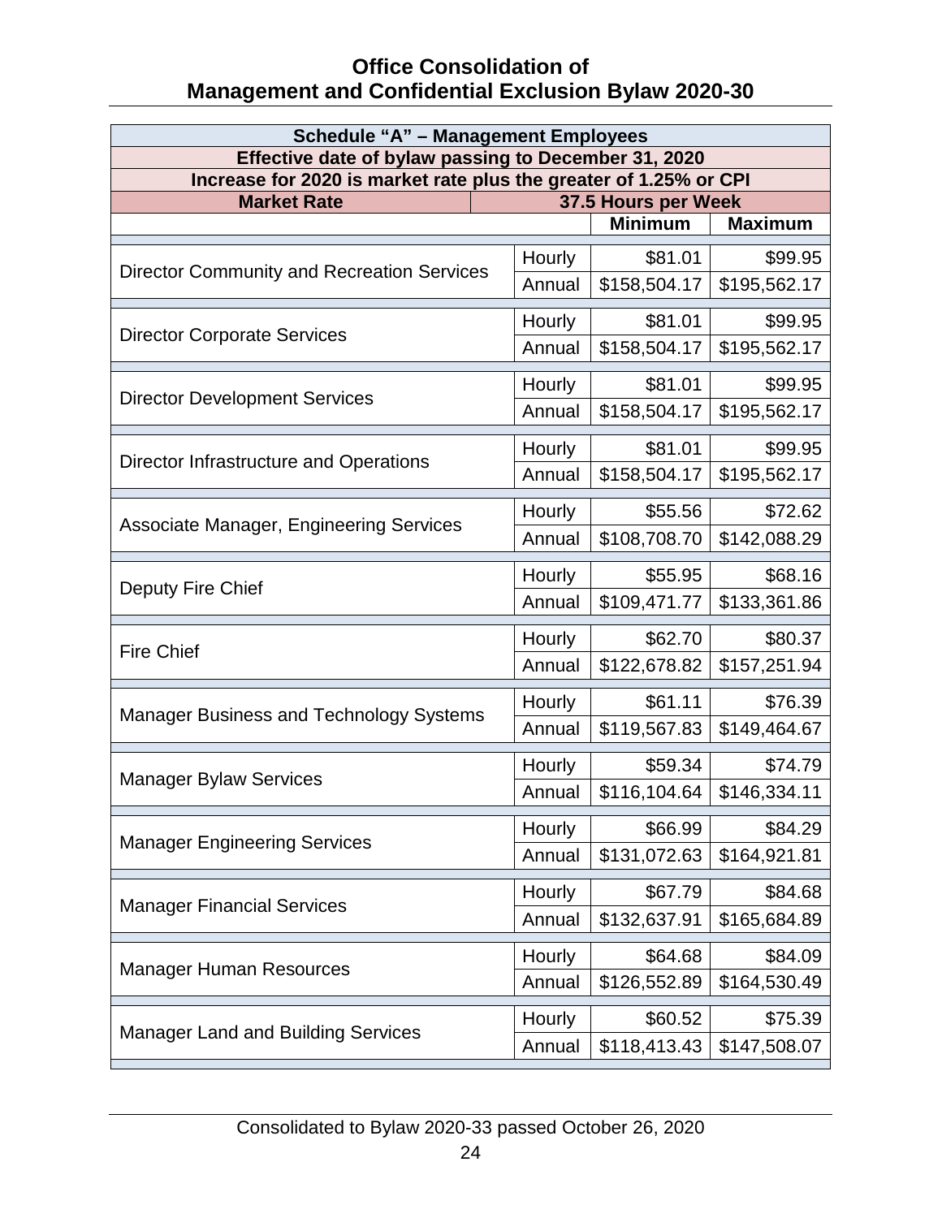# Office Consolidation of Management and Confidential Exclusion Bylaw 2020-30

| Schedule "A" – Management Employees | | | |
|---|---|---|---|
| **Effective date of bylaw passing to December 31, 2020** | | | |
| **Increase for 2020 is market rate plus the greater of 1.25% or CPI** | | | |
| **Market Rate** | **37.5 Hours per Week** | | |
| | | **Minimum** | **Maximum** |
| Director Community and Recreation Services | Hourly | $81.01 | $99.95 |
| | Annual | $158,504.17 | $195,562.17 |
| Director Corporate Services | Hourly | $81.01 | $99.95 |
| | Annual | $158,504.17 | $195,562.17 |
| Director Development Services | Hourly | $81.01 | $99.95 |
| | Annual | $158,504.17 | $195,562.17 |
| Director Infrastructure and Operations | Hourly | $81.01 | $99.95 |
| | Annual | $158,504.17 | $195,562.17 |
| Associate Manager, Engineering Services | Hourly | $55.56 | $72.62 |
| | Annual | $108,708.70 | $142,088.29 |
| Deputy Fire Chief | Hourly | $55.95 | $68.16 |
| | Annual | $109,471.77 | $133,361.86 |
| Fire Chief | Hourly | $62.70 | $80.37 |
| | Annual | $122,678.82 | $157,251.94 |
| Manager Business and Technology Systems | Hourly | $61.11 | $76.39 |
| | Annual | $119,567.83 | $149,464.67 |
| Manager Bylaw Services | Hourly | $59.34 | $74.79 |
| | Annual | $116,104.64 | $146,334.11 |
| Manager Engineering Services | Hourly | $66.99 | $84.29 |
| | Annual | $131,072.63 | $164,921.81 |
| Manager Financial Services | Hourly | $67.79 | $84.68 |
| | Annual | $132,637.91 | $165,684.89 |
| Manager Human Resources | Hourly | $64.68 | $84.09 |
| | Annual | $126,552.89 | $164,530.49 |
| Manager Land and Building Services | Hourly | $60.52 | $75.39 |
| | Annual | $118,413.43 | $147,508.07 |

Consolidated to Bylaw 2020-33 passed October 26, 2020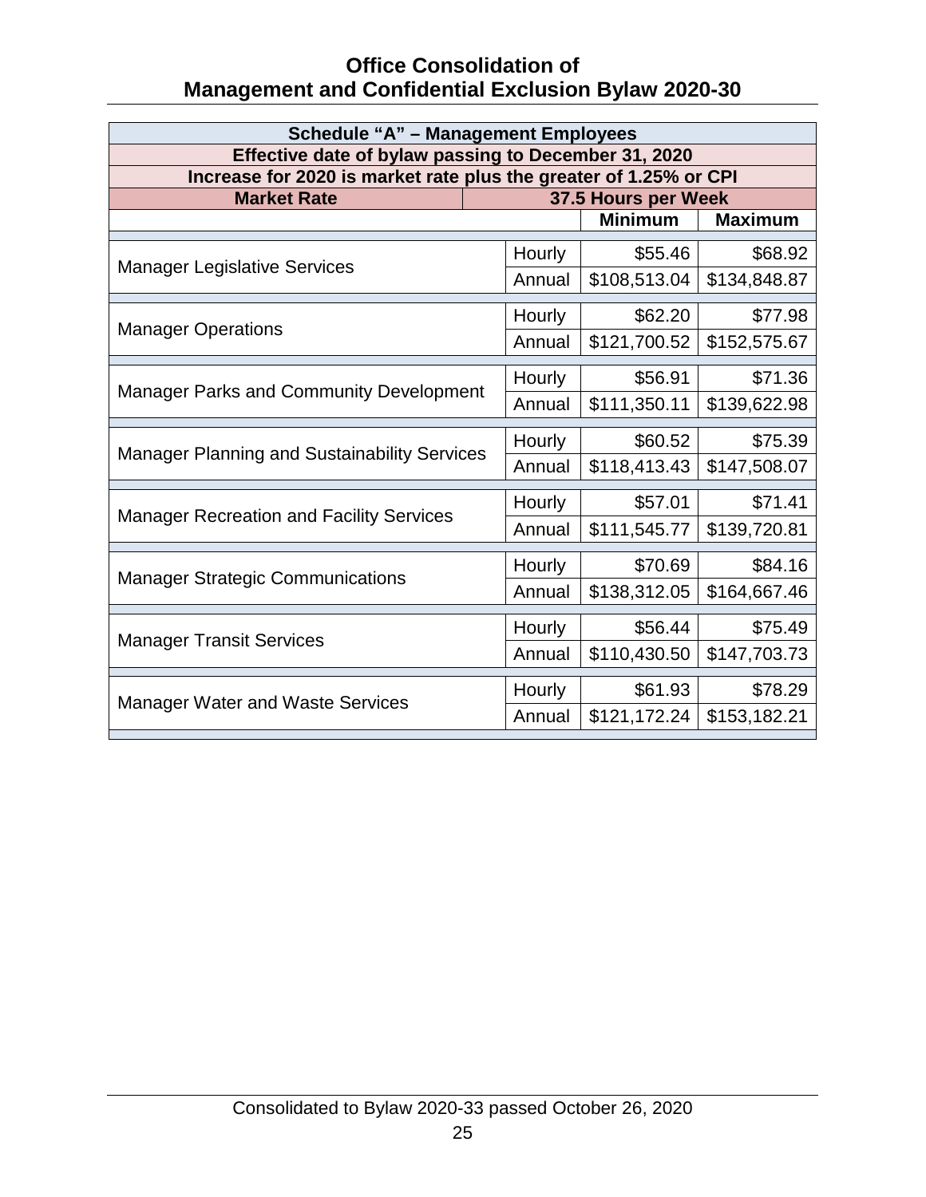# Office Consolidation of Management and Confidential Exclusion Bylaw 2020-30

| Schedule "A" – Management Employees | | | |
|---|---|---|---|
| **Effective date of bylaw passing to December 31, 2020** | | | |
| **Increase for 2020 is market rate plus the greater of 1.25% or CPI** | | | |
| **Market Rate** | **37.5 Hours per Week** | | |
| | | **Minimum** | **Maximum** |
| Manager Legislative Services | Hourly | $55.46 | $68.92 |
| | Annual | $108,513.04 | $134,848.87 |
| Manager Operations | Hourly | $62.20 | $77.98 |
| | Annual | $121,700.52 | $152,575.67 |
| Manager Parks and Community Development | Hourly | $56.91 | $71.36 |
| | Annual | $111,350.11 | $139,622.98 |
| Manager Planning and Sustainability Services | Hourly | $60.52 | $75.39 |
| | Annual | $118,413.43 | $147,508.07 |
| Manager Recreation and Facility Services | Hourly | $57.01 | $71.41 |
| | Annual | $111,545.77 | $139,720.81 |
| Manager Strategic Communications | Hourly | $70.69 | $84.16 |
| | Annual | $138,312.05 | $164,667.46 |
| Manager Transit Services | Hourly | $56.44 | $75.49 |
| | Annual | $110,430.50 | $147,703.73 |
| Manager Water and Waste Services | Hourly | $61.93 | $78.29 |
| | Annual | $121,172.24 | $153,182.21 |

Consolidated to Bylaw 2020-33 passed October 26, 2020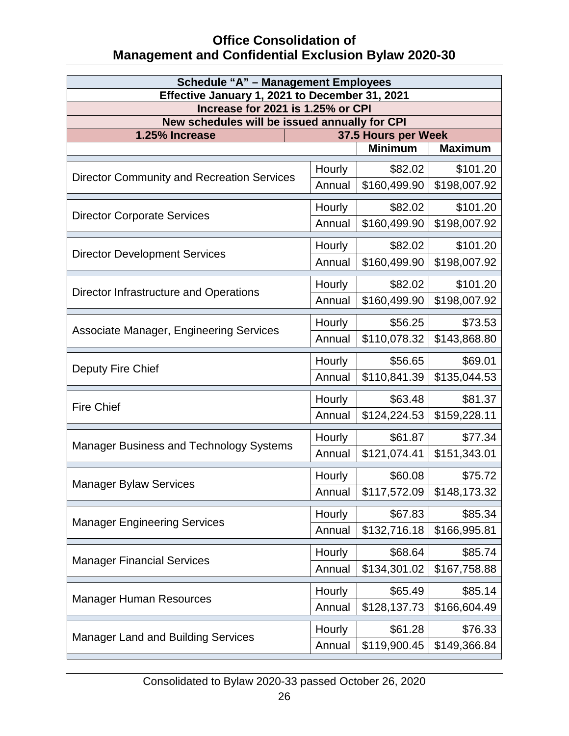## Office Consolidation of Management and Confidential Exclusion Bylaw 2020-30

| Schedule "A" – Management Employees | | | |
|---|---|---|---|
| **Effective January 1, 2021 to December 31, 2021** | | | |
| **Increase for 2021 is 1.25% or CPI** | | | |
| **New schedules will be issued annually for CPI** | | | |
| **1.25% Increase** | **37.5 Hours per Week** | | |
| | | **Minimum** | **Maximum** |
| Director Community and Recreation Services | Hourly | $82.02 | $101.20 |
| | Annual | $160,499.90 | $198,007.92 |
| Director Corporate Services | Hourly | $82.02 | $101.20 |
| | Annual | $160,499.90 | $198,007.92 |
| Director Development Services | Hourly | $82.02 | $101.20 |
| | Annual | $160,499.90 | $198,007.92 |
| Director Infrastructure and Operations | Hourly | $82.02 | $101.20 |
| | Annual | $160,499.90 | $198,007.92 |
| Associate Manager, Engineering Services | Hourly | $56.25 | $73.53 |
| | Annual | $110,078.32 | $143,868.80 |
| Deputy Fire Chief | Hourly | $56.65 | $69.01 |
| | Annual | $110,841.39 | $135,044.53 |
| Fire Chief | Hourly | $63.48 | $81.37 |
| | Annual | $124,224.53 | $159,228.11 |
| Manager Business and Technology Systems | Hourly | $61.87 | $77.34 |
| | Annual | $121,074.41 | $151,343.01 |
| Manager Bylaw Services | Hourly | $60.08 | $75.72 |
| | Annual | $117,572.09 | $148,173.32 |
| Manager Engineering Services | Hourly | $67.83 | $85.34 |
| | Annual | $132,716.18 | $166,995.81 |
| Manager Financial Services | Hourly | $68.64 | $85.74 |
| | Annual | $134,301.02 | $167,758.88 |
| Manager Human Resources | Hourly | $65.49 | $85.14 |
| | Annual | $128,137.73 | $166,604.49 |
| Manager Land and Building Services | Hourly | $61.28 | $76.33 |
| | Annual | $119,900.45 | $149,366.84 |

Consolidated to Bylaw 2020-33 passed October 26, 2020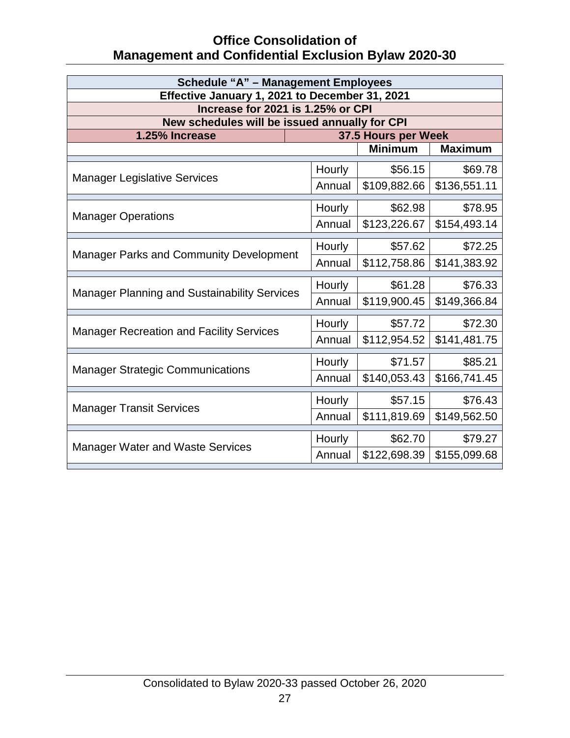| Schedule "A" – Management Employees | | | |
|---|---|---|---|
| Effective January 1, 2021 to December 31, 2021 | | | |
| Increase for 2021 is 1.25% or CPI | | | |
| New schedules will be issued annually for CPI | | | |
| 1.25% Increase | 37.5 Hours per Week | | |
| | | Minimum | Maximum |
| Manager Legislative Services | Hourly | $56.15 | $69.78 |
| | Annual | $109,882.66 | $136,551.11 |
| Manager Operations | Hourly | $62.98 | $78.95 |
| | Annual | $123,226.67 | $154,493.14 |
| Manager Parks and Community Development | Hourly | $57.62 | $72.25 |
| | Annual | $112,758.86 | $141,383.92 |
| Manager Planning and Sustainability Services | Hourly | $61.28 | $76.33 |
| | Annual | $119,900.45 | $149,366.84 |
| Manager Recreation and Facility Services | Hourly | $57.72 | $72.30 |
| | Annual | $112,954.52 | $141,481.75 |
| Manager Strategic Communications | Hourly | $71.57 | $85.21 |
| | Annual | $140,053.43 | $166,741.45 |
| Manager Transit Services | Hourly | $57.15 | $76.43 |
| | Annual | $111,819.69 | $149,562.50 |
| Manager Water and Waste Services | Hourly | $62.70 | $79.27 |
| | Annual | $122,698.39 | $155,099.68 |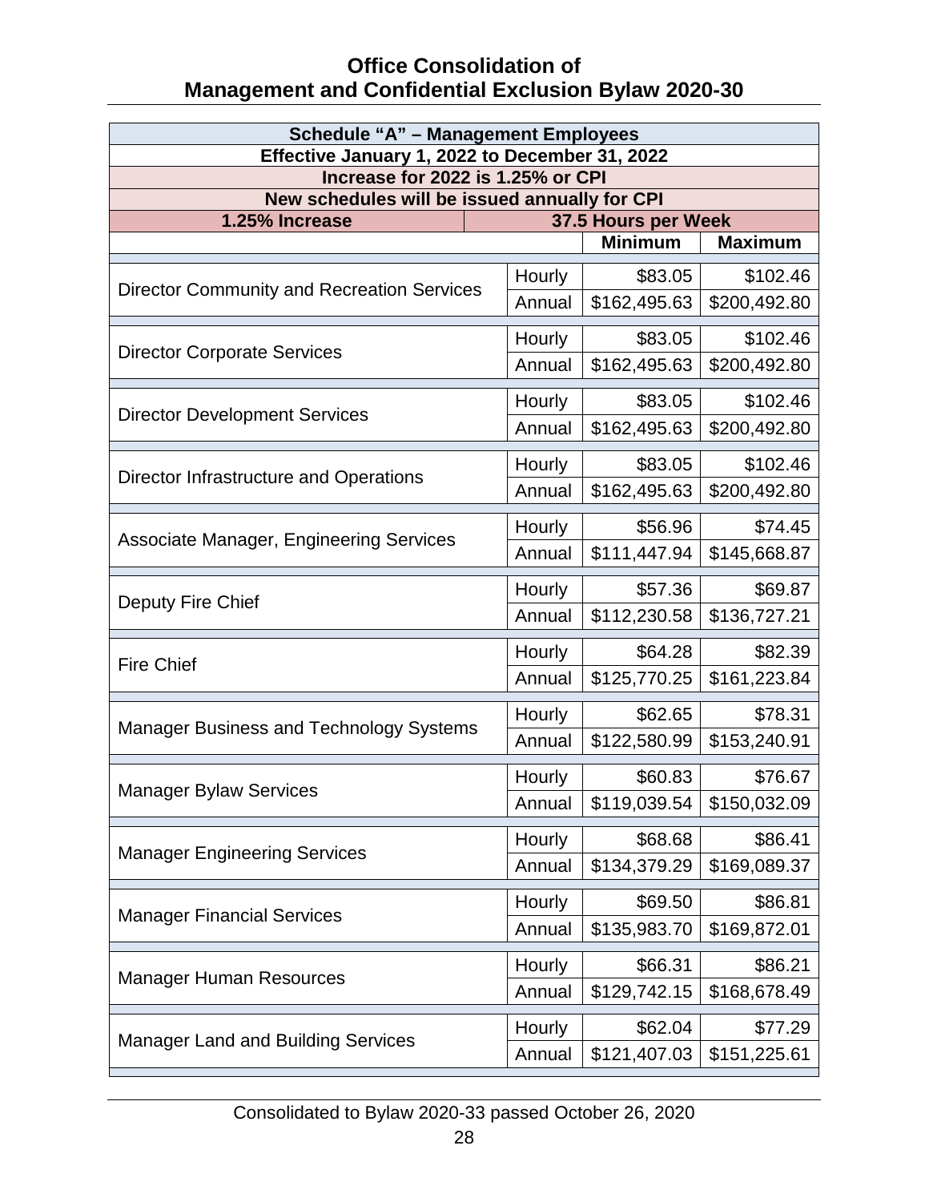# Office Consolidation of Management and Confidential Exclusion Bylaw 2020-30

| Schedule "A" – Management Employees | | | |
|---|---|---|---|
| **Effective January 1, 2022 to December 31, 2022** | | | |
| **Increase for 2022 is 1.25% or CPI** | | | |
| **New schedules will be issued annually for CPI** | | | |
| **1.25% Increase** | **37.5 Hours per Week** | | |
| | | **Minimum** | **Maximum** |
| Director Community and Recreation Services | Hourly | $83.05 | $102.46 |
| | Annual | $162,495.63 | $200,492.80 |
| Director Corporate Services | Hourly | $83.05 | $102.46 |
| | Annual | $162,495.63 | $200,492.80 |
| Director Development Services | Hourly | $83.05 | $102.46 |
| | Annual | $162,495.63 | $200,492.80 |
| Director Infrastructure and Operations | Hourly | $83.05 | $102.46 |
| | Annual | $162,495.63 | $200,492.80 |
| Associate Manager, Engineering Services | Hourly | $56.96 | $74.45 |
| | Annual | $111,447.94 | $145,668.87 |
| Deputy Fire Chief | Hourly | $57.36 | $69.87 |
| | Annual | $112,230.58 | $136,727.21 |
| Fire Chief | Hourly | $64.28 | $82.39 |
| | Annual | $125,770.25 | $161,223.84 |
| Manager Business and Technology Systems | Hourly | $62.65 | $78.31 |
| | Annual | $122,580.99 | $153,240.91 |
| Manager Bylaw Services | Hourly | $60.83 | $76.67 |
| | Annual | $119,039.54 | $150,032.09 |
| Manager Engineering Services | Hourly | $68.68 | $86.41 |
| | Annual | $134,379.29 | $169,089.37 |
| Manager Financial Services | Hourly | $69.50 | $86.81 |
| | Annual | $135,983.70 | $169,872.01 |
| Manager Human Resources | Hourly | $66.31 | $86.21 |
| | Annual | $129,742.15 | $168,678.49 |
| Manager Land and Building Services | Hourly | $62.04 | $77.29 |
| | Annual | $121,407.03 | $151,225.61 |

Consolidated to Bylaw 2020-33 passed October 26, 2020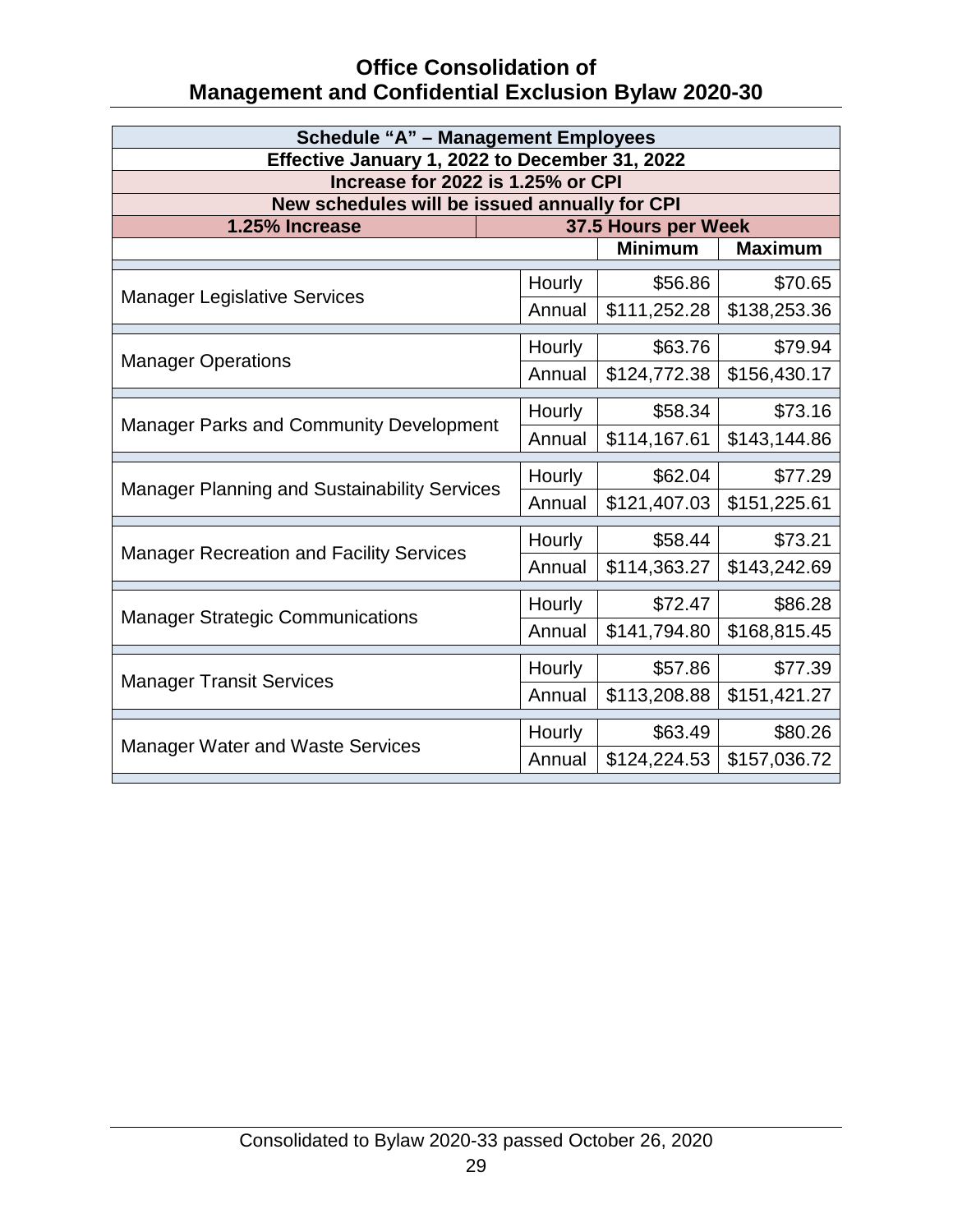| Schedule "A" – Management Employees | | | |
|---|---|---|---|
| **Effective January 1, 2022 to December 31, 2022** | | | |
| **Increase for 2022 is 1.25% or CPI** | | | |
| **New schedules will be issued annually for CPI** | | | |
| **1.25% Increase** | **37.5 Hours per Week** | | |
| | | **Minimum** | **Maximum** |
| Manager Legislative Services | Hourly | $56.86 | $70.65 |
| | Annual | $111,252.28 | $138,253.36 |
| Manager Operations | Hourly | $63.76 | $79.94 |
| | Annual | $124,772.38 | $156,430.17 |
| Manager Parks and Community Development | Hourly | $58.34 | $73.16 |
| | Annual | $114,167.61 | $143,144.86 |
| Manager Planning and Sustainability Services | Hourly | $62.04 | $77.29 |
| | Annual | $121,407.03 | $151,225.61 |
| Manager Recreation and Facility Services | Hourly | $58.44 | $73.21 |
| | Annual | $114,363.27 | $143,242.69 |
| Manager Strategic Communications | Hourly | $72.47 | $86.28 |
| | Annual | $141,794.80 | $168,815.45 |
| Manager Transit Services | Hourly | $57.86 | $77.39 |
| | Annual | $113,208.88 | $151,421.27 |
| Manager Water and Waste Services | Hourly | $63.49 | $80.26 |
| | Annual | $124,224.53 | $157,036.72 |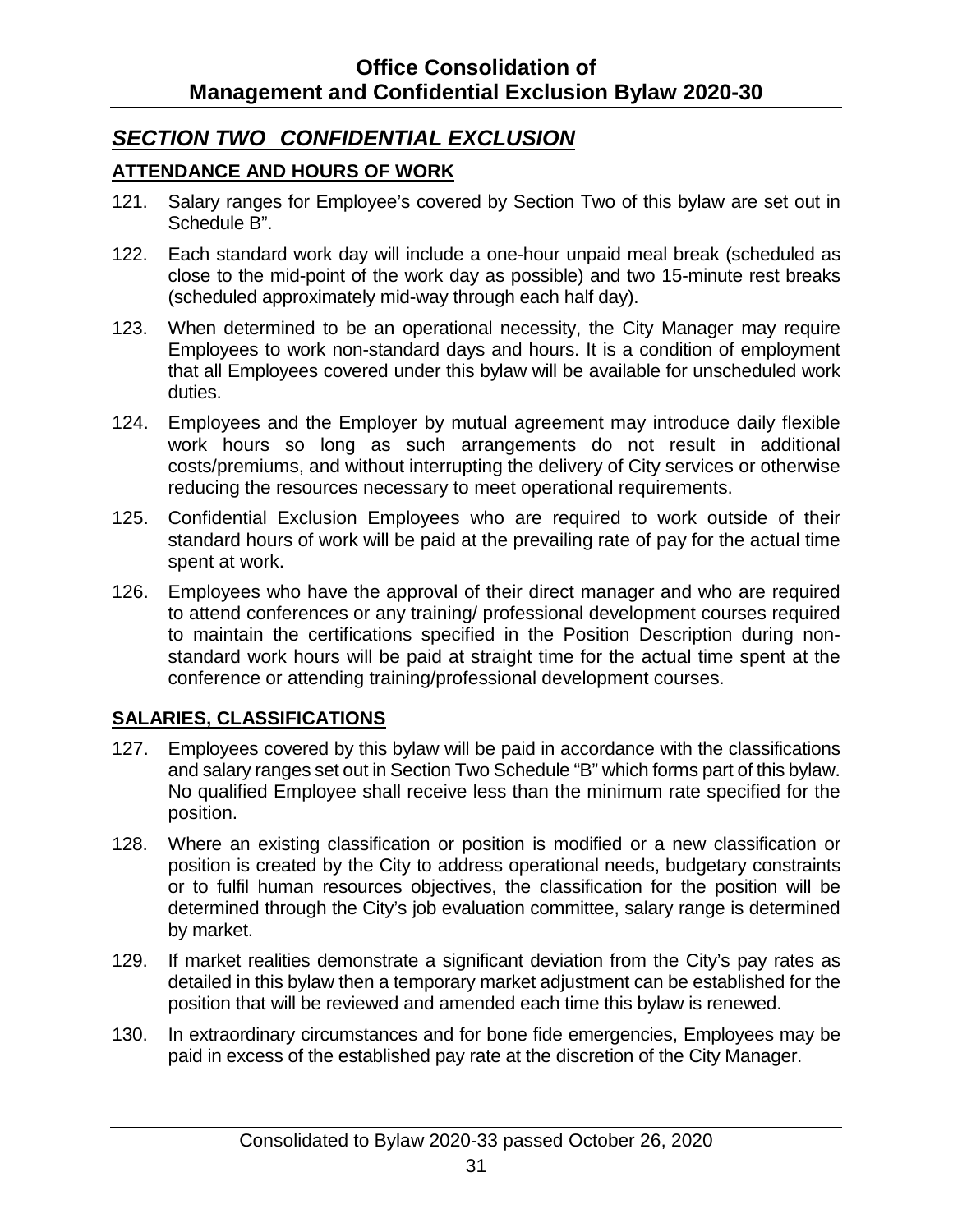## *SECTION TWO CONFIDENTIAL EXCLUSION*

### ATTENDANCE AND HOURS OF WORK

121. Salary ranges for Employee's covered by Section Two of this bylaw are set out in Schedule B".

122. Each standard work day will include a one-hour unpaid meal break (scheduled as close to the mid-point of the work day as possible) and two 15-minute rest breaks (scheduled approximately mid-way through each half day).

123. When determined to be an operational necessity, the City Manager may require Employees to work non-standard days and hours. It is a condition of employment that all Employees covered under this bylaw will be available for unscheduled work duties.

124. Employees and the Employer by mutual agreement may introduce daily flexible work hours so long as such arrangements do not result in additional costs/premiums, and without interrupting the delivery of City services or otherwise reducing the resources necessary to meet operational requirements.

125. Confidential Exclusion Employees who are required to work outside of their standard hours of work will be paid at the prevailing rate of pay for the actual time spent at work.

126. Employees who have the approval of their direct manager and who are required to attend conferences or any training/ professional development courses required to maintain the certifications specified in the Position Description during non-standard work hours will be paid at straight time for the actual time spent at the conference or attending training/professional development courses.

### SALARIES, CLASSIFICATIONS

127. Employees covered by this bylaw will be paid in accordance with the classifications and salary ranges set out in Section Two Schedule "B" which forms part of this bylaw. No qualified Employee shall receive less than the minimum rate specified for the position.

128. Where an existing classification or position is modified or a new classification or position is created by the City to address operational needs, budgetary constraints or to fulfil human resources objectives, the classification for the position will be determined through the City's job evaluation committee, salary range is determined by market.

129. If market realities demonstrate a significant deviation from the City's pay rates as detailed in this bylaw then a temporary market adjustment can be established for the position that will be reviewed and amended each time this bylaw is renewed.

130. In extraordinary circumstances and for bone fide emergencies, Employees may be paid in excess of the established pay rate at the discretion of the City Manager.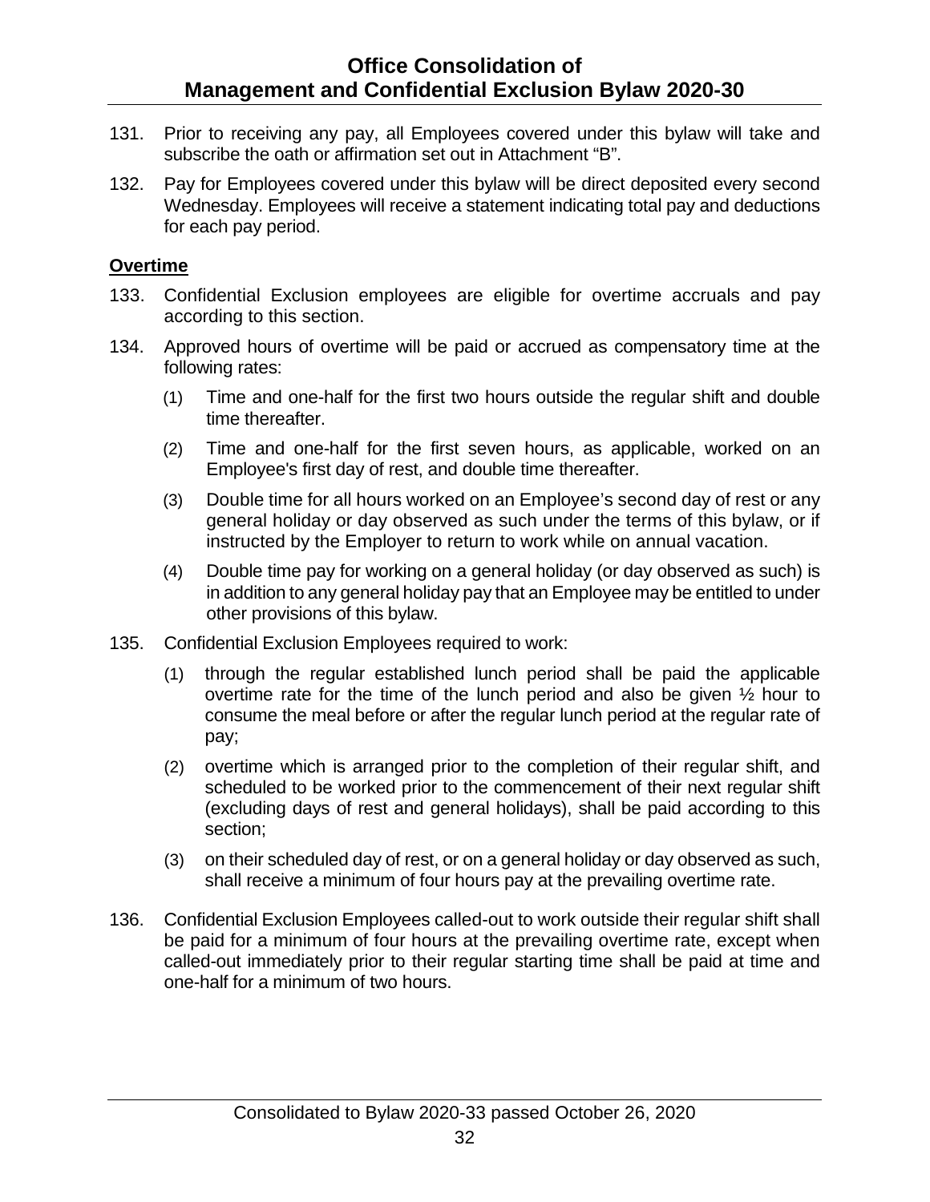131. Prior to receiving any pay, all Employees covered under this bylaw will take and subscribe the oath or affirmation set out in Attachment “B”.

132. Pay for Employees covered under this bylaw will be direct deposited every second Wednesday. Employees will receive a statement indicating total pay and deductions for each pay period.

**Overtime**

133. Confidential Exclusion employees are eligible for overtime accruals and pay according to this section.

134. Approved hours of overtime will be paid or accrued as compensatory time at the following rates:

    (1) Time and one-half for the first two hours outside the regular shift and double time thereafter.

    (2) Time and one-half for the first seven hours, as applicable, worked on an Employee's first day of rest, and double time thereafter.

    (3) Double time for all hours worked on an Employee’s second day of rest or any general holiday or day observed as such under the terms of this bylaw, or if instructed by the Employer to return to work while on annual vacation.

    (4) Double time pay for working on a general holiday (or day observed as such) is in addition to any general holiday pay that an Employee may be entitled to under other provisions of this bylaw.

135. Confidential Exclusion Employees required to work:

    (1) through the regular established lunch period shall be paid the applicable overtime rate for the time of the lunch period and also be given ½ hour to consume the meal before or after the regular lunch period at the regular rate of pay;

    (2) overtime which is arranged prior to the completion of their regular shift, and scheduled to be worked prior to the commencement of their next regular shift (excluding days of rest and general holidays), shall be paid according to this section;

    (3) on their scheduled day of rest, or on a general holiday or day observed as such, shall receive a minimum of four hours pay at the prevailing overtime rate.

136. Confidential Exclusion Employees called-out to work outside their regular shift shall be paid for a minimum of four hours at the prevailing overtime rate, except when called-out immediately prior to their regular starting time shall be paid at time and one-half for a minimum of two hours.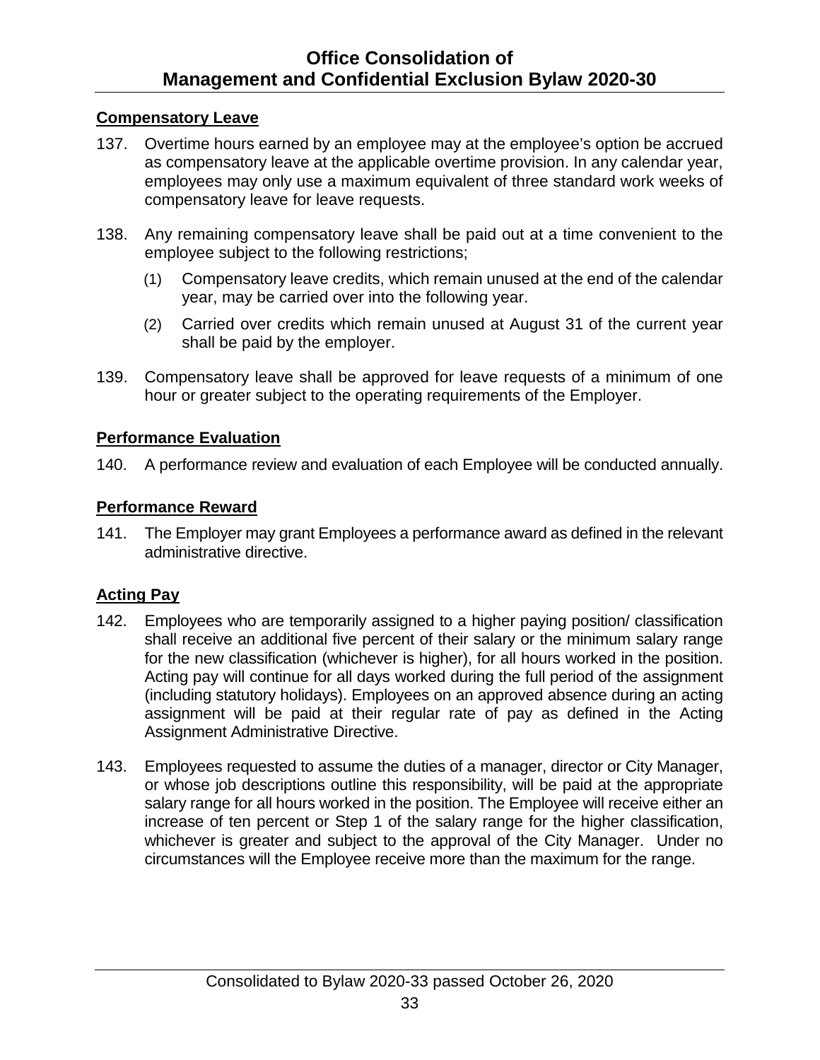## Compensatory Leave

137. Overtime hours earned by an employee may at the employee's option be accrued as compensatory leave at the applicable overtime provision. In any calendar year, employees may only use a maximum equivalent of three standard work weeks of compensatory leave for leave requests.

138. Any remaining compensatory leave shall be paid out at a time convenient to the employee subject to the following restrictions;

    (1) Compensatory leave credits, which remain unused at the end of the calendar year, may be carried over into the following year.

    (2) Carried over credits which remain unused at August 31 of the current year shall be paid by the employer.

139. Compensatory leave shall be approved for leave requests of a minimum of one hour or greater subject to the operating requirements of the Employer.

## Performance Evaluation

140. A performance review and evaluation of each Employee will be conducted annually.

## Performance Reward

141. The Employer may grant Employees a performance award as defined in the relevant administrative directive.

## Acting Pay

142. Employees who are temporarily assigned to a higher paying position/ classification shall receive an additional five percent of their salary or the minimum salary range for the new classification (whichever is higher), for all hours worked in the position. Acting pay will continue for all days worked during the full period of the assignment (including statutory holidays). Employees on an approved absence during an acting assignment will be paid at their regular rate of pay as defined in the Acting Assignment Administrative Directive.

143. Employees requested to assume the duties of a manager, director or City Manager, or whose job descriptions outline this responsibility, will be paid at the appropriate salary range for all hours worked in the position. The Employee will receive either an increase of ten percent or Step 1 of the salary range for the higher classification, whichever is greater and subject to the approval of the City Manager. Under no circumstances will the Employee receive more than the maximum for the range.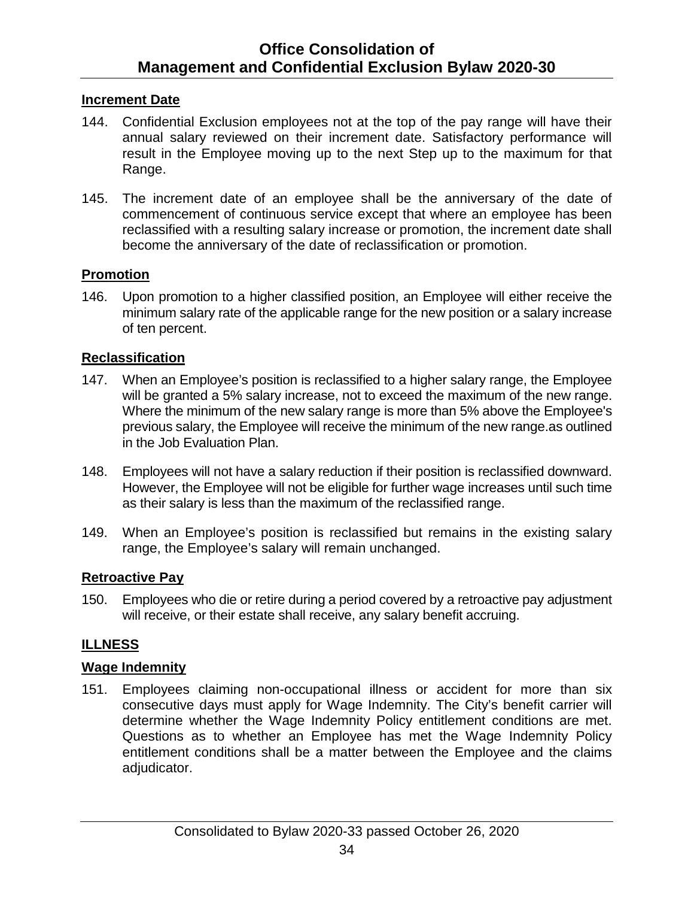### Increment Date

144. Confidential Exclusion employees not at the top of the pay range will have their annual salary reviewed on their increment date. Satisfactory performance will result in the Employee moving up to the next Step up to the maximum for that Range.

145. The increment date of an employee shall be the anniversary of the date of commencement of continuous service except that where an employee has been reclassified with a resulting salary increase or promotion, the increment date shall become the anniversary of the date of reclassification or promotion.

### Promotion

146. Upon promotion to a higher classified position, an Employee will either receive the minimum salary rate of the applicable range for the new position or a salary increase of ten percent.

### Reclassification

147. When an Employee's position is reclassified to a higher salary range, the Employee will be granted a 5% salary increase, not to exceed the maximum of the new range. Where the minimum of the new salary range is more than 5% above the Employee's previous salary, the Employee will receive the minimum of the new range.as outlined in the Job Evaluation Plan.

148. Employees will not have a salary reduction if their position is reclassified downward. However, the Employee will not be eligible for further wage increases until such time as their salary is less than the maximum of the reclassified range.

149. When an Employee's position is reclassified but remains in the existing salary range, the Employee's salary will remain unchanged.

### Retroactive Pay

150. Employees who die or retire during a period covered by a retroactive pay adjustment will receive, or their estate shall receive, any salary benefit accruing.

## ILLNESS

### Wage Indemnity

151. Employees claiming non-occupational illness or accident for more than six consecutive days must apply for Wage Indemnity. The City's benefit carrier will determine whether the Wage Indemnity Policy entitlement conditions are met. Questions as to whether an Employee has met the Wage Indemnity Policy entitlement conditions shall be a matter between the Employee and the claims adjudicator.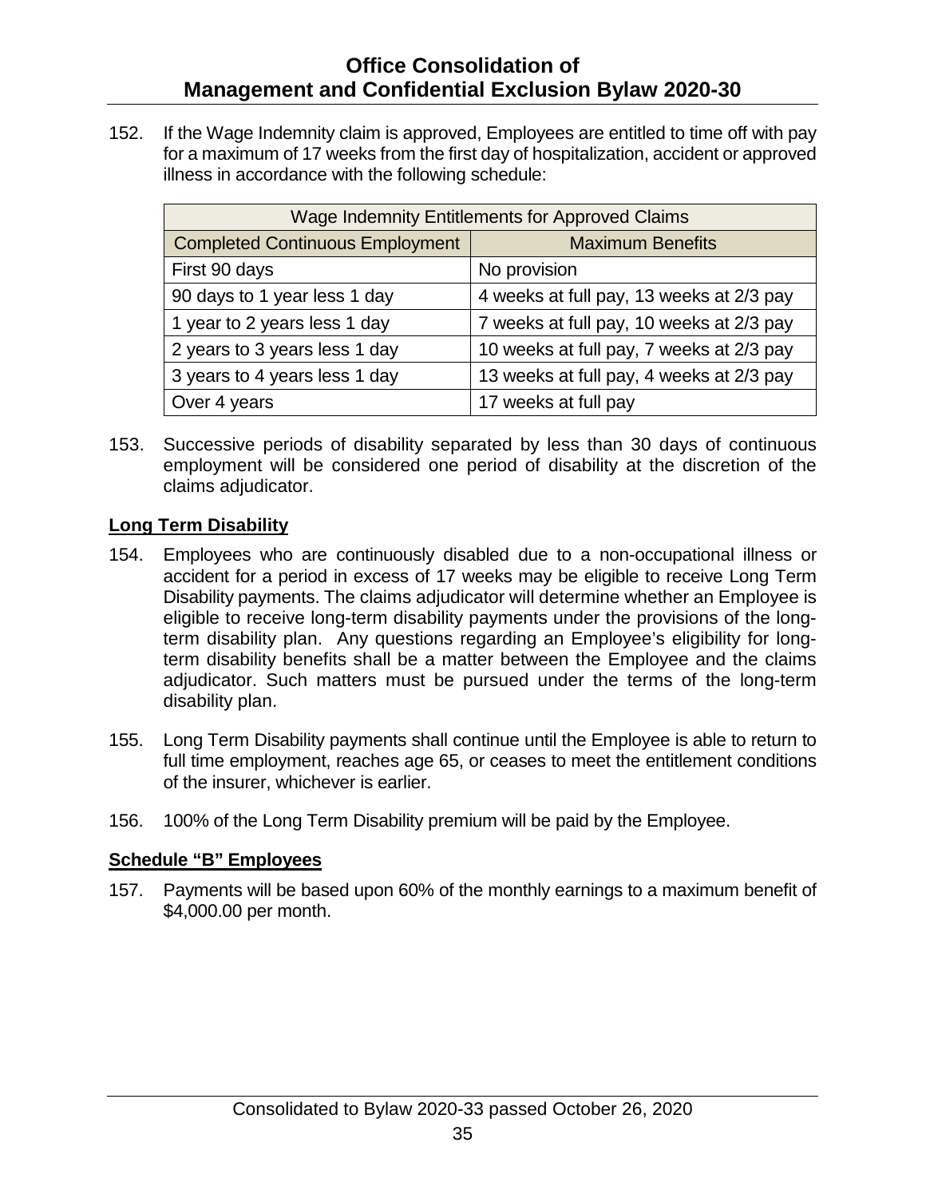152. If the Wage Indemnity claim is approved, Employees are entitled to time off with pay for a maximum of 17 weeks from the first day of hospitalization, accident or approved illness in accordance with the following schedule:

| Wage Indemnity Entitlements for Approved Claims | |
|---|---|
| **Completed Continuous Employment** | **Maximum Benefits** |
| First 90 days | No provision |
| 90 days to 1 year less 1 day | 4 weeks at full pay, 13 weeks at 2/3 pay |
| 1 year to 2 years less 1 day | 7 weeks at full pay, 10 weeks at 2/3 pay |
| 2 years to 3 years less 1 day | 10 weeks at full pay, 7 weeks at 2/3 pay |
| 3 years to 4 years less 1 day | 13 weeks at full pay, 4 weeks at 2/3 pay |
| Over 4 years | 17 weeks at full pay |

153. Successive periods of disability separated by less than 30 days of continuous employment will be considered one period of disability at the discretion of the claims adjudicator.

## Long Term Disability

154. Employees who are continuously disabled due to a non-occupational illness or accident for a period in excess of 17 weeks may be eligible to receive Long Term Disability payments. The claims adjudicator will determine whether an Employee is eligible to receive long-term disability payments under the provisions of the long-term disability plan. Any questions regarding an Employee's eligibility for long-term disability benefits shall be a matter between the Employee and the claims adjudicator. Such matters must be pursued under the terms of the long-term disability plan.

155. Long Term Disability payments shall continue until the Employee is able to return to full time employment, reaches age 65, or ceases to meet the entitlement conditions of the insurer, whichever is earlier.

156. 100% of the Long Term Disability premium will be paid by the Employee.

## Schedule "B" Employees

157. Payments will be based upon 60% of the monthly earnings to a maximum benefit of $4,000.00 per month.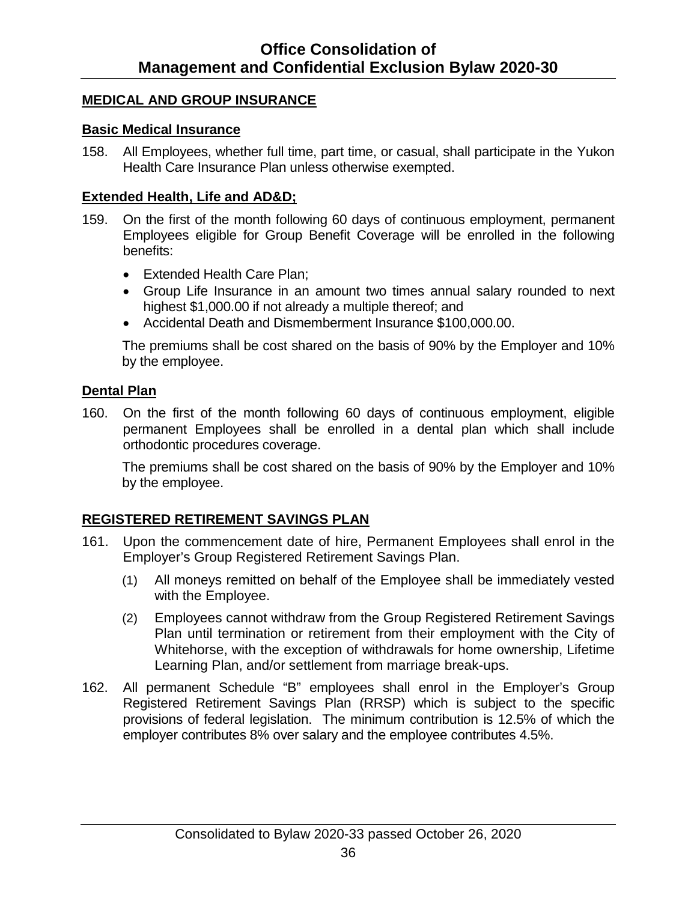## MEDICAL AND GROUP INSURANCE

### Basic Medical Insurance

158. All Employees, whether full time, part time, or casual, shall participate in the Yukon Health Care Insurance Plan unless otherwise exempted.

### Extended Health, Life and AD&D;

159. On the first of the month following 60 days of continuous employment, permanent Employees eligible for Group Benefit Coverage will be enrolled in the following benefits:

   - Extended Health Care Plan;
   - Group Life Insurance in an amount two times annual salary rounded to next highest $1,000.00 if not already a multiple thereof; and
   - Accidental Death and Dismemberment Insurance $100,000.00.

   The premiums shall be cost shared on the basis of 90% by the Employer and 10% by the employee.

### Dental Plan

160. On the first of the month following 60 days of continuous employment, eligible permanent Employees shall be enrolled in a dental plan which shall include orthodontic procedures coverage.

   The premiums shall be cost shared on the basis of 90% by the Employer and 10% by the employee.

## REGISTERED RETIREMENT SAVINGS PLAN

161. Upon the commencement date of hire, Permanent Employees shall enrol in the Employer's Group Registered Retirement Savings Plan.

   (1) All moneys remitted on behalf of the Employee shall be immediately vested with the Employee.

   (2) Employees cannot withdraw from the Group Registered Retirement Savings Plan until termination or retirement from their employment with the City of Whitehorse, with the exception of withdrawals for home ownership, Lifetime Learning Plan, and/or settlement from marriage break-ups.

162. All permanent Schedule "B" employees shall enrol in the Employer's Group Registered Retirement Savings Plan (RRSP) which is subject to the specific provisions of federal legislation. The minimum contribution is 12.5% of which the employer contributes 8% over salary and the employee contributes 4.5%.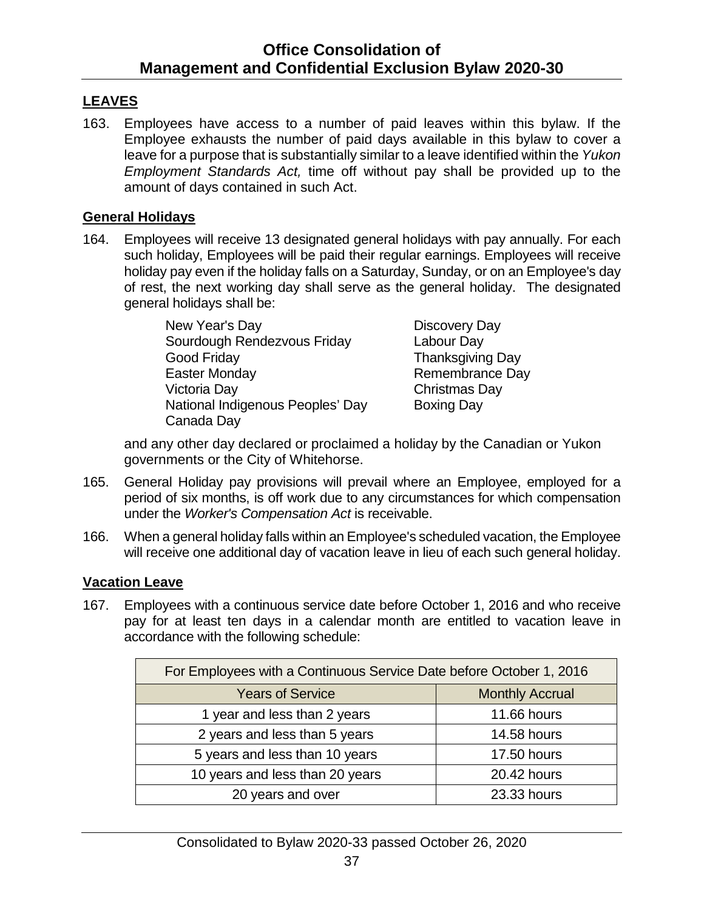## LEAVES

163. Employees have access to a number of paid leaves within this bylaw. If the Employee exhausts the number of paid days available in this bylaw to cover a leave for a purpose that is substantially similar to a leave identified within the *Yukon Employment Standards Act,* time off without pay shall be provided up to the amount of days contained in such Act.

### General Holidays

164. Employees will receive 13 designated general holidays with pay annually. For each such holiday, Employees will be paid their regular earnings. Employees will receive holiday pay even if the holiday falls on a Saturday, Sunday, or on an Employee's day of rest, the next working day shall serve as the general holiday. The designated general holidays shall be:

    New Year's Day
    Sourdough Rendezvous Friday
    Good Friday
    Easter Monday
    Victoria Day
    National Indigenous Peoples' Day
    Canada Day
    Discovery Day
    Labour Day
    Thanksgiving Day
    Remembrance Day
    Christmas Day
    Boxing Day

    and any other day declared or proclaimed a holiday by the Canadian or Yukon governments or the City of Whitehorse.

165. General Holiday pay provisions will prevail where an Employee, employed for a period of six months, is off work due to any circumstances for which compensation under the *Worker's Compensation Act* is receivable.

166. When a general holiday falls within an Employee's scheduled vacation, the Employee will receive one additional day of vacation leave in lieu of each such general holiday.

### Vacation Leave

167. Employees with a continuous service date before October 1, 2016 and who receive pay for at least ten days in a calendar month are entitled to vacation leave in accordance with the following schedule:

| For Employees with a Continuous Service Date before October 1, 2016 | |
|---|---|
| Years of Service | Monthly Accrual |
| 1 year and less than 2 years | 11.66 hours |
| 2 years and less than 5 years | 14.58 hours |
| 5 years and less than 10 years | 17.50 hours |
| 10 years and less than 20 years | 20.42 hours |
| 20 years and over | 23.33 hours |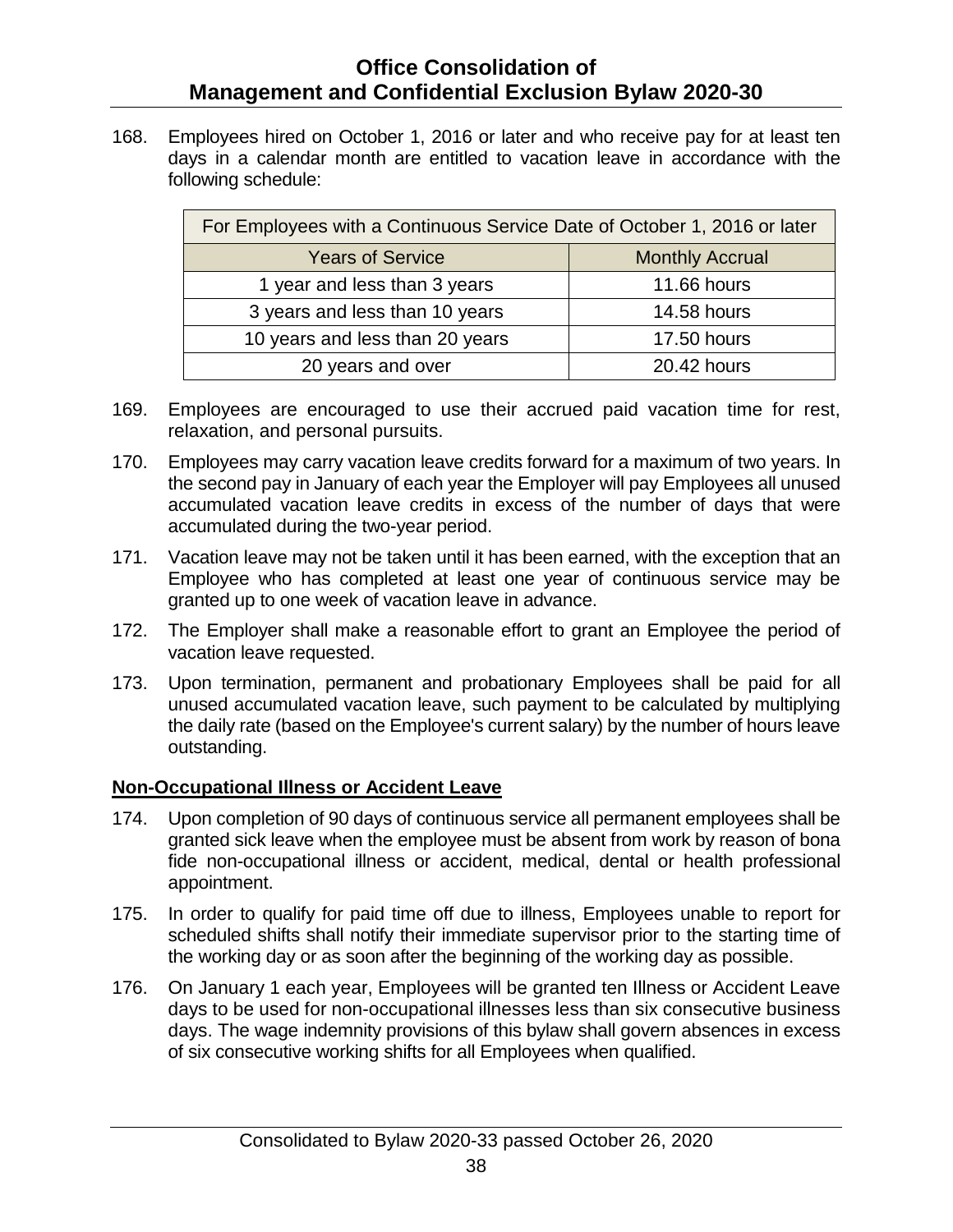168. Employees hired on October 1, 2016 or later and who receive pay for at least ten days in a calendar month are entitled to vacation leave in accordance with the following schedule:

| For Employees with a Continuous Service Date of October 1, 2016 or later | |
|---|---|
| Years of Service | Monthly Accrual |
| 1 year and less than 3 years | 11.66 hours |
| 3 years and less than 10 years | 14.58 hours |
| 10 years and less than 20 years | 17.50 hours |
| 20 years and over | 20.42 hours |

169. Employees are encouraged to use their accrued paid vacation time for rest, relaxation, and personal pursuits.

170. Employees may carry vacation leave credits forward for a maximum of two years. In the second pay in January of each year the Employer will pay Employees all unused accumulated vacation leave credits in excess of the number of days that were accumulated during the two-year period.

171. Vacation leave may not be taken until it has been earned, with the exception that an Employee who has completed at least one year of continuous service may be granted up to one week of vacation leave in advance.

172. The Employer shall make a reasonable effort to grant an Employee the period of vacation leave requested.

173. Upon termination, permanent and probationary Employees shall be paid for all unused accumulated vacation leave, such payment to be calculated by multiplying the daily rate (based on the Employee's current salary) by the number of hours leave outstanding.

## Non-Occupational Illness or Accident Leave

174. Upon completion of 90 days of continuous service all permanent employees shall be granted sick leave when the employee must be absent from work by reason of bona fide non-occupational illness or accident, medical, dental or health professional appointment.

175. In order to qualify for paid time off due to illness, Employees unable to report for scheduled shifts shall notify their immediate supervisor prior to the starting time of the working day or as soon after the beginning of the working day as possible.

176. On January 1 each year, Employees will be granted ten Illness or Accident Leave days to be used for non-occupational illnesses less than six consecutive business days. The wage indemnity provisions of this bylaw shall govern absences in excess of six consecutive working shifts for all Employees when qualified.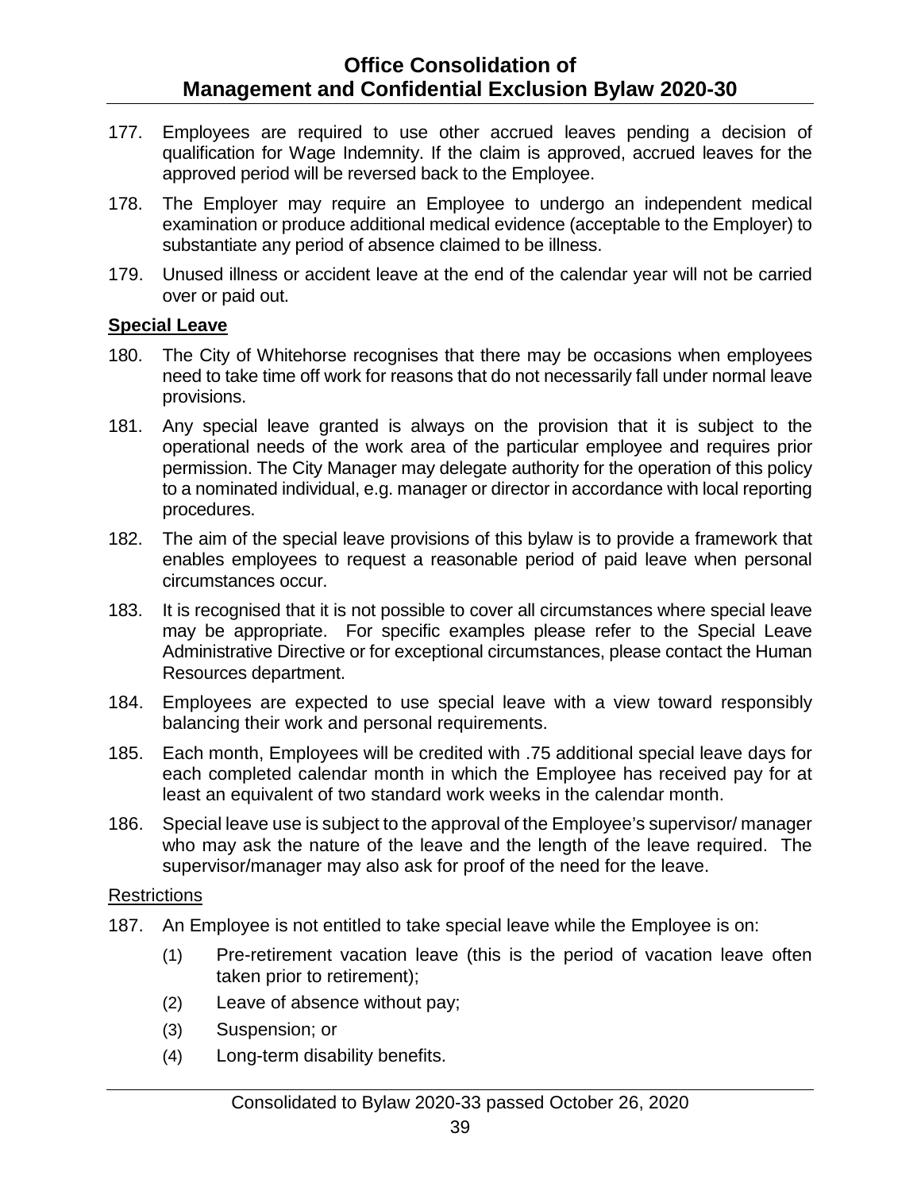177. Employees are required to use other accrued leaves pending a decision of qualification for Wage Indemnity. If the claim is approved, accrued leaves for the approved period will be reversed back to the Employee.

178. The Employer may require an Employee to undergo an independent medical examination or produce additional medical evidence (acceptable to the Employer) to substantiate any period of absence claimed to be illness.

179. Unused illness or accident leave at the end of the calendar year will not be carried over or paid out.

**Special Leave**

180. The City of Whitehorse recognises that there may be occasions when employees need to take time off work for reasons that do not necessarily fall under normal leave provisions.

181. Any special leave granted is always on the provision that it is subject to the operational needs of the work area of the particular employee and requires prior permission. The City Manager may delegate authority for the operation of this policy to a nominated individual, e.g. manager or director in accordance with local reporting procedures.

182. The aim of the special leave provisions of this bylaw is to provide a framework that enables employees to request a reasonable period of paid leave when personal circumstances occur.

183. It is recognised that it is not possible to cover all circumstances where special leave may be appropriate. For specific examples please refer to the Special Leave Administrative Directive or for exceptional circumstances, please contact the Human Resources department.

184. Employees are expected to use special leave with a view toward responsibly balancing their work and personal requirements.

185. Each month, Employees will be credited with .75 additional special leave days for each completed calendar month in which the Employee has received pay for at least an equivalent of two standard work weeks in the calendar month.

186. Special leave use is subject to the approval of the Employee's supervisor/ manager who may ask the nature of the leave and the length of the leave required. The supervisor/manager may also ask for proof of the need for the leave.

Restrictions

187. An Employee is not entitled to take special leave while the Employee is on:

    (1) Pre-retirement vacation leave (this is the period of vacation leave often taken prior to retirement);

    (2) Leave of absence without pay;

    (3) Suspension; or

    (4) Long-term disability benefits.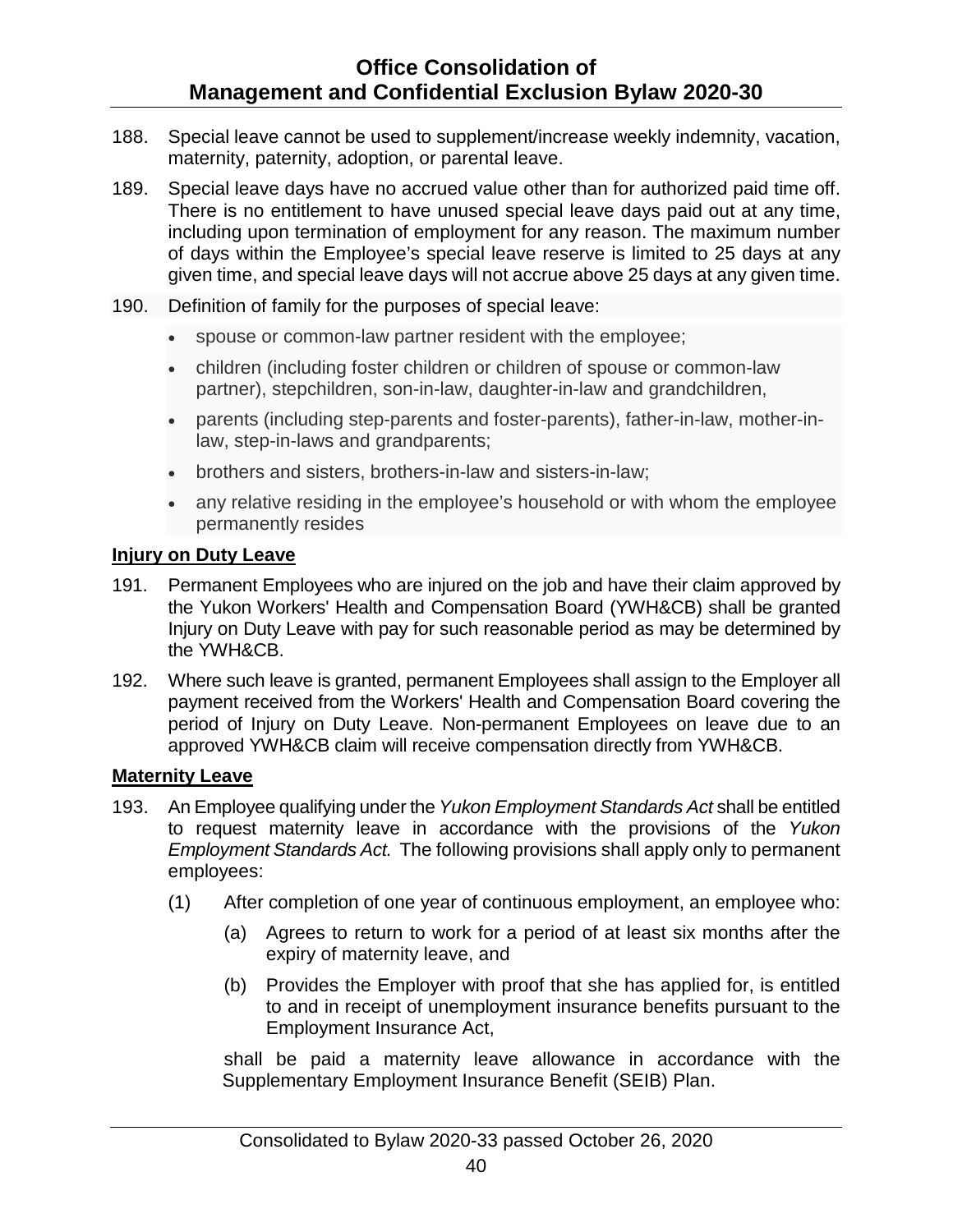188. Special leave cannot be used to supplement/increase weekly indemnity, vacation, maternity, paternity, adoption, or parental leave.

189. Special leave days have no accrued value other than for authorized paid time off. There is no entitlement to have unused special leave days paid out at any time, including upon termination of employment for any reason. The maximum number of days within the Employee's special leave reserve is limited to 25 days at any given time, and special leave days will not accrue above 25 days at any given time.

190. Definition of family for the purposes of special leave:

- spouse or common-law partner resident with the employee;
- children (including foster children or children of spouse or common-law partner), stepchildren, son-in-law, daughter-in-law and grandchildren,
- parents (including step-parents and foster-parents), father-in-law, mother-in-law, step-in-laws and grandparents;
- brothers and sisters, brothers-in-law and sisters-in-law;
- any relative residing in the employee's household or with whom the employee permanently resides

**Injury on Duty Leave**

191. Permanent Employees who are injured on the job and have their claim approved by the Yukon Workers' Health and Compensation Board (YWH&CB) shall be granted Injury on Duty Leave with pay for such reasonable period as may be determined by the YWH&CB.

192. Where such leave is granted, permanent Employees shall assign to the Employer all payment received from the Workers' Health and Compensation Board covering the period of Injury on Duty Leave. Non-permanent Employees on leave due to an approved YWH&CB claim will receive compensation directly from YWH&CB.

**Maternity Leave**

193. An Employee qualifying under the *Yukon Employment Standards Act* shall be entitled to request maternity leave in accordance with the provisions of the *Yukon Employment Standards Act.* The following provisions shall apply only to permanent employees:

    (1) After completion of one year of continuous employment, an employee who:

        (a) Agrees to return to work for a period of at least six months after the expiry of maternity leave, and

        (b) Provides the Employer with proof that she has applied for, is entitled to and in receipt of unemployment insurance benefits pursuant to the Employment Insurance Act,

    shall be paid a maternity leave allowance in accordance with the Supplementary Employment Insurance Benefit (SEIB) Plan.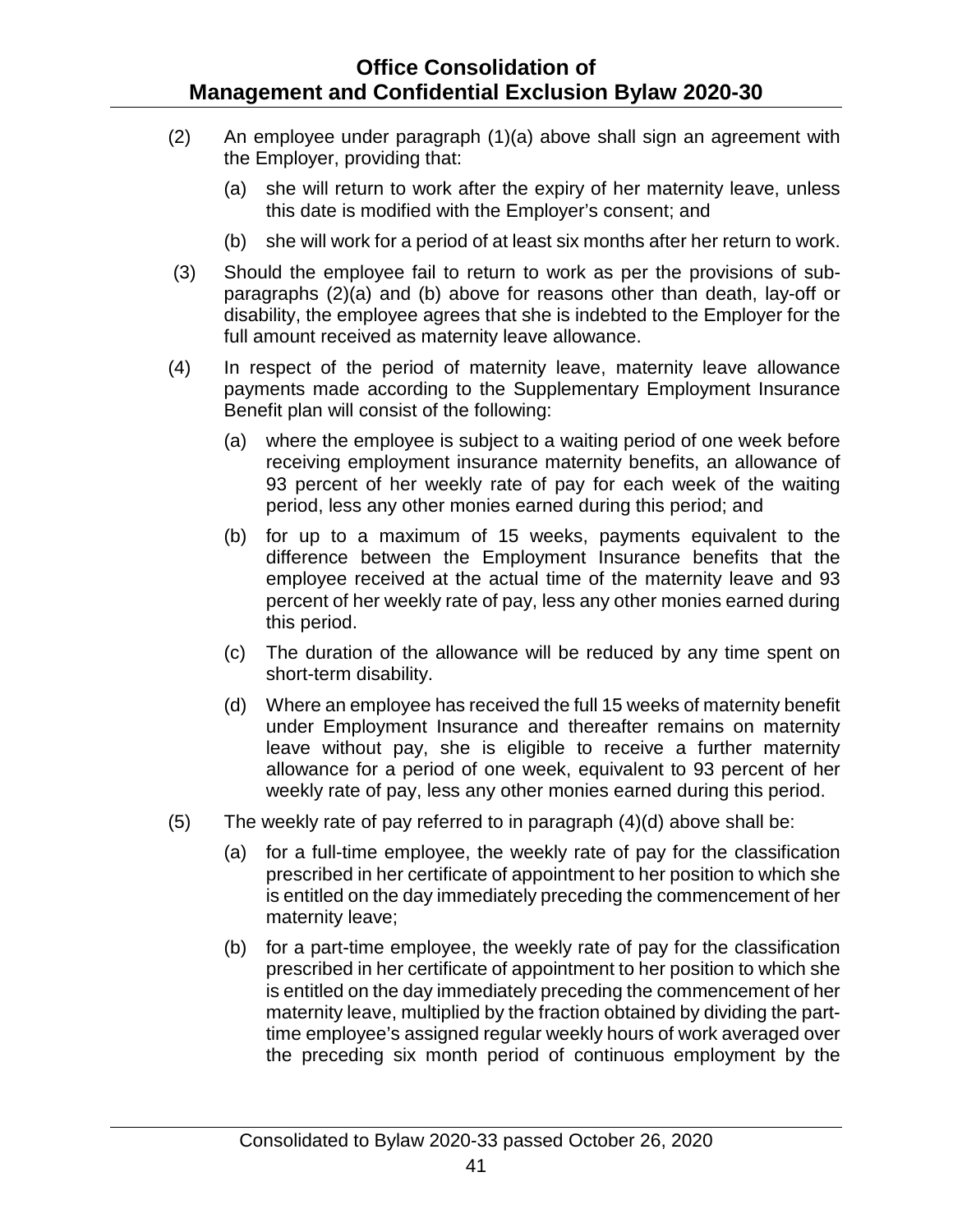(2) An employee under paragraph (1)(a) above shall sign an agreement with the Employer, providing that:

   (a) she will return to work after the expiry of her maternity leave, unless this date is modified with the Employer's consent; and

   (b) she will work for a period of at least six months after her return to work.

(3) Should the employee fail to return to work as per the provisions of sub-paragraphs (2)(a) and (b) above for reasons other than death, lay-off or disability, the employee agrees that she is indebted to the Employer for the full amount received as maternity leave allowance.

(4) In respect of the period of maternity leave, maternity leave allowance payments made according to the Supplementary Employment Insurance Benefit plan will consist of the following:

   (a) where the employee is subject to a waiting period of one week before receiving employment insurance maternity benefits, an allowance of 93 percent of her weekly rate of pay for each week of the waiting period, less any other monies earned during this period; and

   (b) for up to a maximum of 15 weeks, payments equivalent to the difference between the Employment Insurance benefits that the employee received at the actual time of the maternity leave and 93 percent of her weekly rate of pay, less any other monies earned during this period.

   (c) The duration of the allowance will be reduced by any time spent on short-term disability.

   (d) Where an employee has received the full 15 weeks of maternity benefit under Employment Insurance and thereafter remains on maternity leave without pay, she is eligible to receive a further maternity allowance for a period of one week, equivalent to 93 percent of her weekly rate of pay, less any other monies earned during this period.

(5) The weekly rate of pay referred to in paragraph (4)(d) above shall be:

   (a) for a full-time employee, the weekly rate of pay for the classification prescribed in her certificate of appointment to her position to which she is entitled on the day immediately preceding the commencement of her maternity leave;

   (b) for a part-time employee, the weekly rate of pay for the classification prescribed in her certificate of appointment to her position to which she is entitled on the day immediately preceding the commencement of her maternity leave, multiplied by the fraction obtained by dividing the part-time employee's assigned regular weekly hours of work averaged over the preceding six month period of continuous employment by the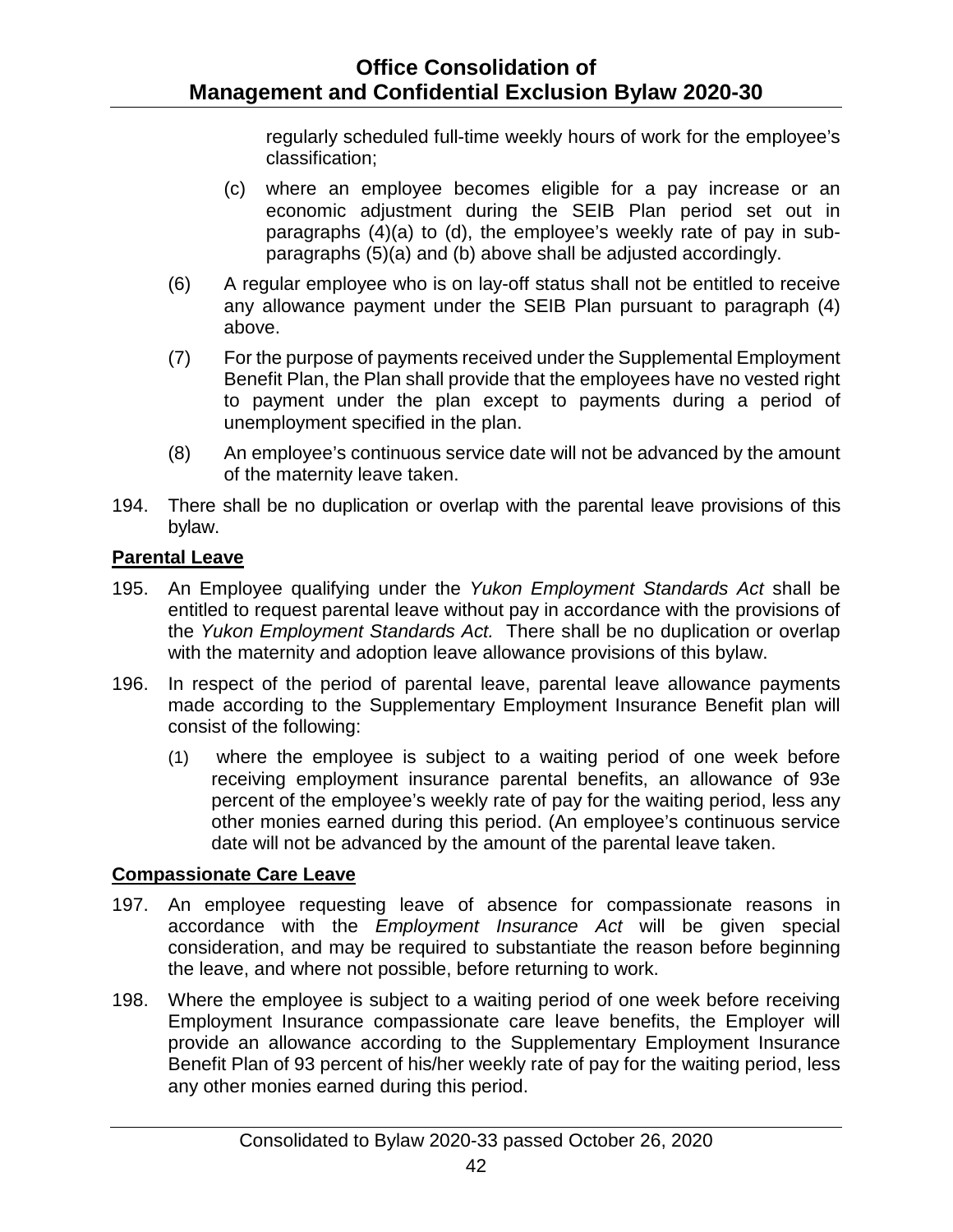regularly scheduled full-time weekly hours of work for the employee's classification;

(c) where an employee becomes eligible for a pay increase or an economic adjustment during the SEIB Plan period set out in paragraphs (4)(a) to (d), the employee's weekly rate of pay in sub-paragraphs (5)(a) and (b) above shall be adjusted accordingly.

(6) A regular employee who is on lay-off status shall not be entitled to receive any allowance payment under the SEIB Plan pursuant to paragraph (4) above.

(7) For the purpose of payments received under the Supplemental Employment Benefit Plan, the Plan shall provide that the employees have no vested right to payment under the plan except to payments during a period of unemployment specified in the plan.

(8) An employee's continuous service date will not be advanced by the amount of the maternity leave taken.

194. There shall be no duplication or overlap with the parental leave provisions of this bylaw.

**Parental Leave**

195. An Employee qualifying under the *Yukon Employment Standards Act* shall be entitled to request parental leave without pay in accordance with the provisions of the *Yukon Employment Standards Act.* There shall be no duplication or overlap with the maternity and adoption leave allowance provisions of this bylaw.

196. In respect of the period of parental leave, parental leave allowance payments made according to the Supplementary Employment Insurance Benefit plan will consist of the following:

(1) where the employee is subject to a waiting period of one week before receiving employment insurance parental benefits, an allowance of 93e percent of the employee's weekly rate of pay for the waiting period, less any other monies earned during this period. (An employee's continuous service date will not be advanced by the amount of the parental leave taken.

**Compassionate Care Leave**

197. An employee requesting leave of absence for compassionate reasons in accordance with the *Employment Insurance Act* will be given special consideration, and may be required to substantiate the reason before beginning the leave, and where not possible, before returning to work.

198. Where the employee is subject to a waiting period of one week before receiving Employment Insurance compassionate care leave benefits, the Employer will provide an allowance according to the Supplementary Employment Insurance Benefit Plan of 93 percent of his/her weekly rate of pay for the waiting period, less any other monies earned during this period.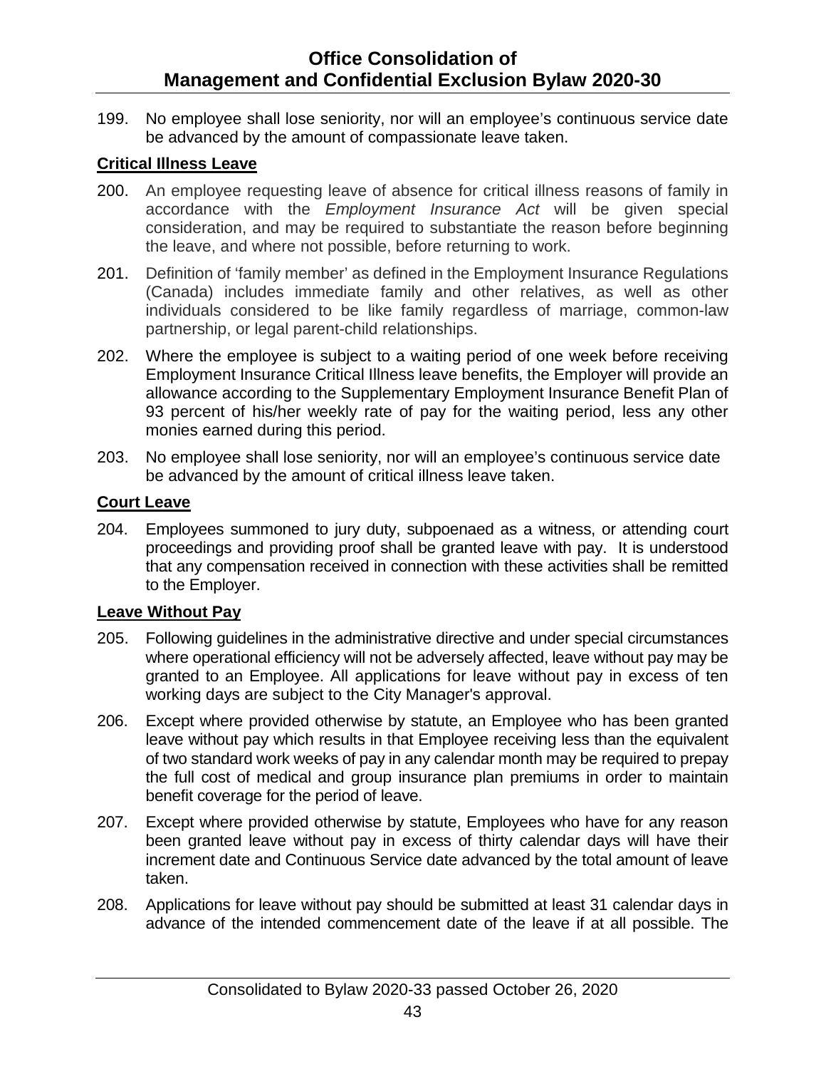199. No employee shall lose seniority, nor will an employee's continuous service date be advanced by the amount of compassionate leave taken.

## Critical Illness Leave

200. An employee requesting leave of absence for critical illness reasons of family in accordance with the *Employment Insurance Act* will be given special consideration, and may be required to substantiate the reason before beginning the leave, and where not possible, before returning to work.

201. Definition of 'family member' as defined in the Employment Insurance Regulations (Canada) includes immediate family and other relatives, as well as other individuals considered to be like family regardless of marriage, common-law partnership, or legal parent-child relationships.

202. Where the employee is subject to a waiting period of one week before receiving Employment Insurance Critical Illness leave benefits, the Employer will provide an allowance according to the Supplementary Employment Insurance Benefit Plan of 93 percent of his/her weekly rate of pay for the waiting period, less any other monies earned during this period.

203. No employee shall lose seniority, nor will an employee's continuous service date be advanced by the amount of critical illness leave taken.

## Court Leave

204. Employees summoned to jury duty, subpoenaed as a witness, or attending court proceedings and providing proof shall be granted leave with pay. It is understood that any compensation received in connection with these activities shall be remitted to the Employer.

## Leave Without Pay

205. Following guidelines in the administrative directive and under special circumstances where operational efficiency will not be adversely affected, leave without pay may be granted to an Employee. All applications for leave without pay in excess of ten working days are subject to the City Manager's approval.

206. Except where provided otherwise by statute, an Employee who has been granted leave without pay which results in that Employee receiving less than the equivalent of two standard work weeks of pay in any calendar month may be required to prepay the full cost of medical and group insurance plan premiums in order to maintain benefit coverage for the period of leave.

207. Except where provided otherwise by statute, Employees who have for any reason been granted leave without pay in excess of thirty calendar days will have their increment date and Continuous Service date advanced by the total amount of leave taken.

208. Applications for leave without pay should be submitted at least 31 calendar days in advance of the intended commencement date of the leave if at all possible. The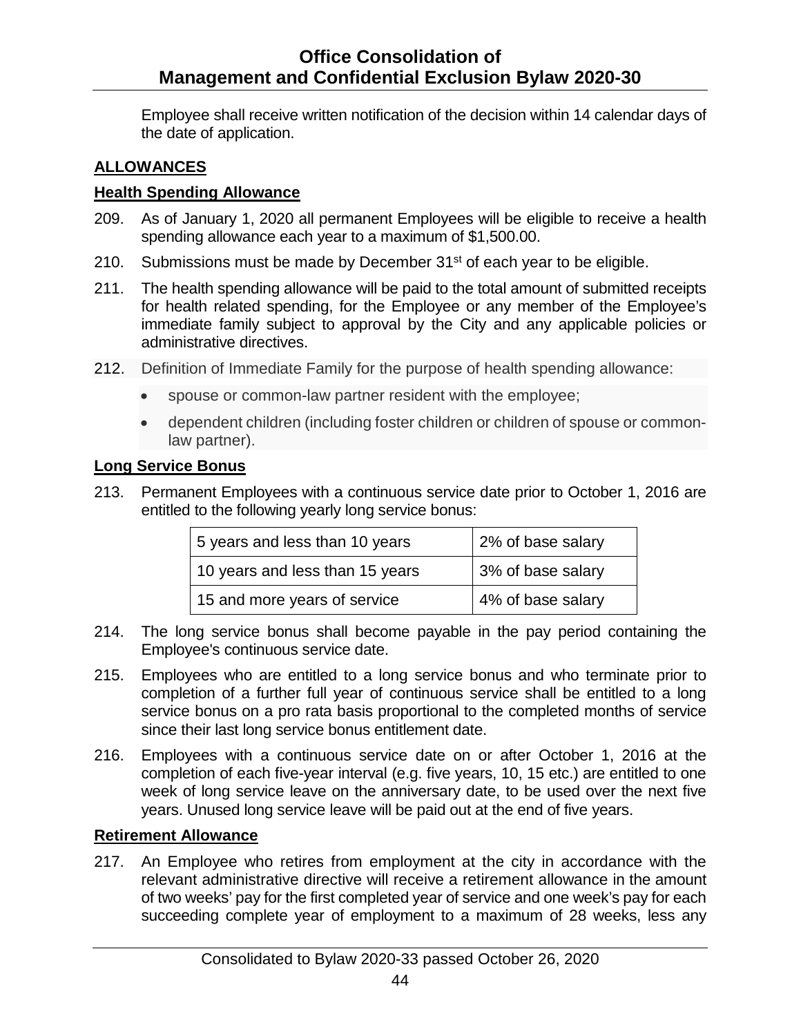Employee shall receive written notification of the decision within 14 calendar days of the date of application.

## ALLOWANCES

### Health Spending Allowance

209. As of January 1, 2020 all permanent Employees will be eligible to receive a health spending allowance each year to a maximum of $1,500.00.

210. Submissions must be made by December 31st of each year to be eligible.

211. The health spending allowance will be paid to the total amount of submitted receipts for health related spending, for the Employee or any member of the Employee's immediate family subject to approval by the City and any applicable policies or administrative directives.

212. Definition of Immediate Family for the purpose of health spending allowance:

    - spouse or common-law partner resident with the employee;
    - dependent children (including foster children or children of spouse or common-law partner).

### Long Service Bonus

213. Permanent Employees with a continuous service date prior to October 1, 2016 are entitled to the following yearly long service bonus:

| Years of service | Bonus |
|---|---|
| 5 years and less than 10 years | 2% of base salary |
| 10 years and less than 15 years | 3% of base salary |
| 15 and more years of service | 4% of base salary |

214. The long service bonus shall become payable in the pay period containing the Employee's continuous service date.

215. Employees who are entitled to a long service bonus and who terminate prior to completion of a further full year of continuous service shall be entitled to a long service bonus on a pro rata basis proportional to the completed months of service since their last long service bonus entitlement date.

216. Employees with a continuous service date on or after October 1, 2016 at the completion of each five-year interval (e.g. five years, 10, 15 etc.) are entitled to one week of long service leave on the anniversary date, to be used over the next five years. Unused long service leave will be paid out at the end of five years.

### Retirement Allowance

217. An Employee who retires from employment at the city in accordance with the relevant administrative directive will receive a retirement allowance in the amount of two weeks' pay for the first completed year of service and one week's pay for each succeeding complete year of employment to a maximum of 28 weeks, less any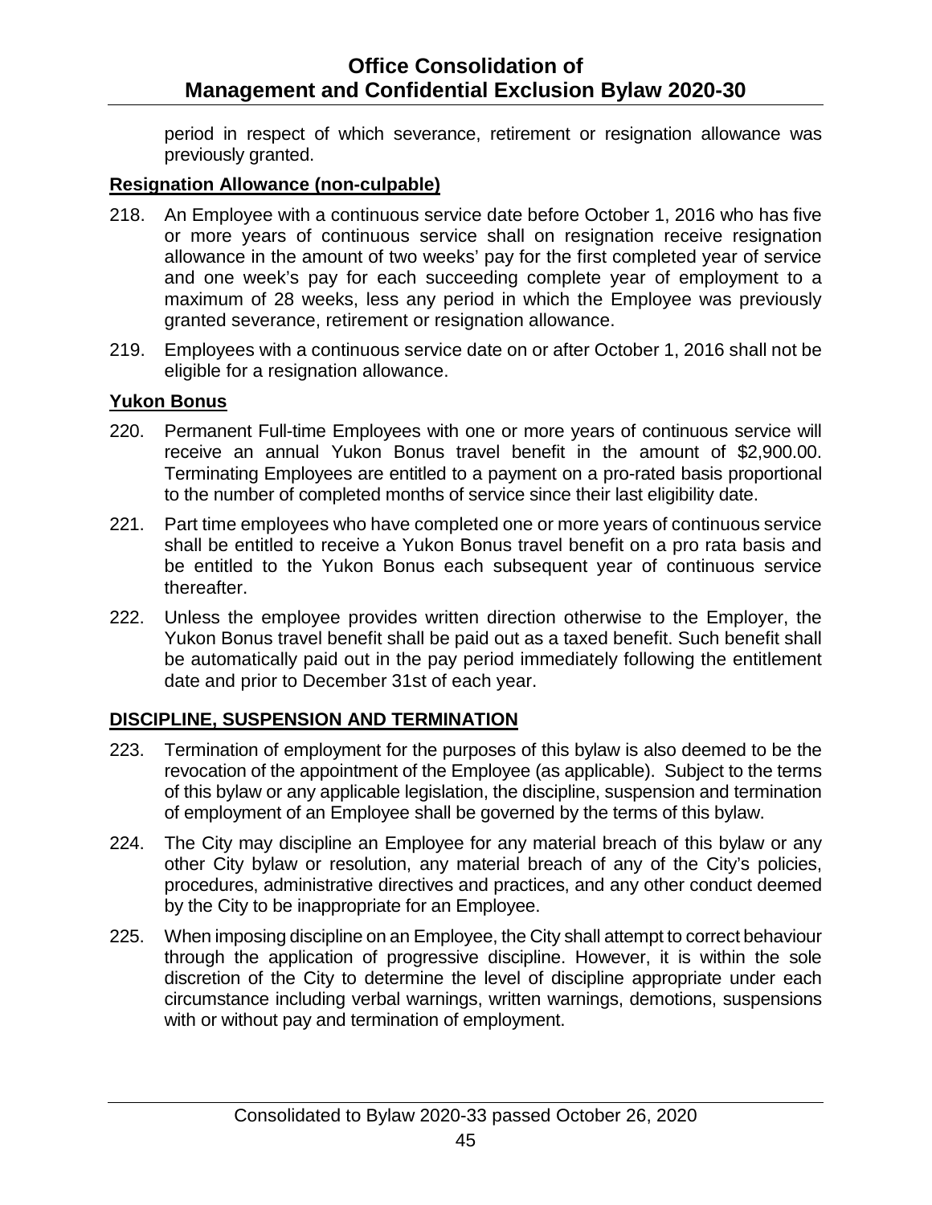period in respect of which severance, retirement or resignation allowance was previously granted.

**Resignation Allowance (non-culpable)**

218. An Employee with a continuous service date before October 1, 2016 who has five or more years of continuous service shall on resignation receive resignation allowance in the amount of two weeks' pay for the first completed year of service and one week's pay for each succeeding complete year of employment to a maximum of 28 weeks, less any period in which the Employee was previously granted severance, retirement or resignation allowance.

219. Employees with a continuous service date on or after October 1, 2016 shall not be eligible for a resignation allowance.

**Yukon Bonus**

220. Permanent Full-time Employees with one or more years of continuous service will receive an annual Yukon Bonus travel benefit in the amount of $2,900.00. Terminating Employees are entitled to a payment on a pro-rated basis proportional to the number of completed months of service since their last eligibility date.

221. Part time employees who have completed one or more years of continuous service shall be entitled to receive a Yukon Bonus travel benefit on a pro rata basis and be entitled to the Yukon Bonus each subsequent year of continuous service thereafter.

222. Unless the employee provides written direction otherwise to the Employer, the Yukon Bonus travel benefit shall be paid out as a taxed benefit. Such benefit shall be automatically paid out in the pay period immediately following the entitlement date and prior to December 31st of each year.

**DISCIPLINE, SUSPENSION AND TERMINATION**

223. Termination of employment for the purposes of this bylaw is also deemed to be the revocation of the appointment of the Employee (as applicable). Subject to the terms of this bylaw or any applicable legislation, the discipline, suspension and termination of employment of an Employee shall be governed by the terms of this bylaw.

224. The City may discipline an Employee for any material breach of this bylaw or any other City bylaw or resolution, any material breach of any of the City's policies, procedures, administrative directives and practices, and any other conduct deemed by the City to be inappropriate for an Employee.

225. When imposing discipline on an Employee, the City shall attempt to correct behaviour through the application of progressive discipline. However, it is within the sole discretion of the City to determine the level of discipline appropriate under each circumstance including verbal warnings, written warnings, demotions, suspensions with or without pay and termination of employment.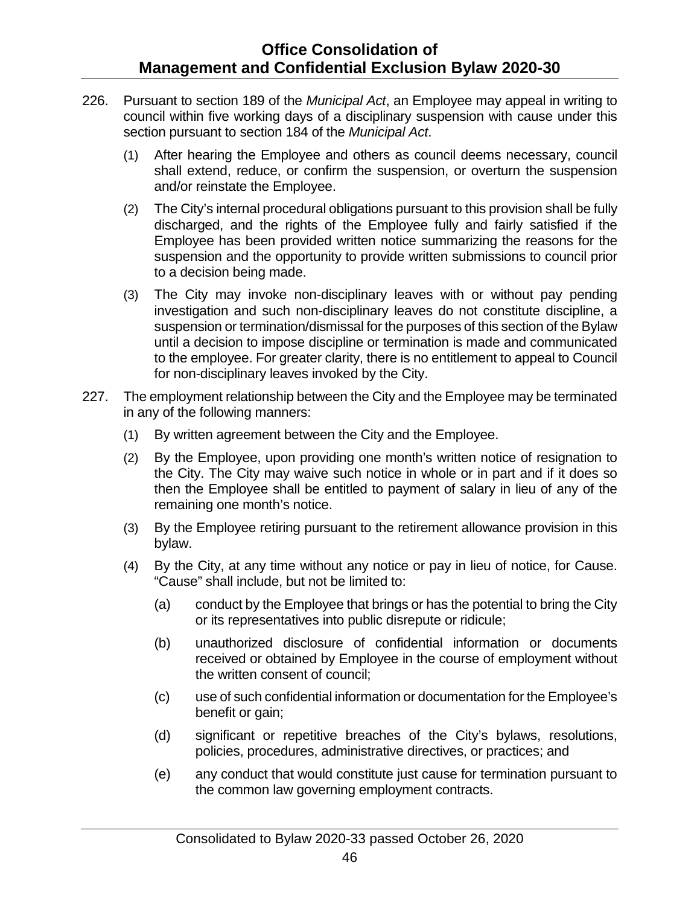226. Pursuant to section 189 of the *Municipal Act*, an Employee may appeal in writing to council within five working days of a disciplinary suspension with cause under this section pursuant to section 184 of the *Municipal Act*.

   (1) After hearing the Employee and others as council deems necessary, council shall extend, reduce, or confirm the suspension, or overturn the suspension and/or reinstate the Employee.

   (2) The City's internal procedural obligations pursuant to this provision shall be fully discharged, and the rights of the Employee fully and fairly satisfied if the Employee has been provided written notice summarizing the reasons for the suspension and the opportunity to provide written submissions to council prior to a decision being made.

   (3) The City may invoke non-disciplinary leaves with or without pay pending investigation and such non-disciplinary leaves do not constitute discipline, a suspension or termination/dismissal for the purposes of this section of the Bylaw until a decision to impose discipline or termination is made and communicated to the employee. For greater clarity, there is no entitlement to appeal to Council for non-disciplinary leaves invoked by the City.

227. The employment relationship between the City and the Employee may be terminated in any of the following manners:

   (1) By written agreement between the City and the Employee.

   (2) By the Employee, upon providing one month's written notice of resignation to the City. The City may waive such notice in whole or in part and if it does so then the Employee shall be entitled to payment of salary in lieu of any of the remaining one month's notice.

   (3) By the Employee retiring pursuant to the retirement allowance provision in this bylaw.

   (4) By the City, at any time without any notice or pay in lieu of notice, for Cause. "Cause" shall include, but not be limited to:

      (a) conduct by the Employee that brings or has the potential to bring the City or its representatives into public disrepute or ridicule;

      (b) unauthorized disclosure of confidential information or documents received or obtained by Employee in the course of employment without the written consent of council;

      (c) use of such confidential information or documentation for the Employee's benefit or gain;

      (d) significant or repetitive breaches of the City's bylaws, resolutions, policies, procedures, administrative directives, or practices; and

      (e) any conduct that would constitute just cause for termination pursuant to the common law governing employment contracts.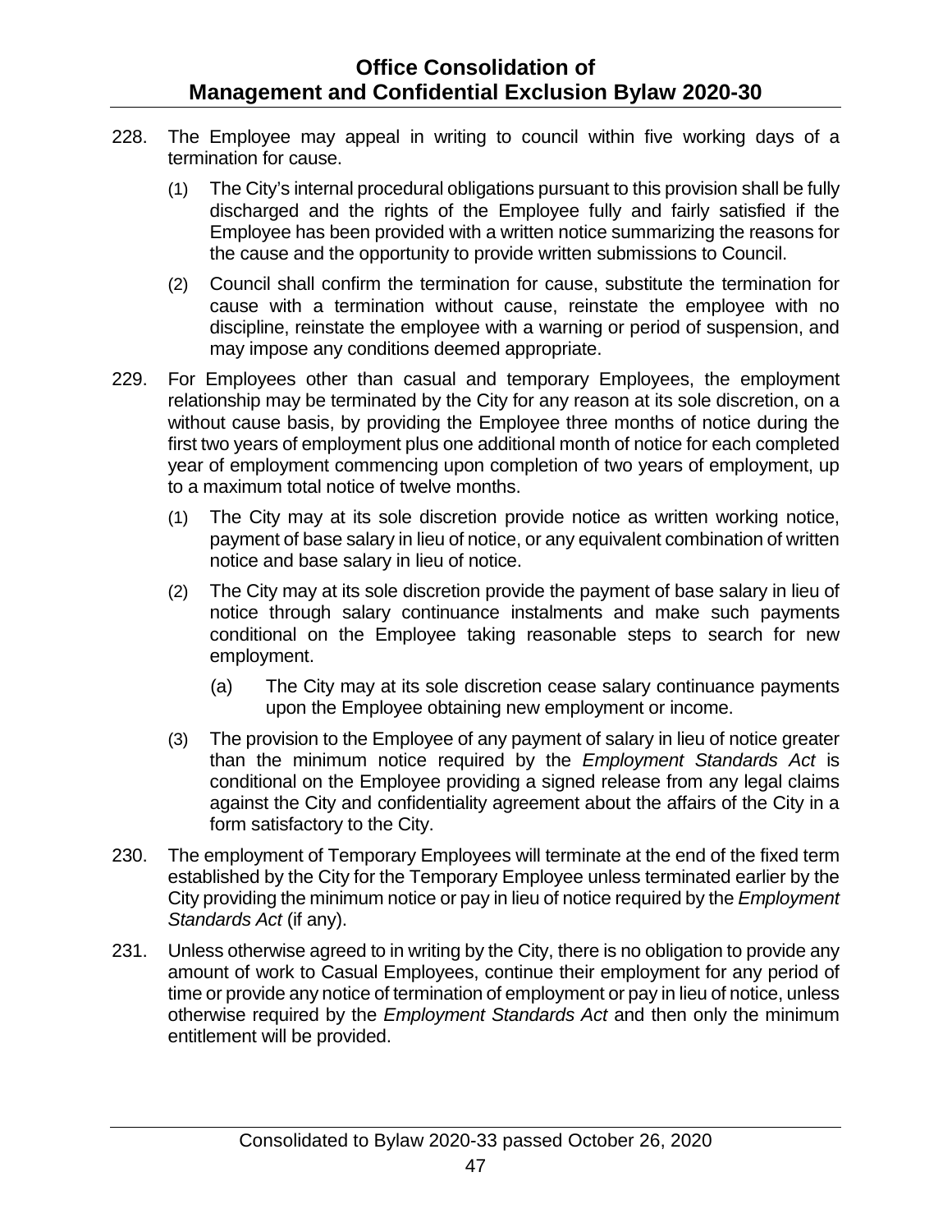228. The Employee may appeal in writing to council within five working days of a termination for cause.

    (1) The City's internal procedural obligations pursuant to this provision shall be fully discharged and the rights of the Employee fully and fairly satisfied if the Employee has been provided with a written notice summarizing the reasons for the cause and the opportunity to provide written submissions to Council.

    (2) Council shall confirm the termination for cause, substitute the termination for cause with a termination without cause, reinstate the employee with no discipline, reinstate the employee with a warning or period of suspension, and may impose any conditions deemed appropriate.

229. For Employees other than casual and temporary Employees, the employment relationship may be terminated by the City for any reason at its sole discretion, on a without cause basis, by providing the Employee three months of notice during the first two years of employment plus one additional month of notice for each completed year of employment commencing upon completion of two years of employment, up to a maximum total notice of twelve months.

    (1) The City may at its sole discretion provide notice as written working notice, payment of base salary in lieu of notice, or any equivalent combination of written notice and base salary in lieu of notice.

    (2) The City may at its sole discretion provide the payment of base salary in lieu of notice through salary continuance instalments and make such payments conditional on the Employee taking reasonable steps to search for new employment.

        (a) The City may at its sole discretion cease salary continuance payments upon the Employee obtaining new employment or income.

    (3) The provision to the Employee of any payment of salary in lieu of notice greater than the minimum notice required by the *Employment Standards Act* is conditional on the Employee providing a signed release from any legal claims against the City and confidentiality agreement about the affairs of the City in a form satisfactory to the City.

230. The employment of Temporary Employees will terminate at the end of the fixed term established by the City for the Temporary Employee unless terminated earlier by the City providing the minimum notice or pay in lieu of notice required by the *Employment Standards Act* (if any).

231. Unless otherwise agreed to in writing by the City, there is no obligation to provide any amount of work to Casual Employees, continue their employment for any period of time or provide any notice of termination of employment or pay in lieu of notice, unless otherwise required by the *Employment Standards Act* and then only the minimum entitlement will be provided.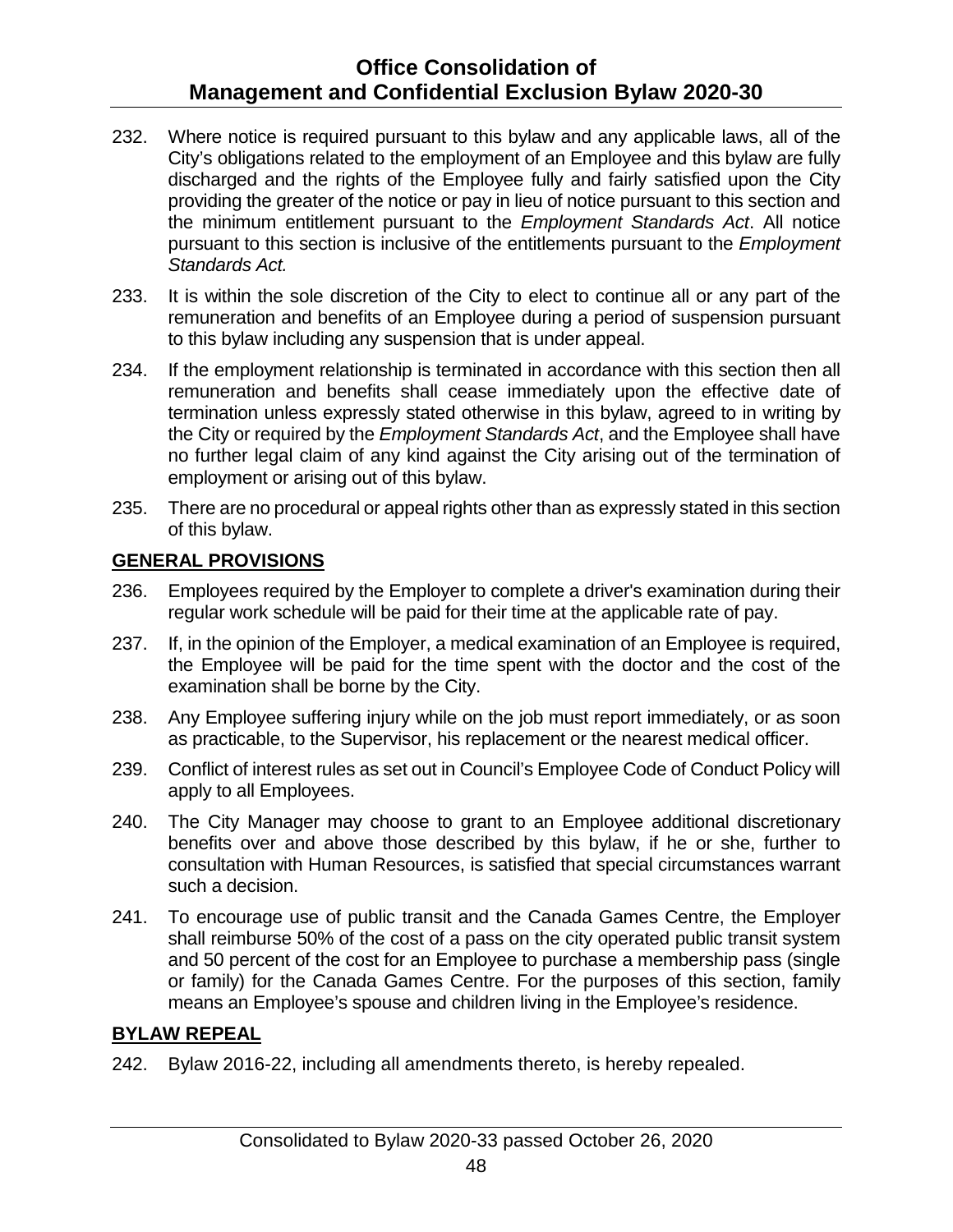232. Where notice is required pursuant to this bylaw and any applicable laws, all of the City's obligations related to the employment of an Employee and this bylaw are fully discharged and the rights of the Employee fully and fairly satisfied upon the City providing the greater of the notice or pay in lieu of notice pursuant to this section and the minimum entitlement pursuant to the *Employment Standards Act*. All notice pursuant to this section is inclusive of the entitlements pursuant to the *Employment Standards Act.*

233. It is within the sole discretion of the City to elect to continue all or any part of the remuneration and benefits of an Employee during a period of suspension pursuant to this bylaw including any suspension that is under appeal.

234. If the employment relationship is terminated in accordance with this section then all remuneration and benefits shall cease immediately upon the effective date of termination unless expressly stated otherwise in this bylaw, agreed to in writing by the City or required by the *Employment Standards Act*, and the Employee shall have no further legal claim of any kind against the City arising out of the termination of employment or arising out of this bylaw.

235. There are no procedural or appeal rights other than as expressly stated in this section of this bylaw.

## GENERAL PROVISIONS

236. Employees required by the Employer to complete a driver's examination during their regular work schedule will be paid for their time at the applicable rate of pay.

237. If, in the opinion of the Employer, a medical examination of an Employee is required, the Employee will be paid for the time spent with the doctor and the cost of the examination shall be borne by the City.

238. Any Employee suffering injury while on the job must report immediately, or as soon as practicable, to the Supervisor, his replacement or the nearest medical officer.

239. Conflict of interest rules as set out in Council's Employee Code of Conduct Policy will apply to all Employees.

240. The City Manager may choose to grant to an Employee additional discretionary benefits over and above those described by this bylaw, if he or she, further to consultation with Human Resources, is satisfied that special circumstances warrant such a decision.

241. To encourage use of public transit and the Canada Games Centre, the Employer shall reimburse 50% of the cost of a pass on the city operated public transit system and 50 percent of the cost for an Employee to purchase a membership pass (single or family) for the Canada Games Centre. For the purposes of this section, family means an Employee's spouse and children living in the Employee's residence.

## BYLAW REPEAL

242. Bylaw 2016-22, including all amendments thereto, is hereby repealed.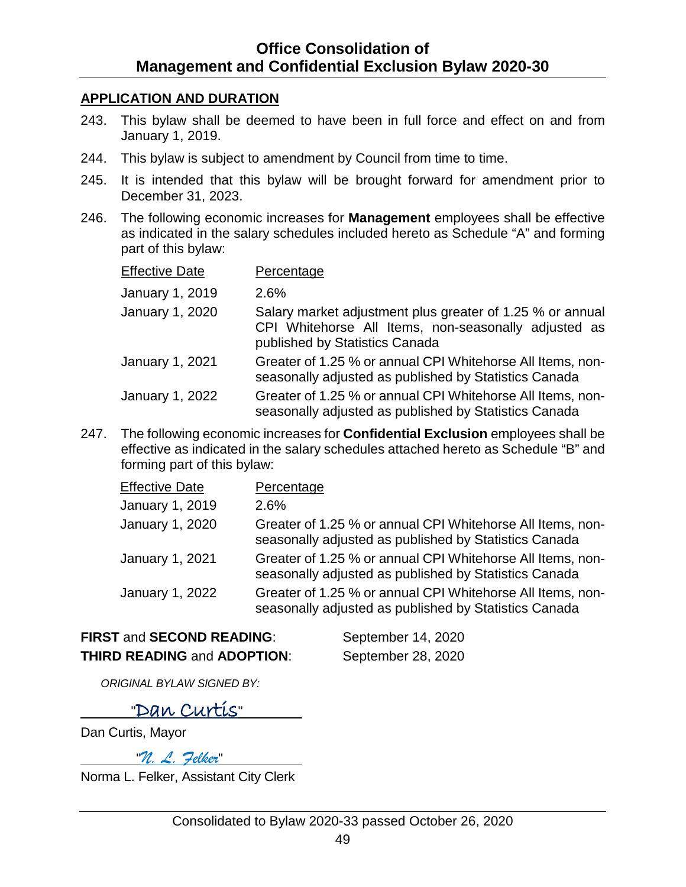## APPLICATION AND DURATION

243. This bylaw shall be deemed to have been in full force and effect on and from January 1, 2019.

244. This bylaw is subject to amendment by Council from time to time.

245. It is intended that this bylaw will be brought forward for amendment prior to December 31, 2023.

246. The following economic increases for **Management** employees shall be effective as indicated in the salary schedules included hereto as Schedule "A" and forming part of this bylaw:

| Effective Date | Percentage |
|---|---|
| January 1, 2019 | 2.6% |
| January 1, 2020 | Salary market adjustment plus greater of 1.25 % or annual CPI Whitehorse All Items, non-seasonally adjusted as published by Statistics Canada |
| January 1, 2021 | Greater of 1.25 % or annual CPI Whitehorse All Items, non-seasonally adjusted as published by Statistics Canada |
| January 1, 2022 | Greater of 1.25 % or annual CPI Whitehorse All Items, non-seasonally adjusted as published by Statistics Canada |

247. The following economic increases for **Confidential Exclusion** employees shall be effective as indicated in the salary schedules attached hereto as Schedule "B" and forming part of this bylaw:

| Effective Date | Percentage |
|---|---|
| January 1, 2019 | 2.6% |
| January 1, 2020 | Greater of 1.25 % or annual CPI Whitehorse All Items, non-seasonally adjusted as published by Statistics Canada |
| January 1, 2021 | Greater of 1.25 % or annual CPI Whitehorse All Items, non-seasonally adjusted as published by Statistics Canada |
| January 1, 2022 | Greater of 1.25 % or annual CPI Whitehorse All Items, non-seasonally adjusted as published by Statistics Canada |

**FIRST** and **SECOND READING**: September 14, 2020

**THIRD READING** and **ADOPTION**: September 28, 2020

*ORIGINAL BYLAW SIGNED BY:*

"Dan Curtis"

Dan Curtis, Mayor

"*N. L. Felker*"

Norma L. Felker, Assistant City Clerk

Consolidated to Bylaw 2020-33 passed October 26, 2020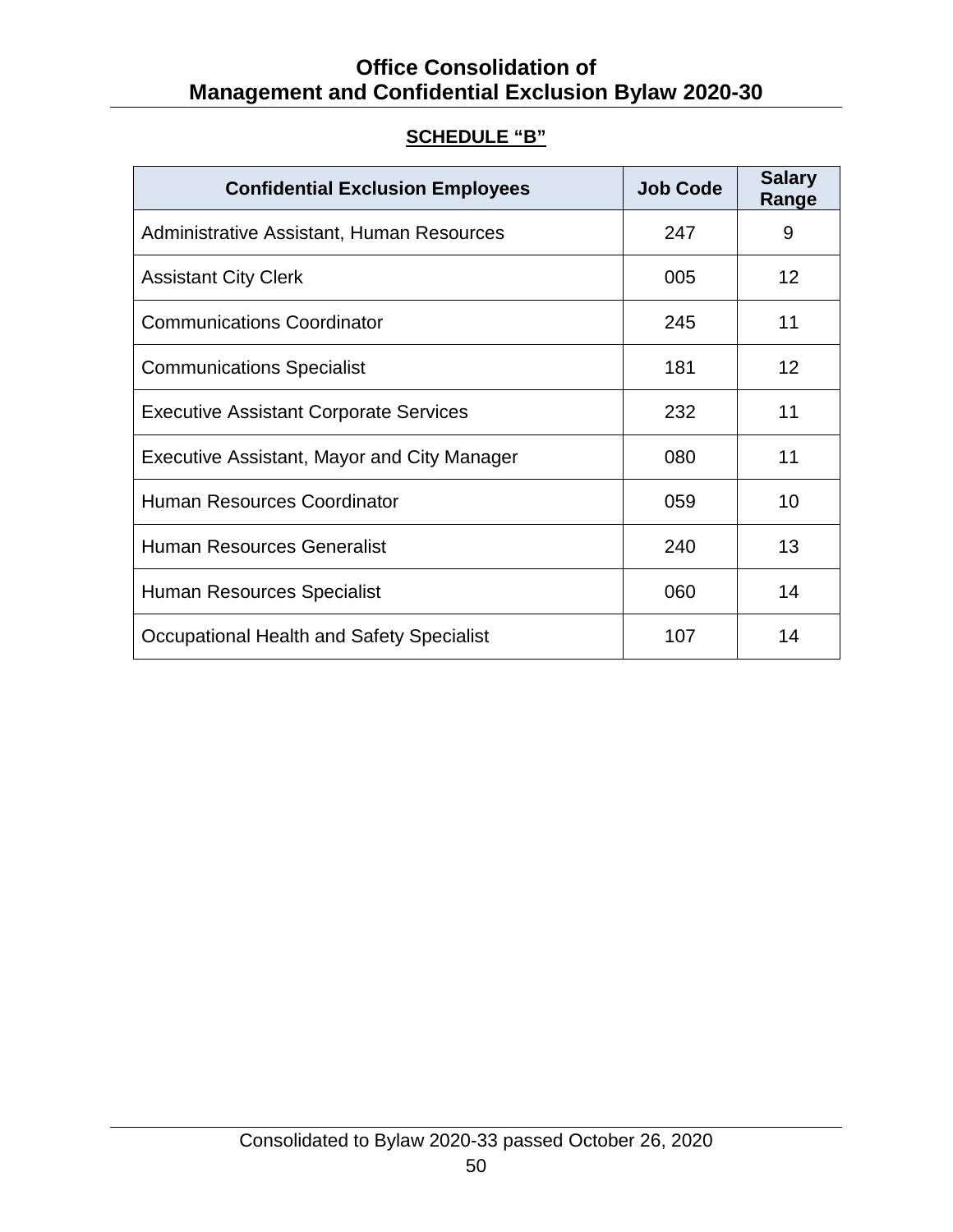## SCHEDULE "B"

| Confidential Exclusion Employees | Job Code | Salary Range |
|---|---|---|
| Administrative Assistant, Human Resources | 247 | 9 |
| Assistant City Clerk | 005 | 12 |
| Communications Coordinator | 245 | 11 |
| Communications Specialist | 181 | 12 |
| Executive Assistant Corporate Services | 232 | 11 |
| Executive Assistant, Mayor and City Manager | 080 | 11 |
| Human Resources Coordinator | 059 | 10 |
| Human Resources Generalist | 240 | 13 |
| Human Resources Specialist | 060 | 14 |
| Occupational Health and Safety Specialist | 107 | 14 |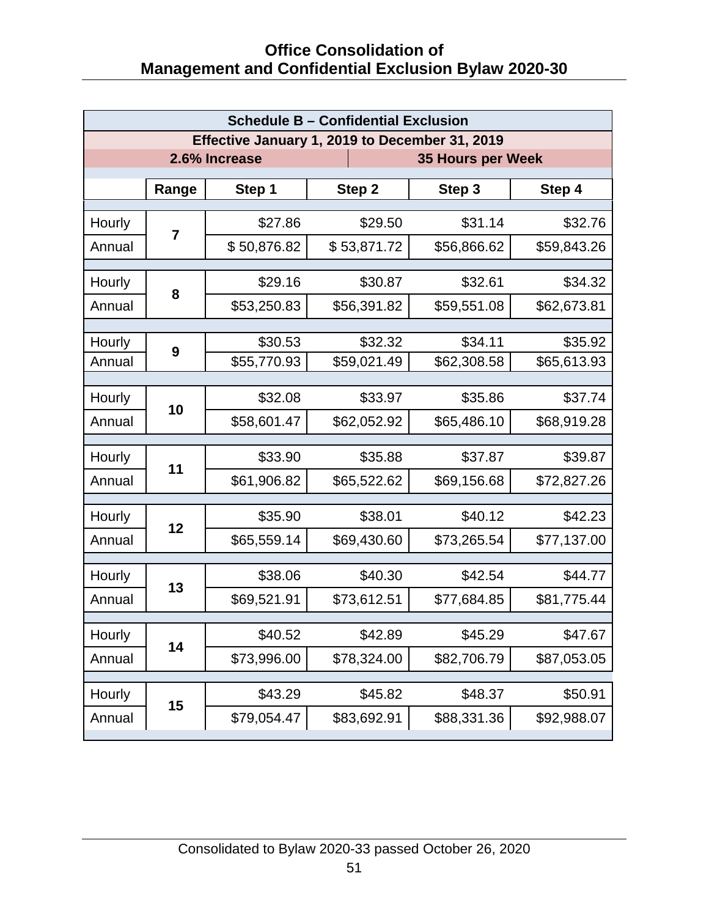| Schedule B – Confidential Exclusion | | | | | |
|---|---|---|---|---|---|
| Effective January 1, 2019 to December 31, 2019 | | | | | |
| 2.6% Increase | | | 35 Hours per Week | | |
| | Range | Step 1 | Step 2 | Step 3 | Step 4 |
| Hourly | 7 | $27.86 | $29.50 | $31.14 | $32.76 |
| Annual | | $ 50,876.82 | $ 53,871.72 | $56,866.62 | $59,843.26 |
| Hourly | 8 | $29.16 | $30.87 | $32.61 | $34.32 |
| Annual | | $53,250.83 | $56,391.82 | $59,551.08 | $62,673.81 |
| Hourly | 9 | $30.53 | $32.32 | $34.11 | $35.92 |
| Annual | | $55,770.93 | $59,021.49 | $62,308.58 | $65,613.93 |
| Hourly | 10 | $32.08 | $33.97 | $35.86 | $37.74 |
| Annual | | $58,601.47 | $62,052.92 | $65,486.10 | $68,919.28 |
| Hourly | 11 | $33.90 | $35.88 | $37.87 | $39.87 |
| Annual | | $61,906.82 | $65,522.62 | $69,156.68 | $72,827.26 |
| Hourly | 12 | $35.90 | $38.01 | $40.12 | $42.23 |
| Annual | | $65,559.14 | $69,430.60 | $73,265.54 | $77,137.00 |
| Hourly | 13 | $38.06 | $40.30 | $42.54 | $44.77 |
| Annual | | $69,521.91 | $73,612.51 | $77,684.85 | $81,775.44 |
| Hourly | 14 | $40.52 | $42.89 | $45.29 | $47.67 |
| Annual | | $73,996.00 | $78,324.00 | $82,706.79 | $87,053.05 |
| Hourly | 15 | $43.29 | $45.82 | $48.37 | $50.91 |
| Annual | | $79,054.47 | $83,692.91 | $88,331.36 | $92,988.07 |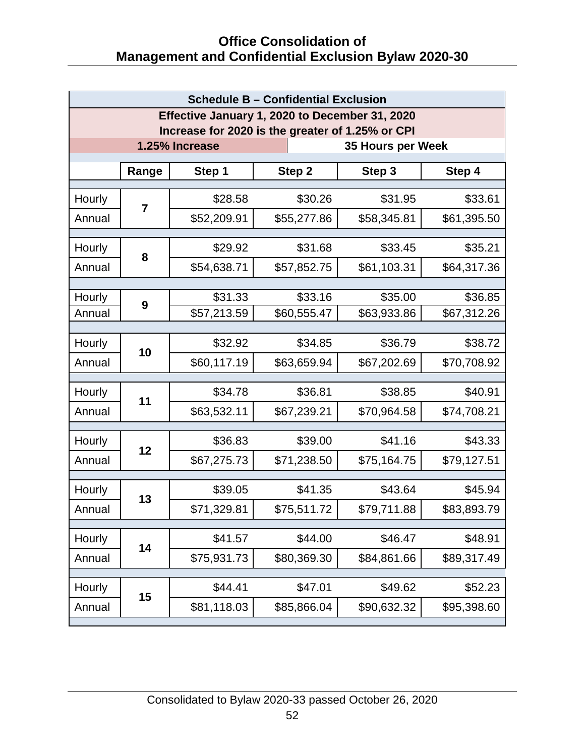| Schedule B – Confidential Exclusion | | | | | |
|---|---|---|---|---|---|
| Effective January 1, 2020 to December 31, 2020 | | | | | |
| Increase for 2020 is the greater of 1.25% or CPI | | | | | |
| 1.25% Increase | | | 35 Hours per Week | | |
| | Range | Step 1 | Step 2 | Step 3 | Step 4 |
| Hourly | 7 | $28.58 | $30.26 | $31.95 | $33.61 |
| Annual | | $52,209.91 | $55,277.86 | $58,345.81 | $61,395.50 |
| Hourly | 8 | $29.92 | $31.68 | $33.45 | $35.21 |
| Annual | | $54,638.71 | $57,852.75 | $61,103.31 | $64,317.36 |
| Hourly | 9 | $31.33 | $33.16 | $35.00 | $36.85 |
| Annual | | $57,213.59 | $60,555.47 | $63,933.86 | $67,312.26 |
| Hourly | 10 | $32.92 | $34.85 | $36.79 | $38.72 |
| Annual | | $60,117.19 | $63,659.94 | $67,202.69 | $70,708.92 |
| Hourly | 11 | $34.78 | $36.81 | $38.85 | $40.91 |
| Annual | | $63,532.11 | $67,239.21 | $70,964.58 | $74,708.21 |
| Hourly | 12 | $36.83 | $39.00 | $41.16 | $43.33 |
| Annual | | $67,275.73 | $71,238.50 | $75,164.75 | $79,127.51 |
| Hourly | 13 | $39.05 | $41.35 | $43.64 | $45.94 |
| Annual | | $71,329.81 | $75,511.72 | $79,711.88 | $83,893.79 |
| Hourly | 14 | $41.57 | $44.00 | $46.47 | $48.91 |
| Annual | | $75,931.73 | $80,369.30 | $84,861.66 | $89,317.49 |
| Hourly | 15 | $44.41 | $47.01 | $49.62 | $52.23 |
| Annual | | $81,118.03 | $85,866.04 | $90,632.32 | $95,398.60 |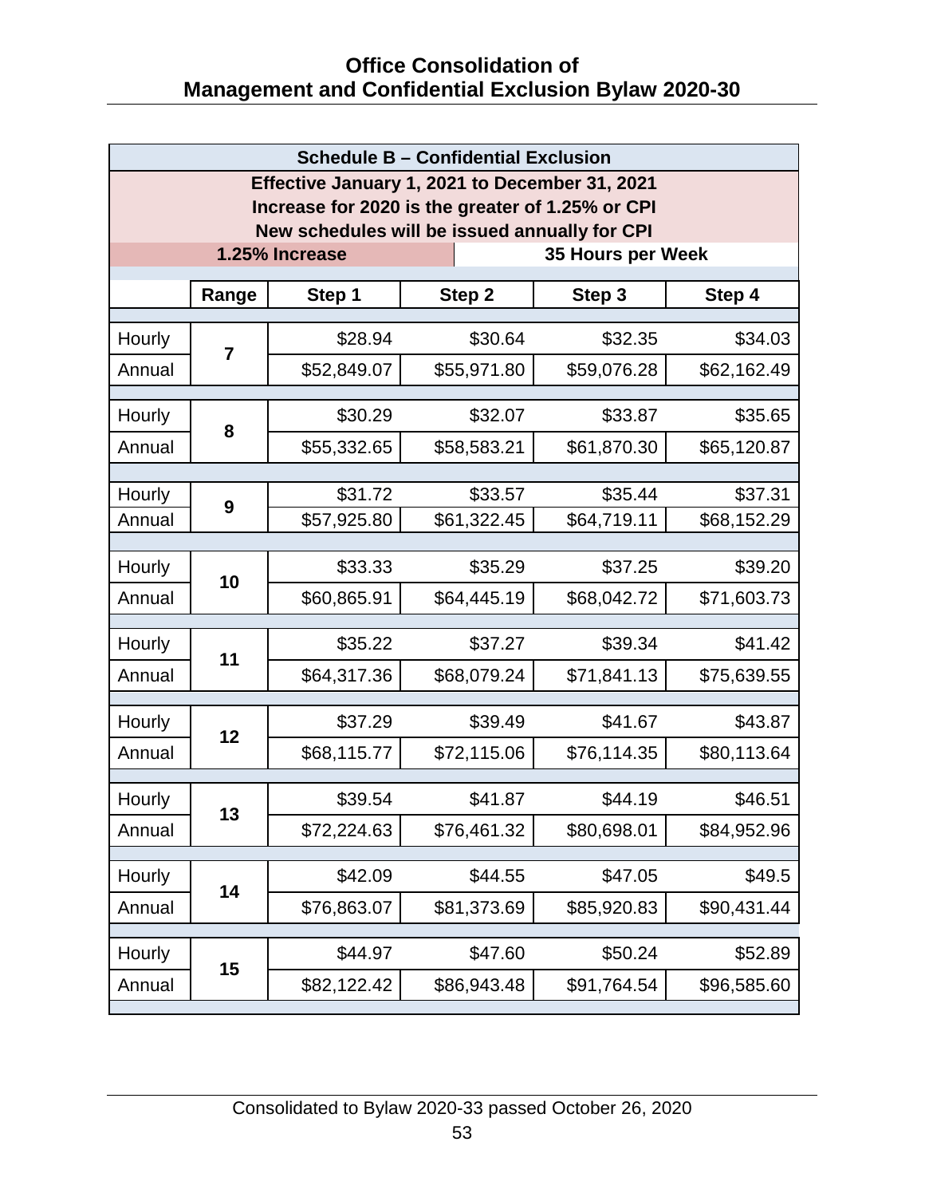| Schedule B – Confidential Exclusion | | | | | |
|---|---|---|---|---|---|
| Effective January 1, 2021 to December 31, 2021<br>Increase for 2020 is the greater of 1.25% or CPI<br>New schedules will be issued annually for CPI | | | | | |
| 1.25% Increase | | | 35 Hours per Week | | |
| | **Range** | **Step 1** | **Step 2** | **Step 3** | **Step 4** |
| Hourly | **7** | $28.94 | $30.64 | $32.35 | $34.03 |
| Annual | | $52,849.07 | $55,971.80 | $59,076.28 | $62,162.49 |
| Hourly | **8** | $30.29 | $32.07 | $33.87 | $35.65 |
| Annual | | $55,332.65 | $58,583.21 | $61,870.30 | $65,120.87 |
| Hourly | **9** | $31.72 | $33.57 | $35.44 | $37.31 |
| Annual | | $57,925.80 | $61,322.45 | $64,719.11 | $68,152.29 |
| Hourly | **10** | $33.33 | $35.29 | $37.25 | $39.20 |
| Annual | | $60,865.91 | $64,445.19 | $68,042.72 | $71,603.73 |
| Hourly | **11** | $35.22 | $37.27 | $39.34 | $41.42 |
| Annual | | $64,317.36 | $68,079.24 | $71,841.13 | $75,639.55 |
| Hourly | **12** | $37.29 | $39.49 | $41.67 | $43.87 |
| Annual | | $68,115.77 | $72,115.06 | $76,114.35 | $80,113.64 |
| Hourly | **13** | $39.54 | $41.87 | $44.19 | $46.51 |
| Annual | | $72,224.63 | $76,461.32 | $80,698.01 | $84,952.96 |
| Hourly | **14** | $42.09 | $44.55 | $47.05 | $49.5 |
| Annual | | $76,863.07 | $81,373.69 | $85,920.83 | $90,431.44 |
| Hourly | **15** | $44.97 | $47.60 | $50.24 | $52.89 |
| Annual | | $82,122.42 | $86,943.48 | $91,764.54 | $96,585.60 |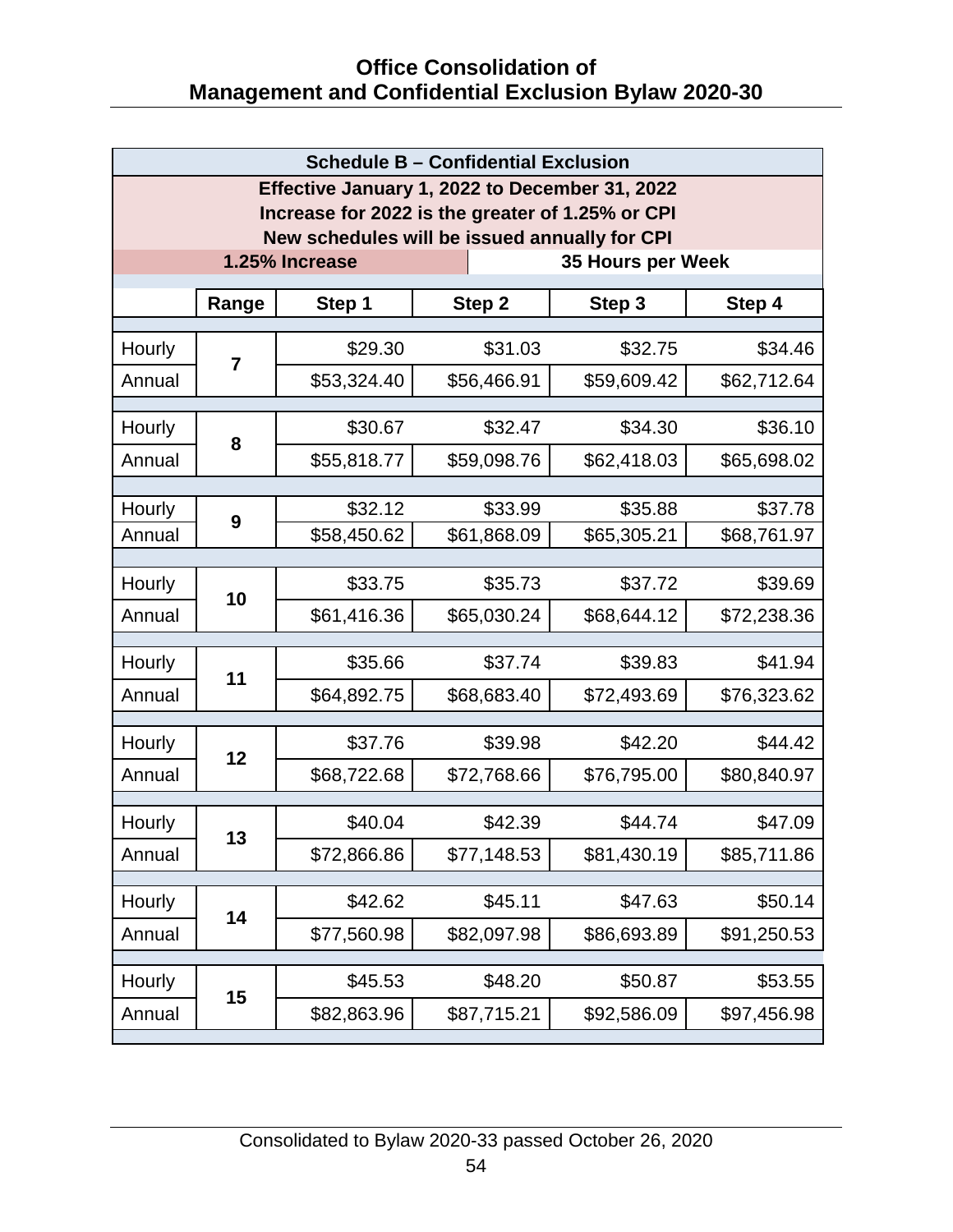| Schedule B – Confidential Exclusion | | | | | |
|---|---|---|---|---|---|
| Effective January 1, 2022 to December 31, 2022<br>Increase for 2022 is the greater of 1.25% or CPI<br>New schedules will be issued annually for CPI | | | | | |
| 1.25% Increase | | | 35 Hours per Week | | |
| | Range | Step 1 | Step 2 | Step 3 | Step 4 |
| Hourly | 7 | $29.30 | $31.03 | $32.75 | $34.46 |
| Annual | | $53,324.40 | $56,466.91 | $59,609.42 | $62,712.64 |
| Hourly | 8 | $30.67 | $32.47 | $34.30 | $36.10 |
| Annual | | $55,818.77 | $59,098.76 | $62,418.03 | $65,698.02 |
| Hourly | 9 | $32.12 | $33.99 | $35.88 | $37.78 |
| Annual | | $58,450.62 | $61,868.09 | $65,305.21 | $68,761.97 |
| Hourly | 10 | $33.75 | $35.73 | $37.72 | $39.69 |
| Annual | | $61,416.36 | $65,030.24 | $68,644.12 | $72,238.36 |
| Hourly | 11 | $35.66 | $37.74 | $39.83 | $41.94 |
| Annual | | $64,892.75 | $68,683.40 | $72,493.69 | $76,323.62 |
| Hourly | 12 | $37.76 | $39.98 | $42.20 | $44.42 |
| Annual | | $68,722.68 | $72,768.66 | $76,795.00 | $80,840.97 |
| Hourly | 13 | $40.04 | $42.39 | $44.74 | $47.09 |
| Annual | | $72,866.86 | $77,148.53 | $81,430.19 | $85,711.86 |
| Hourly | 14 | $42.62 | $45.11 | $47.63 | $50.14 |
| Annual | | $77,560.98 | $82,097.98 | $86,693.89 | $91,250.53 |
| Hourly | 15 | $45.53 | $48.20 | $50.87 | $53.55 |
| Annual | | $82,863.96 | $87,715.21 | $92,586.09 | $97,456.98 |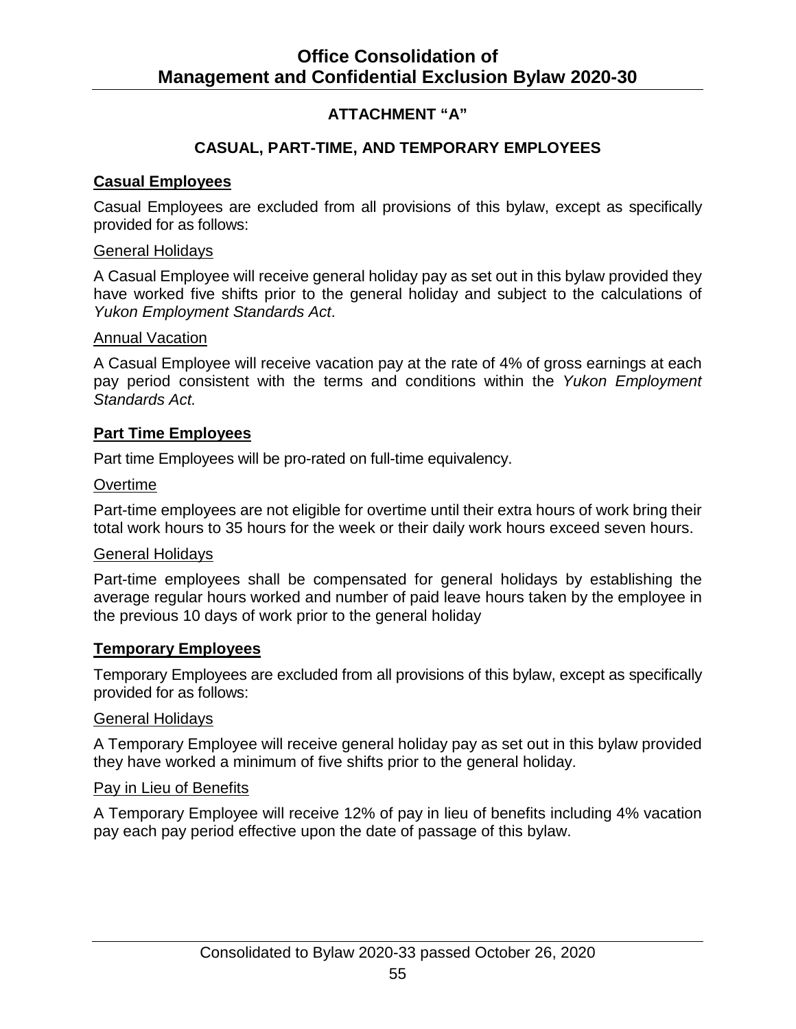## ATTACHMENT "A"

## CASUAL, PART-TIME, AND TEMPORARY EMPLOYEES

### Casual Employees

Casual Employees are excluded from all provisions of this bylaw, except as specifically provided for as follows:

#### General Holidays

A Casual Employee will receive general holiday pay as set out in this bylaw provided they have worked five shifts prior to the general holiday and subject to the calculations of *Yukon Employment Standards Act*.

#### Annual Vacation

A Casual Employee will receive vacation pay at the rate of 4% of gross earnings at each pay period consistent with the terms and conditions within the *Yukon Employment Standards Act.*

### Part Time Employees

Part time Employees will be pro-rated on full-time equivalency.

#### Overtime

Part-time employees are not eligible for overtime until their extra hours of work bring their total work hours to 35 hours for the week or their daily work hours exceed seven hours.

#### General Holidays

Part-time employees shall be compensated for general holidays by establishing the average regular hours worked and number of paid leave hours taken by the employee in the previous 10 days of work prior to the general holiday

### Temporary Employees

Temporary Employees are excluded from all provisions of this bylaw, except as specifically provided for as follows:

#### General Holidays

A Temporary Employee will receive general holiday pay as set out in this bylaw provided they have worked a minimum of five shifts prior to the general holiday.

#### Pay in Lieu of Benefits

A Temporary Employee will receive 12% of pay in lieu of benefits including 4% vacation pay each pay period effective upon the date of passage of this bylaw.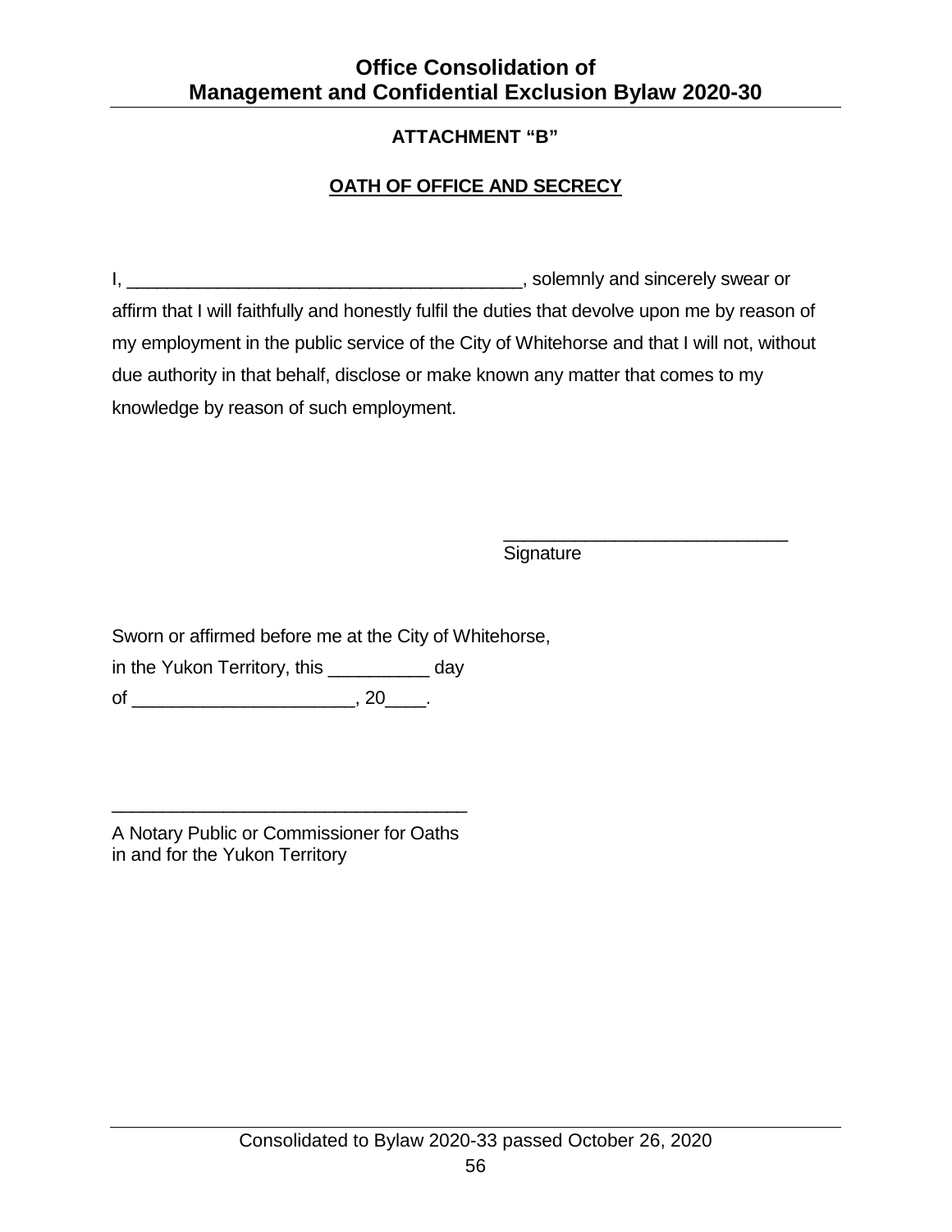## ATTACHMENT "B"

### OATH OF OFFICE AND SECRECY

I, ________________________________________, solemnly and sincerely swear or affirm that I will faithfully and honestly fulfil the duties that devolve upon me by reason of my employment in the public service of the City of Whitehorse and that I will not, without due authority in that behalf, disclose or make known any matter that comes to my knowledge by reason of such employment.

____________________________
Signature

Sworn or affirmed before me at the City of Whitehorse,
in the Yukon Territory, this __________ day
of ______________________, 20____.

___________________________________
A Notary Public or Commissioner for Oaths
in and for the Yukon Territory